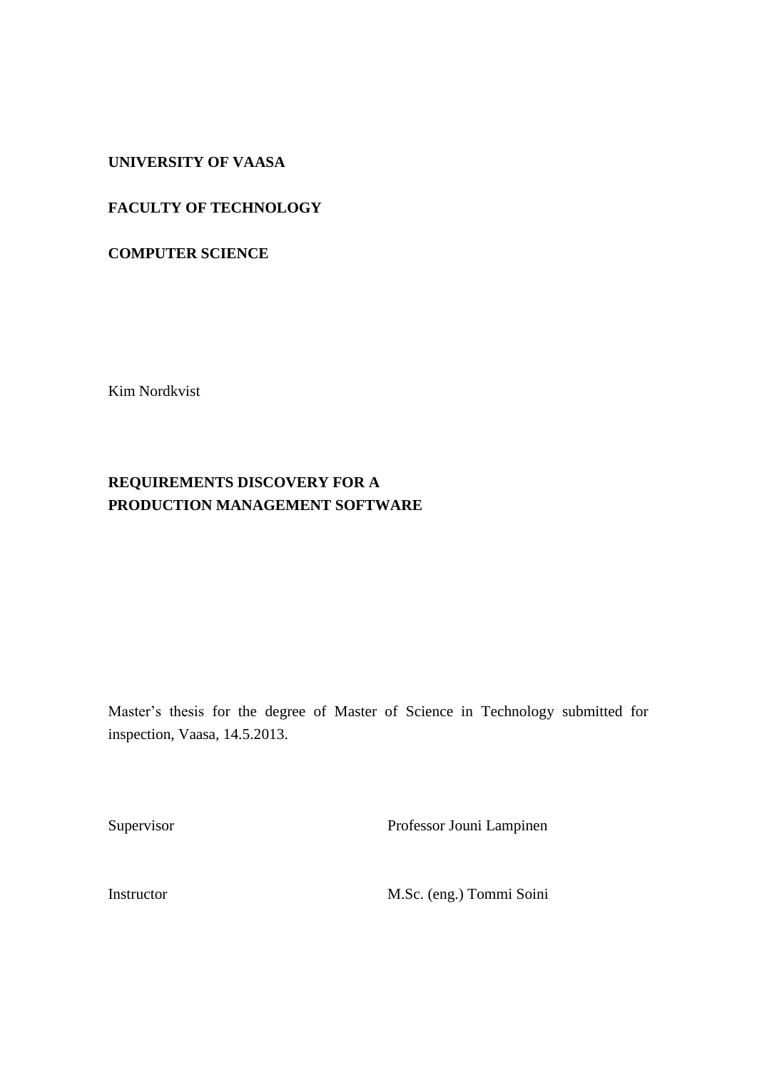**UNIVERSITY OF VAASA**

**FACULTY OF TECHNOLOGY**

**COMPUTER SCIENCE**

Kim Nordkvist

# REQUIREMENTS DISCOVERY FOR A PRODUCTION MANAGEMENT SOFTWARE

Master's thesis for the degree of Master of Science in Technology submitted for inspection, Vaasa, 14.5.2013.

| | |
|---|---|
| Supervisor | Professor Jouni Lampinen |
| Instructor | M.Sc. (eng.) Tommi Soini |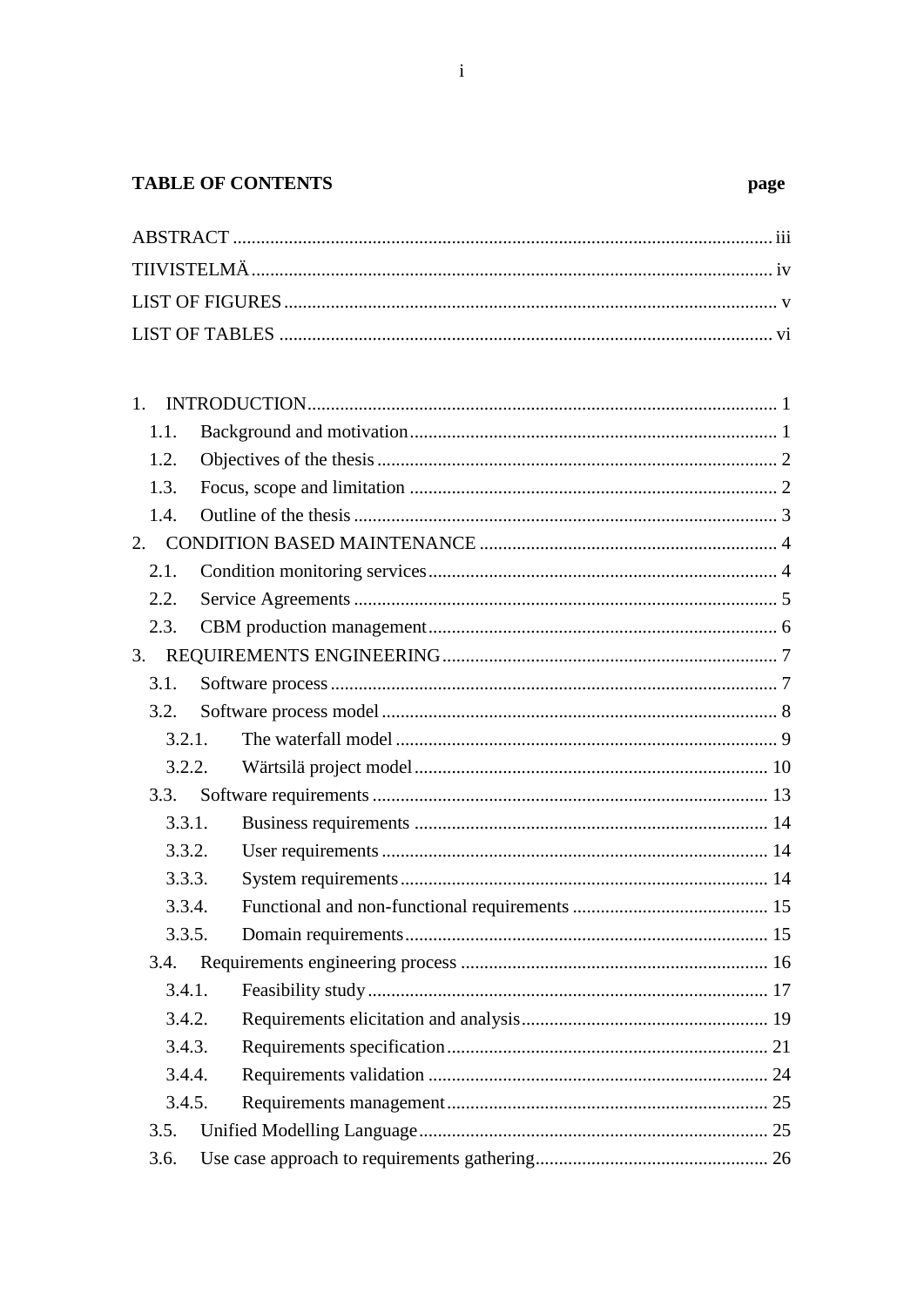**TABLE OF CONTENTS** **page**

ABSTRACT .... iii
TIIVISTELMÄ .... iv
LIST OF FIGURES .... v
LIST OF TABLES .... vi

1. INTRODUCTION .... 1
   1.1. Background and motivation .... 1
   1.2. Objectives of the thesis .... 2
   1.3. Focus, scope and limitation .... 2
   1.4. Outline of the thesis .... 3
2. CONDITION BASED MAINTENANCE .... 4
   2.1. Condition monitoring services .... 4
   2.2. Service Agreements .... 5
   2.3. CBM production management .... 6
3. REQUIREMENTS ENGINEERING .... 7
   3.1. Software process .... 7
   3.2. Software process model .... 8
      3.2.1. The waterfall model .... 9
      3.2.2. Wärtsilä project model .... 10
   3.3. Software requirements .... 13
      3.3.1. Business requirements .... 14
      3.3.2. User requirements .... 14
      3.3.3. System requirements .... 14
      3.3.4. Functional and non-functional requirements .... 15
      3.3.5. Domain requirements .... 15
   3.4. Requirements engineering process .... 16
      3.4.1. Feasibility study .... 17
      3.4.2. Requirements elicitation and analysis .... 19
      3.4.3. Requirements specification .... 21
      3.4.4. Requirements validation .... 24
      3.4.5. Requirements management .... 25
   3.5. Unified Modelling Language .... 25
   3.6. Use case approach to requirements gathering .... 26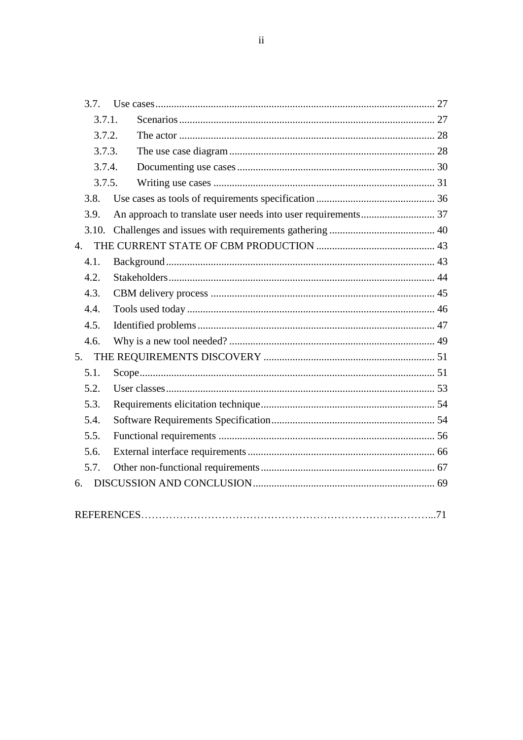- 3.7. Use cases ... 27
  - 3.7.1. Scenarios ... 27
  - 3.7.2. The actor ... 28
  - 3.7.3. The use case diagram ... 28
  - 3.7.4. Documenting use cases ... 30
  - 3.7.5. Writing use cases ... 31
- 3.8. Use cases as tools of requirements specification ... 36
- 3.9. An approach to translate user needs into user requirements ... 37
- 3.10. Challenges and issues with requirements gathering ... 40

4. THE CURRENT STATE OF CBM PRODUCTION ... 43
- 4.1. Background ... 43
- 4.2. Stakeholders ... 44
- 4.3. CBM delivery process ... 45
- 4.4. Tools used today ... 46
- 4.5. Identified problems ... 47
- 4.6. Why is a new tool needed? ... 49

5. THE REQUIREMENTS DISCOVERY ... 51
- 5.1. Scope ... 51
- 5.2. User classes ... 53
- 5.3. Requirements elicitation technique ... 54
- 5.4. Software Requirements Specification ... 54
- 5.5. Functional requirements ... 56
- 5.6. External interface requirements ... 66
- 5.7. Other non-functional requirements ... 67

6. DISCUSSION AND CONCLUSION ... 69

REFERENCES ... 71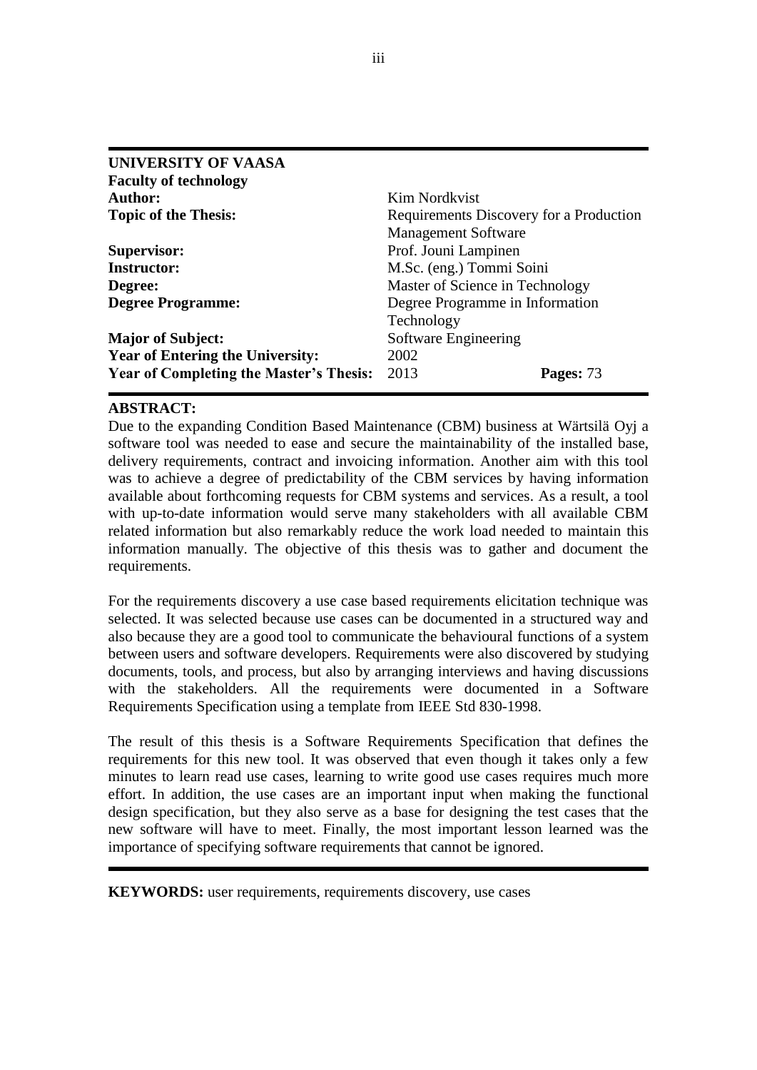**UNIVERSITY OF VAASA**
**Faculty of technology**

| | |
|---|---|
| **Author:** | Kim Nordkvist |
| **Topic of the Thesis:** | Requirements Discovery for a Production Management Software |
| **Supervisor:** | Prof. Jouni Lampinen |
| **Instructor:** | M.Sc. (eng.) Tommi Soini |
| **Degree:** | Master of Science in Technology |
| **Degree Programme:** | Degree Programme in Information Technology |
| **Major of Subject:** | Software Engineering |
| **Year of Entering the University:** | 2002 |
| **Year of Completing the Master's Thesis:** | 2013 **Pages:** 73 |

**ABSTRACT:**

Due to the expanding Condition Based Maintenance (CBM) business at Wärtsilä Oyj a software tool was needed to ease and secure the maintainability of the installed base, delivery requirements, contract and invoicing information. Another aim with this tool was to achieve a degree of predictability of the CBM services by having information available about forthcoming requests for CBM systems and services. As a result, a tool with up-to-date information would serve many stakeholders with all available CBM related information but also remarkably reduce the work load needed to maintain this information manually. The objective of this thesis was to gather and document the requirements.

For the requirements discovery a use case based requirements elicitation technique was selected. It was selected because use cases can be documented in a structured way and also because they are a good tool to communicate the behavioural functions of a system between users and software developers. Requirements were also discovered by studying documents, tools, and process, but also by arranging interviews and having discussions with the stakeholders. All the requirements were documented in a Software Requirements Specification using a template from IEEE Std 830-1998.

The result of this thesis is a Software Requirements Specification that defines the requirements for this new tool. It was observed that even though it takes only a few minutes to learn read use cases, learning to write good use cases requires much more effort. In addition, the use cases are an important input when making the functional design specification, but they also serve as a base for designing the test cases that the new software will have to meet. Finally, the most important lesson learned was the importance of specifying software requirements that cannot be ignored.

**KEYWORDS:** user requirements, requirements discovery, use cases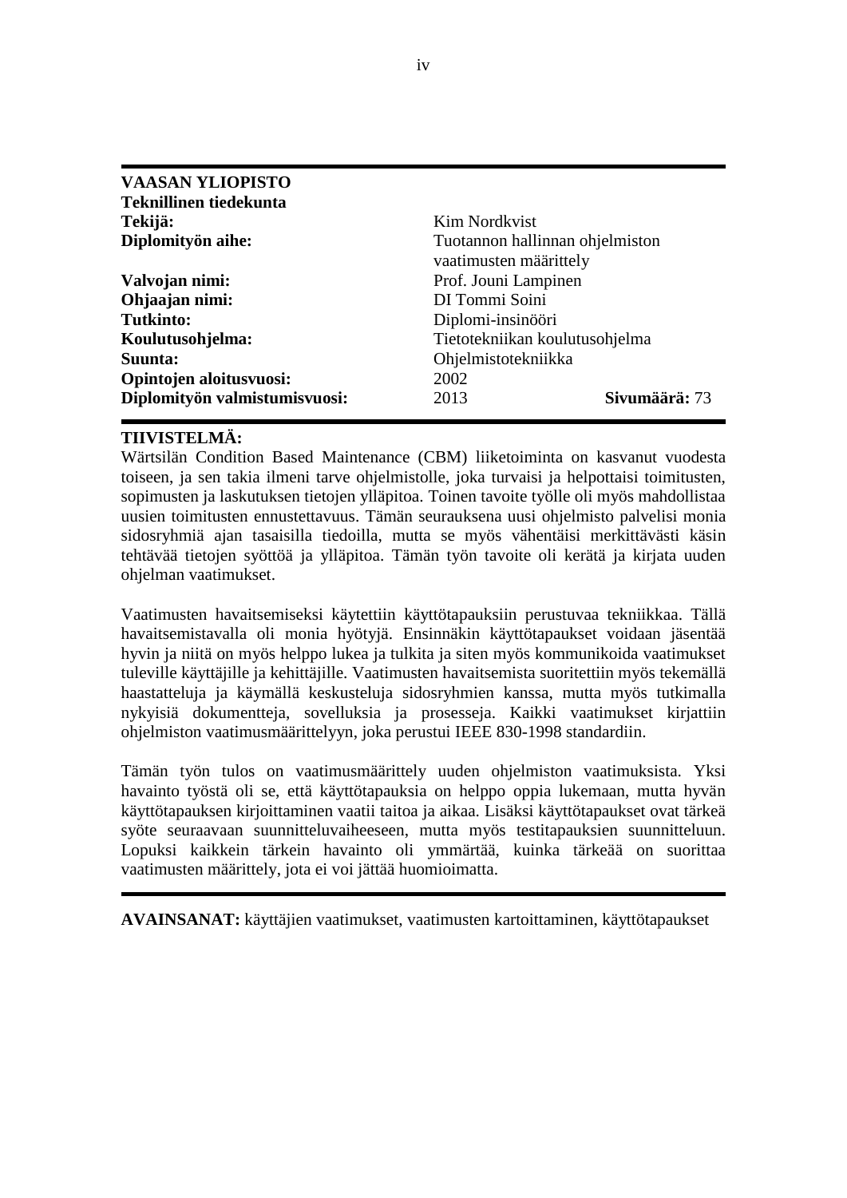**VAASAN YLIOPISTO**
**Teknillinen tiedekunta**

| | |
|---|---|
| **Tekijä:** | Kim Nordkvist |
| **Diplomityön aihe:** | Tuotannon hallinnan ohjelmiston vaatimusten määrittely |
| **Valvojan nimi:** | Prof. Jouni Lampinen |
| **Ohjaajan nimi:** | DI Tommi Soini |
| **Tutkinto:** | Diplomi-insinööri |
| **Koulutusohjelma:** | Tietotekniikan koulutusohjelma |
| **Suunta:** | Ohjelmistotekniikka |
| **Opintojen aloitusvuosi:** | 2002 |
| **Diplomityön valmistumisvuosi:** | 2013 **Sivumäärä:** 73 |

**TIIVISTELMÄ:**

Wärtsilän Condition Based Maintenance (CBM) liiketoiminta on kasvanut vuodesta toiseen, ja sen takia ilmeni tarve ohjelmistolle, joka turvaisi ja helpottaisi toimitusten, sopimusten ja laskutuksen tietojen ylläpitoa. Toinen tavoite työlle oli myös mahdollistaa uusien toimitusten ennustettavuus. Tämän seurauksena uusi ohjelmisto palvelisi monia sidosryhmiä ajan tasaisilla tiedoilla, mutta se myös vähentäisi merkittävästi käsin tehtävää tietojen syöttöä ja ylläpitoa. Tämän työn tavoite oli kerätä ja kirjata uuden ohjelman vaatimukset.

Vaatimusten havaitsemiseksi käytettiin käyttötapauksiin perustuvaa tekniikkaa. Tällä havaitsemistavalla oli monia hyötyjä. Ensinnäkin käyttötapaukset voidaan jäsentää hyvin ja niitä on myös helppo lukea ja tulkita ja siten myös kommunikoida vaatimukset tuleville käyttäjille ja kehittäjille. Vaatimusten havaitsemista suoritettiin myös tekemällä haastatteluja ja käymällä keskusteluja sidosryhmien kanssa, mutta myös tutkimalla nykyisiä dokumentteja, sovelluksia ja prosesseja. Kaikki vaatimukset kirjattiin ohjelmiston vaatimusmäärittelyyn, joka perustui IEEE 830-1998 standardiin.

Tämän työn tulos on vaatimusmäärittely uuden ohjelmiston vaatimuksista. Yksi havainto työstä oli se, että käyttötapauksia on helppo oppia lukemaan, mutta hyvän käyttötapauksen kirjoittaminen vaatii taitoa ja aikaa. Lisäksi käyttötapaukset ovat tärkeä syöte seuraavaan suunnitteluvaiheeseen, mutta myös testitapauksien suunnitteluun. Lopuksi kaikkein tärkein havainto oli ymmärtää, kuinka tärkeää on suorittaa vaatimusten määrittely, jota ei voi jättää huomioimatta.

**AVAINSANAT:** käyttäjien vaatimukset, vaatimusten kartoittaminen, käyttötapaukset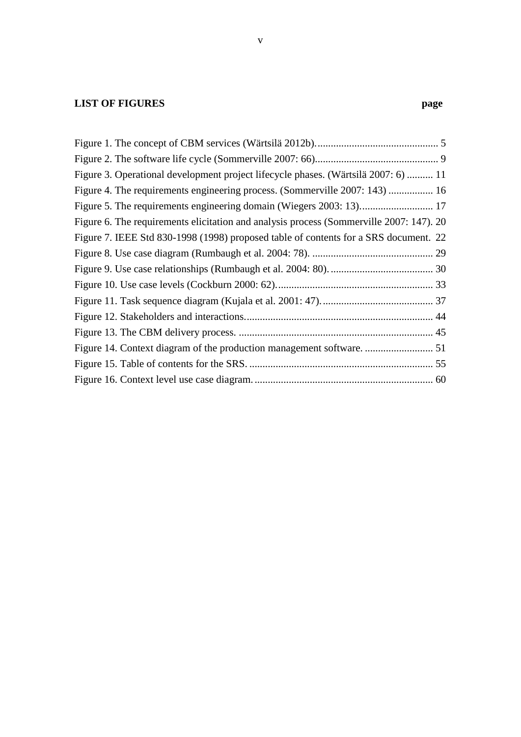## LIST OF FIGURES

| | page |
|---|---|
| Figure 1. The concept of CBM services (Wärtsilä 2012b). | 5 |
| Figure 2. The software life cycle (Sommerville 2007: 66) | 9 |
| Figure 3. Operational development project lifecycle phases. (Wärtsilä 2007: 6) | 11 |
| Figure 4. The requirements engineering process. (Sommerville 2007: 143) | 16 |
| Figure 5. The requirements engineering domain (Wiegers 2003: 13). | 17 |
| Figure 6. The requirements elicitation and analysis process (Sommerville 2007: 147). | 20 |
| Figure 7. IEEE Std 830-1998 (1998) proposed table of contents for a SRS document. | 22 |
| Figure 8. Use case diagram (Rumbaugh et al. 2004: 78). | 29 |
| Figure 9. Use case relationships (Rumbaugh et al. 2004: 80). | 30 |
| Figure 10. Use case levels (Cockburn 2000: 62). | 33 |
| Figure 11. Task sequence diagram (Kujala et al. 2001: 47). | 37 |
| Figure 12. Stakeholders and interactions. | 44 |
| Figure 13. The CBM delivery process. | 45 |
| Figure 14. Context diagram of the production management software. | 51 |
| Figure 15. Table of contents for the SRS. | 55 |
| Figure 16. Context level use case diagram. | 60 |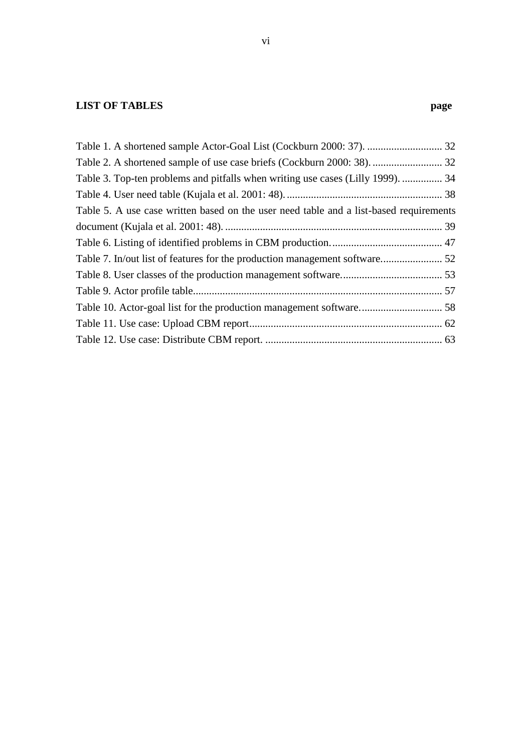## LIST OF TABLES page

Table 1. A shortened sample Actor-Goal List (Cockburn 2000: 37). ............................ 32
Table 2. A shortened sample of use case briefs (Cockburn 2000: 38). .......................... 32
Table 3. Top-ten problems and pitfalls when writing use cases (Lilly 1999). ............... 34
Table 4. User need table (Kujala et al. 2001: 48). .......................................................... 38
Table 5. A use case written based on the user need table and a list-based requirements document (Kujala et al. 2001: 48). ................................................................................. 39
Table 6. Listing of identified problems in CBM production. ......................................... 47
Table 7. In/out list of features for the production management software. ...................... 52
Table 8. User classes of the production management software. ..................................... 53
Table 9. Actor profile table............................................................................................ 57
Table 10. Actor-goal list for the production management software. .............................. 58
Table 11. Use case: Upload CBM report........................................................................ 62
Table 12. Use case: Distribute CBM report. .................................................................. 63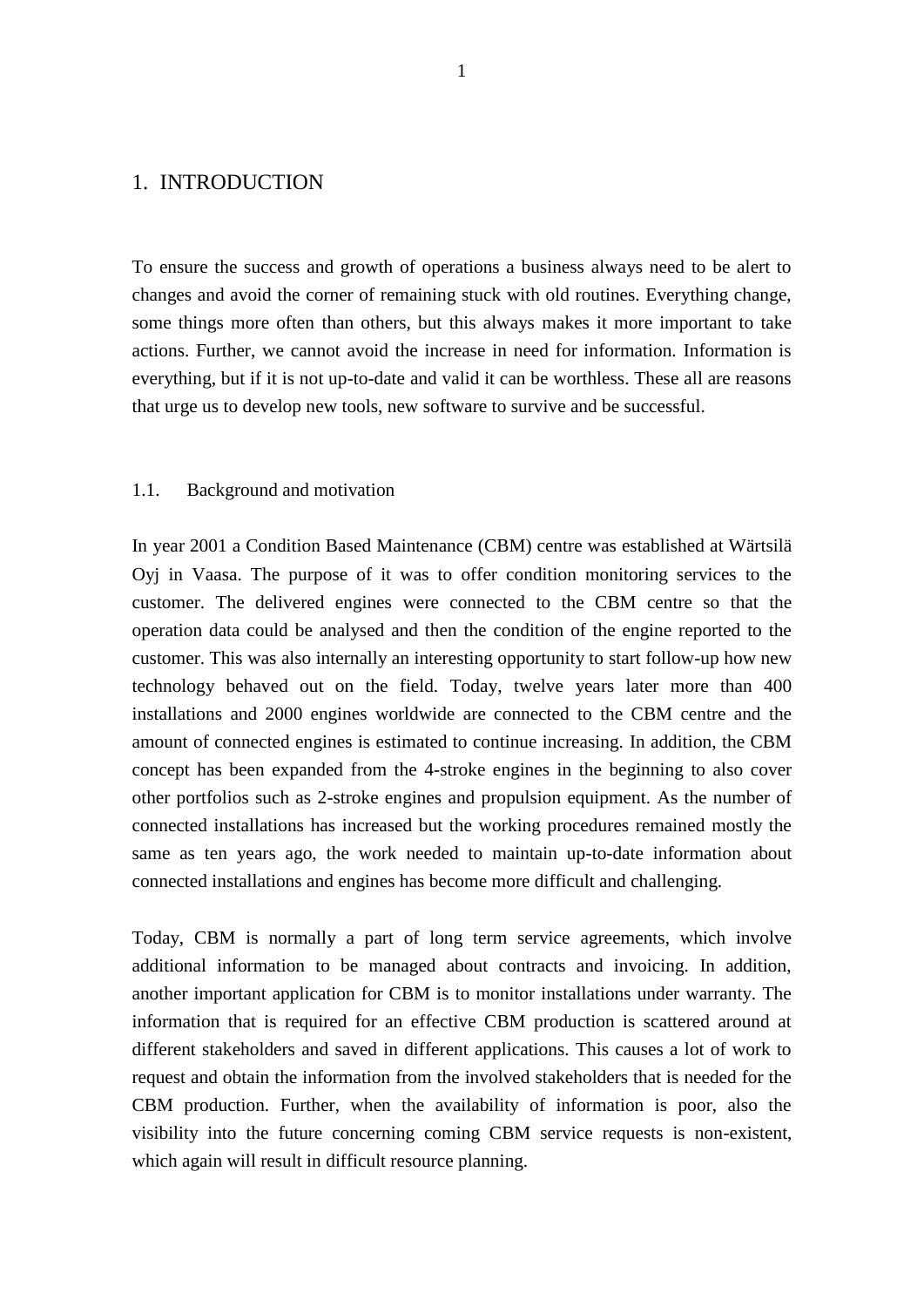# 1. INTRODUCTION

To ensure the success and growth of operations a business always need to be alert to changes and avoid the corner of remaining stuck with old routines. Everything change, some things more often than others, but this always makes it more important to take actions. Further, we cannot avoid the increase in need for information. Information is everything, but if it is not up-to-date and valid it can be worthless. These all are reasons that urge us to develop new tools, new software to survive and be successful.

## 1.1. Background and motivation

In year 2001 a Condition Based Maintenance (CBM) centre was established at Wärtsilä Oyj in Vaasa. The purpose of it was to offer condition monitoring services to the customer. The delivered engines were connected to the CBM centre so that the operation data could be analysed and then the condition of the engine reported to the customer. This was also internally an interesting opportunity to start follow-up how new technology behaved out on the field. Today, twelve years later more than 400 installations and 2000 engines worldwide are connected to the CBM centre and the amount of connected engines is estimated to continue increasing. In addition, the CBM concept has been expanded from the 4-stroke engines in the beginning to also cover other portfolios such as 2-stroke engines and propulsion equipment. As the number of connected installations has increased but the working procedures remained mostly the same as ten years ago, the work needed to maintain up-to-date information about connected installations and engines has become more difficult and challenging.

Today, CBM is normally a part of long term service agreements, which involve additional information to be managed about contracts and invoicing. In addition, another important application for CBM is to monitor installations under warranty. The information that is required for an effective CBM production is scattered around at different stakeholders and saved in different applications. This causes a lot of work to request and obtain the information from the involved stakeholders that is needed for the CBM production. Further, when the availability of information is poor, also the visibility into the future concerning coming CBM service requests is non-existent, which again will result in difficult resource planning.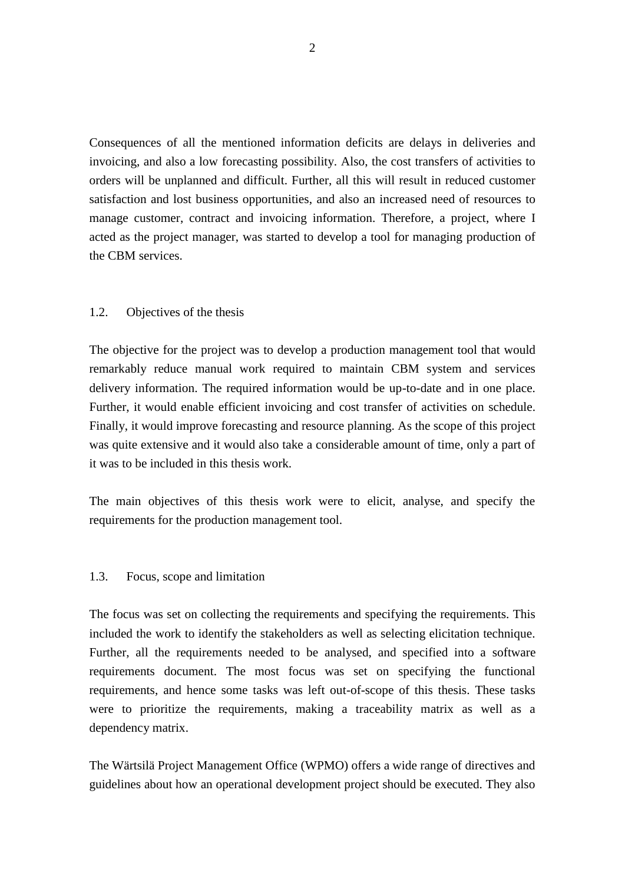Consequences of all the mentioned information deficits are delays in deliveries and invoicing, and also a low forecasting possibility. Also, the cost transfers of activities to orders will be unplanned and difficult. Further, all this will result in reduced customer satisfaction and lost business opportunities, and also an increased need of resources to manage customer, contract and invoicing information. Therefore, a project, where I acted as the project manager, was started to develop a tool for managing production of the CBM services.

### 1.2. Objectives of the thesis

The objective for the project was to develop a production management tool that would remarkably reduce manual work required to maintain CBM system and services delivery information. The required information would be up-to-date and in one place. Further, it would enable efficient invoicing and cost transfer of activities on schedule. Finally, it would improve forecasting and resource planning. As the scope of this project was quite extensive and it would also take a considerable amount of time, only a part of it was to be included in this thesis work.

The main objectives of this thesis work were to elicit, analyse, and specify the requirements for the production management tool.

### 1.3. Focus, scope and limitation

The focus was set on collecting the requirements and specifying the requirements. This included the work to identify the stakeholders as well as selecting elicitation technique. Further, all the requirements needed to be analysed, and specified into a software requirements document. The most focus was set on specifying the functional requirements, and hence some tasks was left out-of-scope of this thesis. These tasks were to prioritize the requirements, making a traceability matrix as well as a dependency matrix.

The Wärtsilä Project Management Office (WPMO) offers a wide range of directives and guidelines about how an operational development project should be executed. They also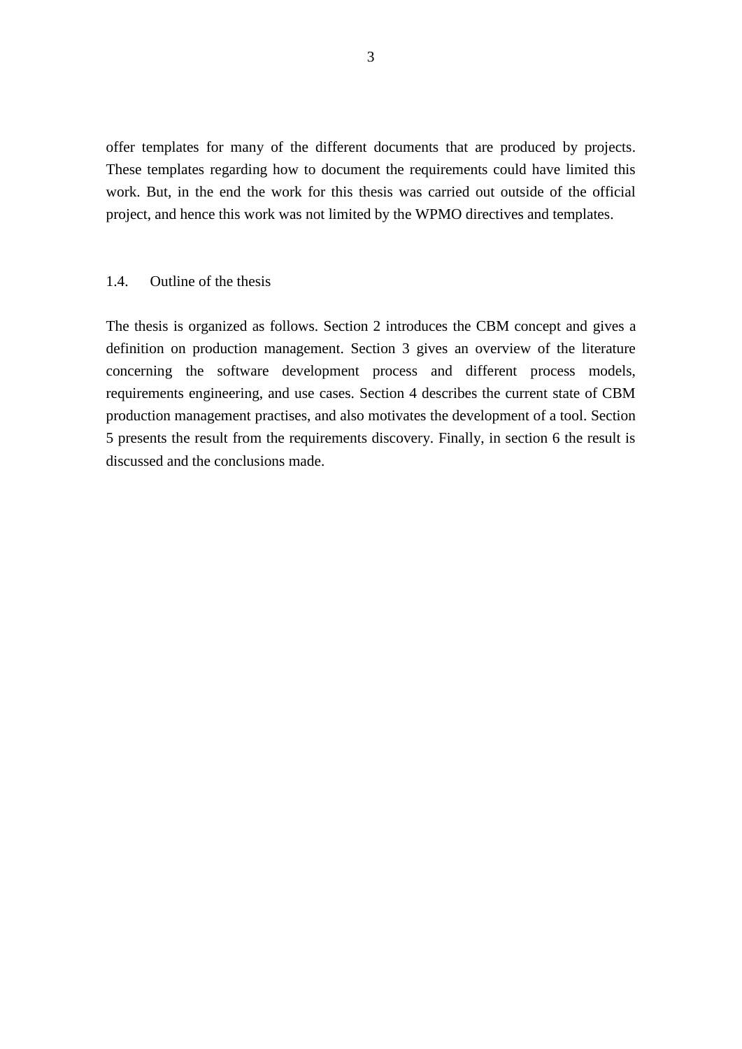offer templates for many of the different documents that are produced by projects. These templates regarding how to document the requirements could have limited this work. But, in the end the work for this thesis was carried out outside of the official project, and hence this work was not limited by the WPMO directives and templates.

### 1.4. Outline of the thesis

The thesis is organized as follows. Section 2 introduces the CBM concept and gives a definition on production management. Section 3 gives an overview of the literature concerning the software development process and different process models, requirements engineering, and use cases. Section 4 describes the current state of CBM production management practises, and also motivates the development of a tool. Section 5 presents the result from the requirements discovery. Finally, in section 6 the result is discussed and the conclusions made.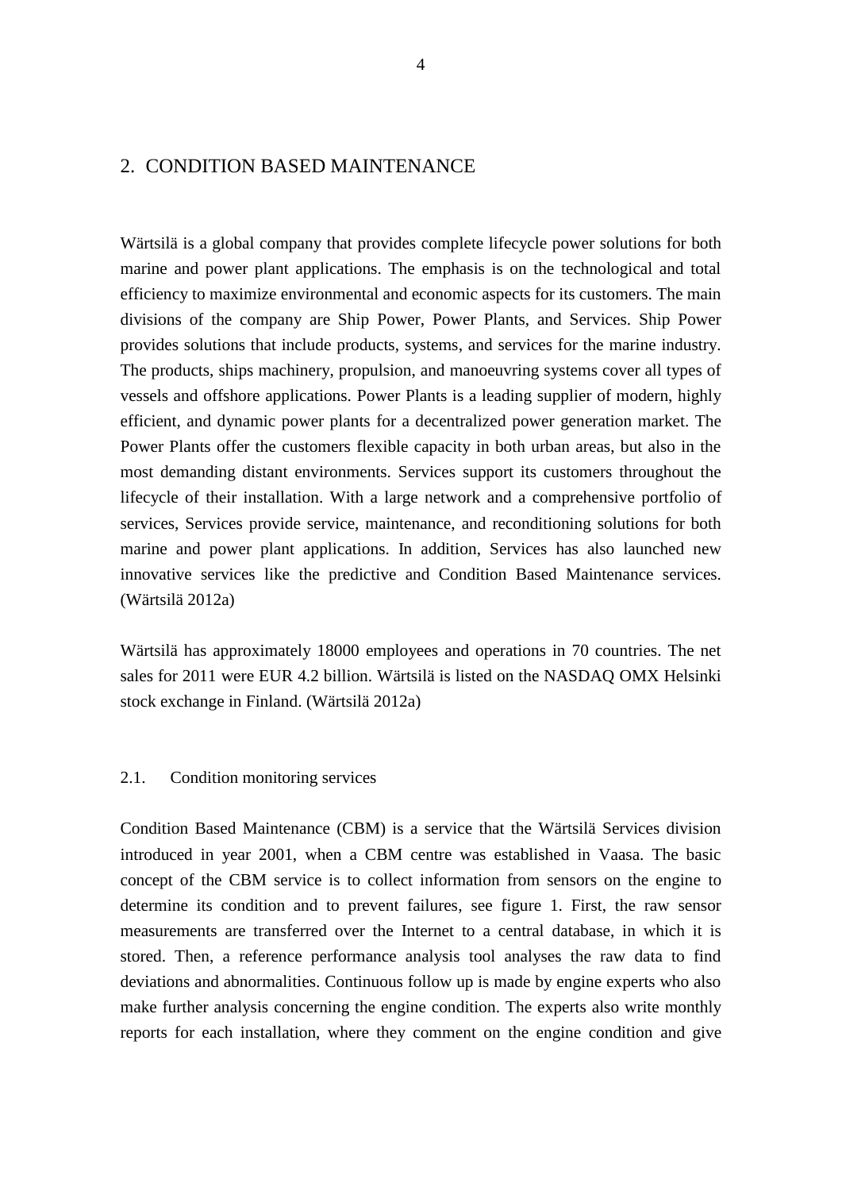## 2. CONDITION BASED MAINTENANCE

Wärtsilä is a global company that provides complete lifecycle power solutions for both marine and power plant applications. The emphasis is on the technological and total efficiency to maximize environmental and economic aspects for its customers. The main divisions of the company are Ship Power, Power Plants, and Services. Ship Power provides solutions that include products, systems, and services for the marine industry. The products, ships machinery, propulsion, and manoeuvring systems cover all types of vessels and offshore applications. Power Plants is a leading supplier of modern, highly efficient, and dynamic power plants for a decentralized power generation market. The Power Plants offer the customers flexible capacity in both urban areas, but also in the most demanding distant environments. Services support its customers throughout the lifecycle of their installation. With a large network and a comprehensive portfolio of services, Services provide service, maintenance, and reconditioning solutions for both marine and power plant applications. In addition, Services has also launched new innovative services like the predictive and Condition Based Maintenance services. (Wärtsilä 2012a)

Wärtsilä has approximately 18000 employees and operations in 70 countries. The net sales for 2011 were EUR 4.2 billion. Wärtsilä is listed on the NASDAQ OMX Helsinki stock exchange in Finland. (Wärtsilä 2012a)

### 2.1. Condition monitoring services

Condition Based Maintenance (CBM) is a service that the Wärtsilä Services division introduced in year 2001, when a CBM centre was established in Vaasa. The basic concept of the CBM service is to collect information from sensors on the engine to determine its condition and to prevent failures, see figure 1. First, the raw sensor measurements are transferred over the Internet to a central database, in which it is stored. Then, a reference performance analysis tool analyses the raw data to find deviations and abnormalities. Continuous follow up is made by engine experts who also make further analysis concerning the engine condition. The experts also write monthly reports for each installation, where they comment on the engine condition and give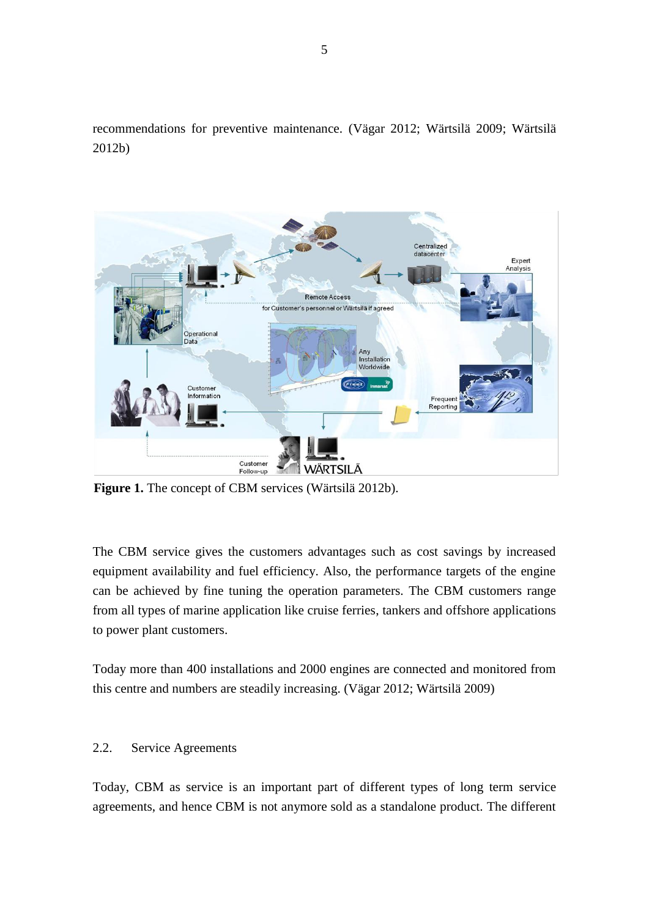recommendations for preventive maintenance. (Vägar 2012; Wärtsilä 2009; Wärtsilä 2012b)

**Figure 1.** The concept of CBM services (Wärtsilä 2012b).

The CBM service gives the customers advantages such as cost savings by increased equipment availability and fuel efficiency. Also, the performance targets of the engine can be achieved by fine tuning the operation parameters. The CBM customers range from all types of marine application like cruise ferries, tankers and offshore applications to power plant customers.

Today more than 400 installations and 2000 engines are connected and monitored from this centre and numbers are steadily increasing. (Vägar 2012; Wärtsilä 2009)

## 2.2. Service Agreements

Today, CBM as service is an important part of different types of long term service agreements, and hence CBM is not anymore sold as a standalone product. The different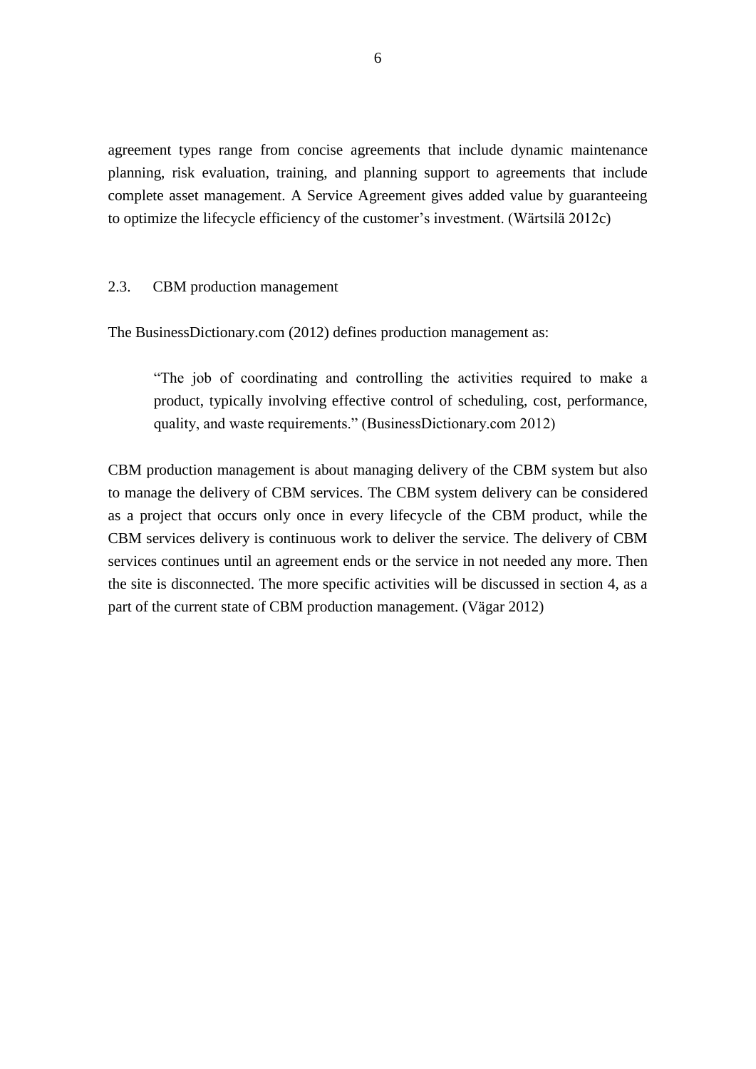agreement types range from concise agreements that include dynamic maintenance planning, risk evaluation, training, and planning support to agreements that include complete asset management. A Service Agreement gives added value by guaranteeing to optimize the lifecycle efficiency of the customer's investment. (Wärtsilä 2012c)

## 2.3. CBM production management

The BusinessDictionary.com (2012) defines production management as:

> "The job of coordinating and controlling the activities required to make a product, typically involving effective control of scheduling, cost, performance, quality, and waste requirements." (BusinessDictionary.com 2012)

CBM production management is about managing delivery of the CBM system but also to manage the delivery of CBM services. The CBM system delivery can be considered as a project that occurs only once in every lifecycle of the CBM product, while the CBM services delivery is continuous work to deliver the service. The delivery of CBM services continues until an agreement ends or the service in not needed any more. Then the site is disconnected. The more specific activities will be discussed in section 4, as a part of the current state of CBM production management. (Vägar 2012)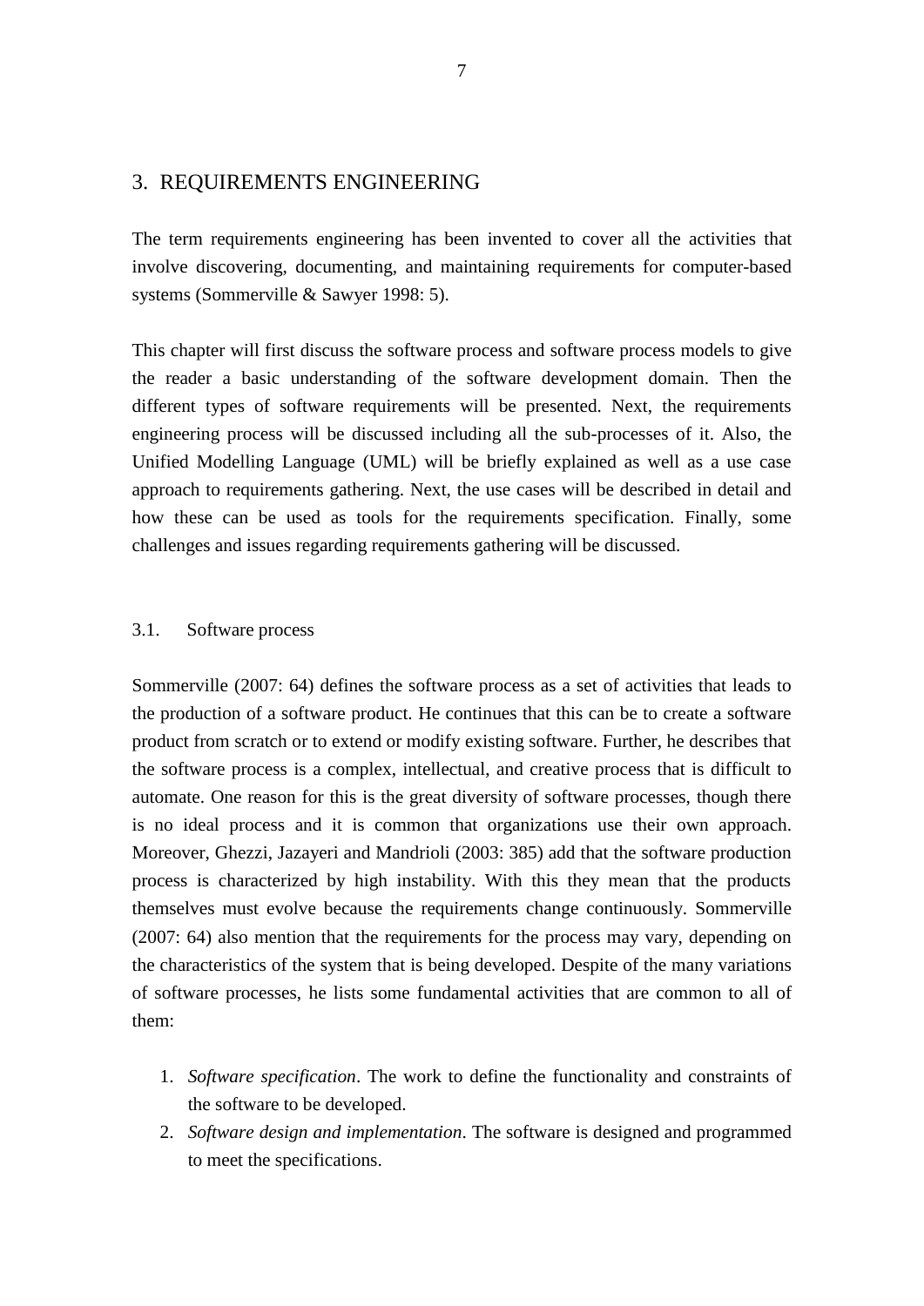# 3. REQUIREMENTS ENGINEERING

The term requirements engineering has been invented to cover all the activities that involve discovering, documenting, and maintaining requirements for computer-based systems (Sommerville & Sawyer 1998: 5).

This chapter will first discuss the software process and software process models to give the reader a basic understanding of the software development domain. Then the different types of software requirements will be presented. Next, the requirements engineering process will be discussed including all the sub-processes of it. Also, the Unified Modelling Language (UML) will be briefly explained as well as a use case approach to requirements gathering. Next, the use cases will be described in detail and how these can be used as tools for the requirements specification. Finally, some challenges and issues regarding requirements gathering will be discussed.

## 3.1. Software process

Sommerville (2007: 64) defines the software process as a set of activities that leads to the production of a software product. He continues that this can be to create a software product from scratch or to extend or modify existing software. Further, he describes that the software process is a complex, intellectual, and creative process that is difficult to automate. One reason for this is the great diversity of software processes, though there is no ideal process and it is common that organizations use their own approach. Moreover, Ghezzi, Jazayeri and Mandrioli (2003: 385) add that the software production process is characterized by high instability. With this they mean that the products themselves must evolve because the requirements change continuously. Sommerville (2007: 64) also mention that the requirements for the process may vary, depending on the characteristics of the system that is being developed. Despite of the many variations of software processes, he lists some fundamental activities that are common to all of them:

1. *Software specification*. The work to define the functionality and constraints of the software to be developed.
2. *Software design and implementation*. The software is designed and programmed to meet the specifications.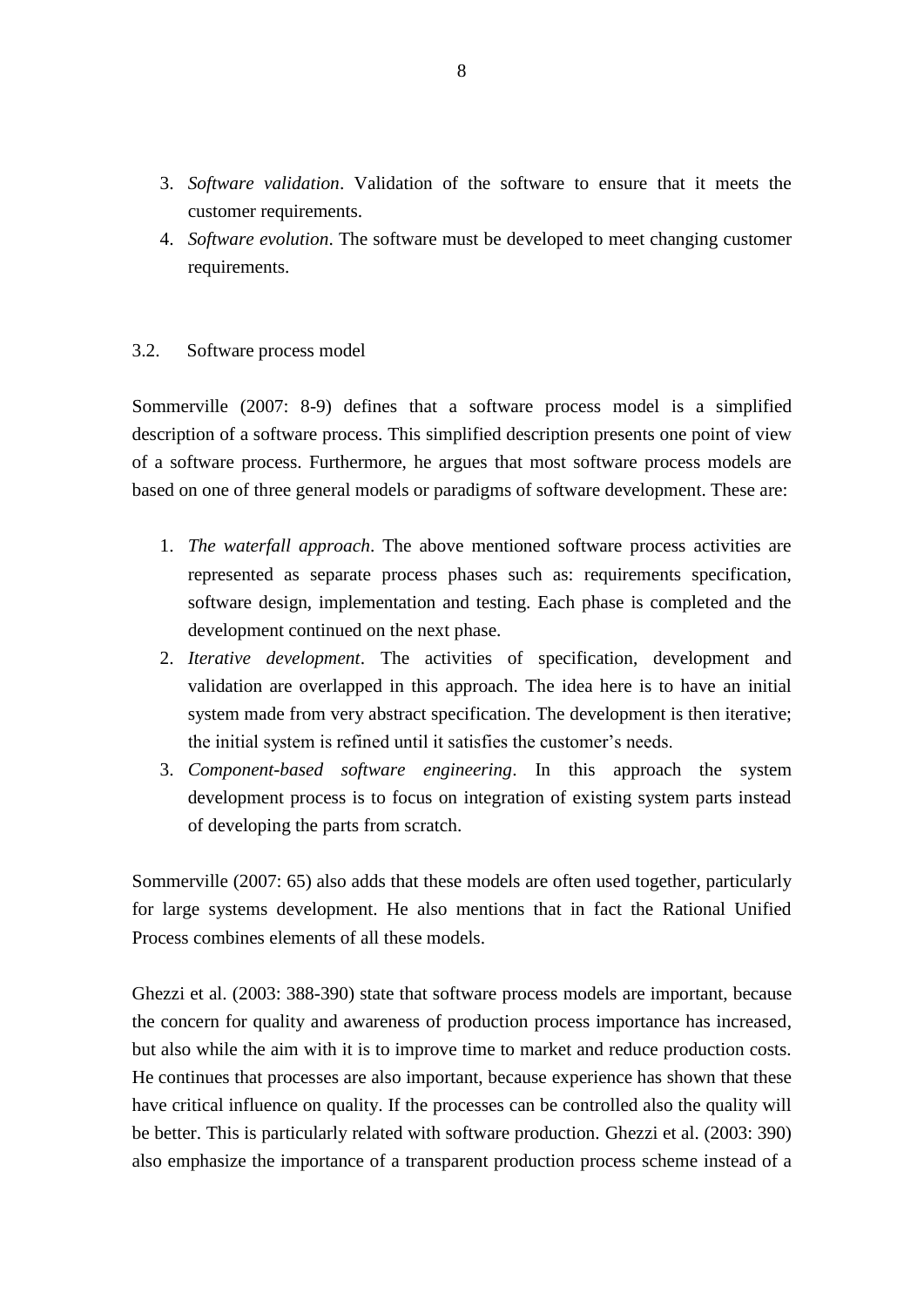3. *Software validation*. Validation of the software to ensure that it meets the customer requirements.
4. *Software evolution*. The software must be developed to meet changing customer requirements.

## 3.2. Software process model

Sommerville (2007: 8-9) defines that a software process model is a simplified description of a software process. This simplified description presents one point of view of a software process. Furthermore, he argues that most software process models are based on one of three general models or paradigms of software development. These are:

1. *The waterfall approach*. The above mentioned software process activities are represented as separate process phases such as: requirements specification, software design, implementation and testing. Each phase is completed and the development continued on the next phase.
2. *Iterative development*. The activities of specification, development and validation are overlapped in this approach. The idea here is to have an initial system made from very abstract specification. The development is then iterative; the initial system is refined until it satisfies the customer's needs.
3. *Component-based software engineering*. In this approach the system development process is to focus on integration of existing system parts instead of developing the parts from scratch.

Sommerville (2007: 65) also adds that these models are often used together, particularly for large systems development. He also mentions that in fact the Rational Unified Process combines elements of all these models.

Ghezzi et al. (2003: 388-390) state that software process models are important, because the concern for quality and awareness of production process importance has increased, but also while the aim with it is to improve time to market and reduce production costs. He continues that processes are also important, because experience has shown that these have critical influence on quality. If the processes can be controlled also the quality will be better. This is particularly related with software production. Ghezzi et al. (2003: 390) also emphasize the importance of a transparent production process scheme instead of a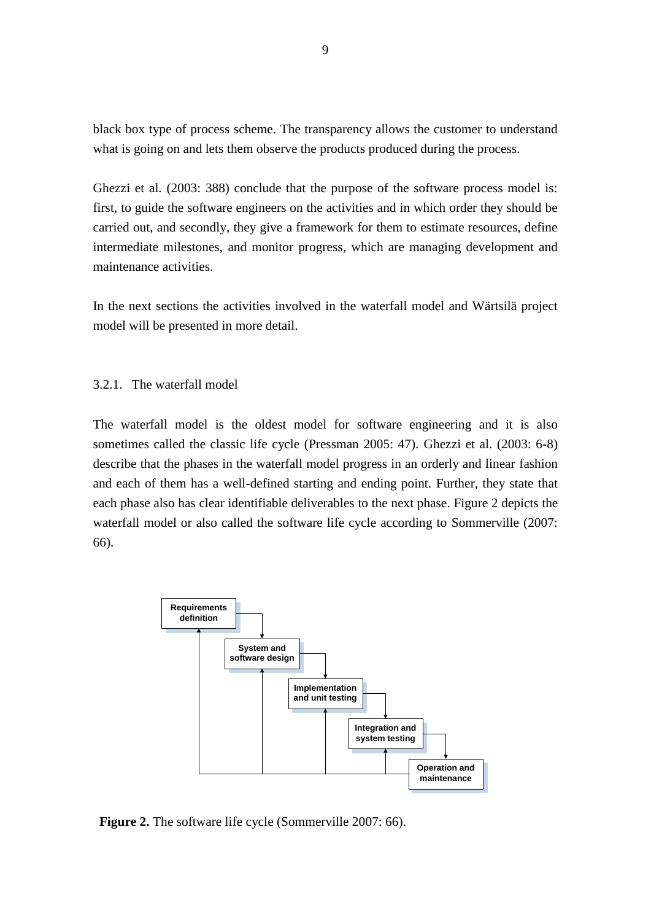black box type of process scheme. The transparency allows the customer to understand what is going on and lets them observe the products produced during the process.

Ghezzi et al. (2003: 388) conclude that the purpose of the software process model is: first, to guide the software engineers on the activities and in which order they should be carried out, and secondly, they give a framework for them to estimate resources, define intermediate milestones, and monitor progress, which are managing development and maintenance activities.

In the next sections the activities involved in the waterfall model and Wärtsilä project model will be presented in more detail.

### 3.2.1. The waterfall model

The waterfall model is the oldest model for software engineering and it is also sometimes called the classic life cycle (Pressman 2005: 47). Ghezzi et al. (2003: 6-8) describe that the phases in the waterfall model progress in an orderly and linear fashion and each of them has a well-defined starting and ending point. Further, they state that each phase also has clear identifiable deliverables to the next phase. Figure 2 depicts the waterfall model or also called the software life cycle according to Sommerville (2007: 66).

Requirements definition

System and software design

Implementation and unit testing

Integration and system testing

Operation and maintenance

**Figure 2.** The software life cycle (Sommerville 2007: 66).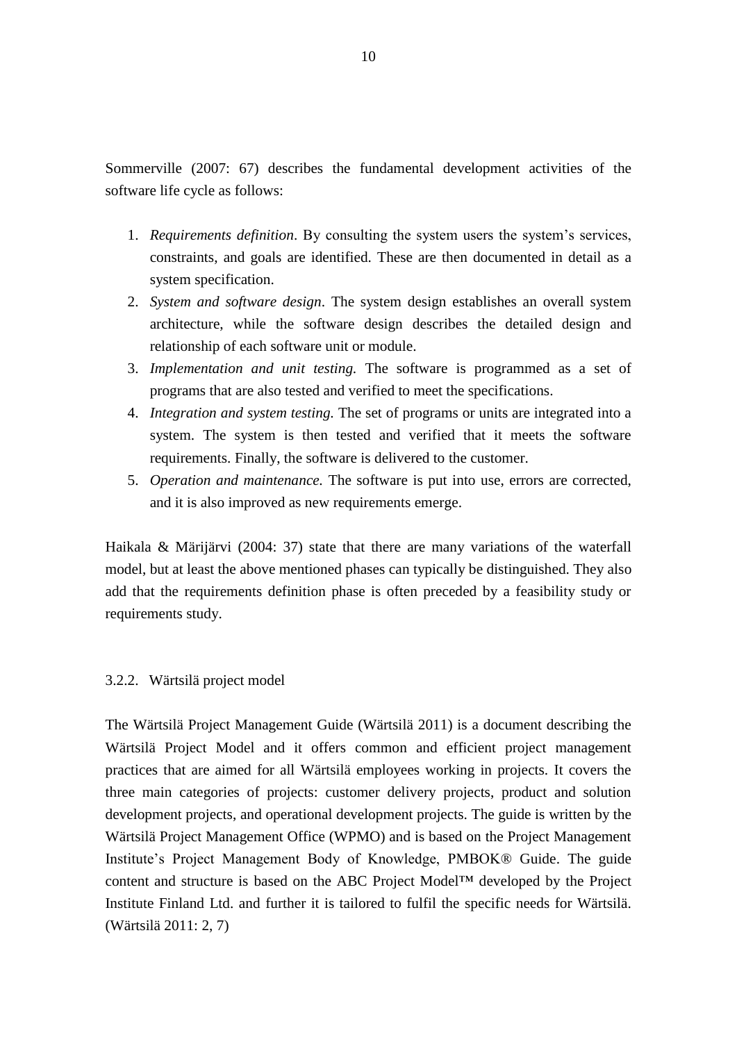Sommerville (2007: 67) describes the fundamental development activities of the software life cycle as follows:

1. *Requirements definition*. By consulting the system users the system's services, constraints, and goals are identified. These are then documented in detail as a system specification.
2. *System and software design*. The system design establishes an overall system architecture, while the software design describes the detailed design and relationship of each software unit or module.
3. *Implementation and unit testing.* The software is programmed as a set of programs that are also tested and verified to meet the specifications.
4. *Integration and system testing.* The set of programs or units are integrated into a system. The system is then tested and verified that it meets the software requirements. Finally, the software is delivered to the customer.
5. *Operation and maintenance.* The software is put into use, errors are corrected, and it is also improved as new requirements emerge.

Haikala & Märijärvi (2004: 37) state that there are many variations of the waterfall model, but at least the above mentioned phases can typically be distinguished. They also add that the requirements definition phase is often preceded by a feasibility study or requirements study.

### 3.2.2. Wärtsilä project model

The Wärtsilä Project Management Guide (Wärtsilä 2011) is a document describing the Wärtsilä Project Model and it offers common and efficient project management practices that are aimed for all Wärtsilä employees working in projects. It covers the three main categories of projects: customer delivery projects, product and solution development projects, and operational development projects. The guide is written by the Wärtsilä Project Management Office (WPMO) and is based on the Project Management Institute's Project Management Body of Knowledge, PMBOK® Guide. The guide content and structure is based on the ABC Project Model™ developed by the Project Institute Finland Ltd. and further it is tailored to fulfil the specific needs for Wärtsilä. (Wärtsilä 2011: 2, 7)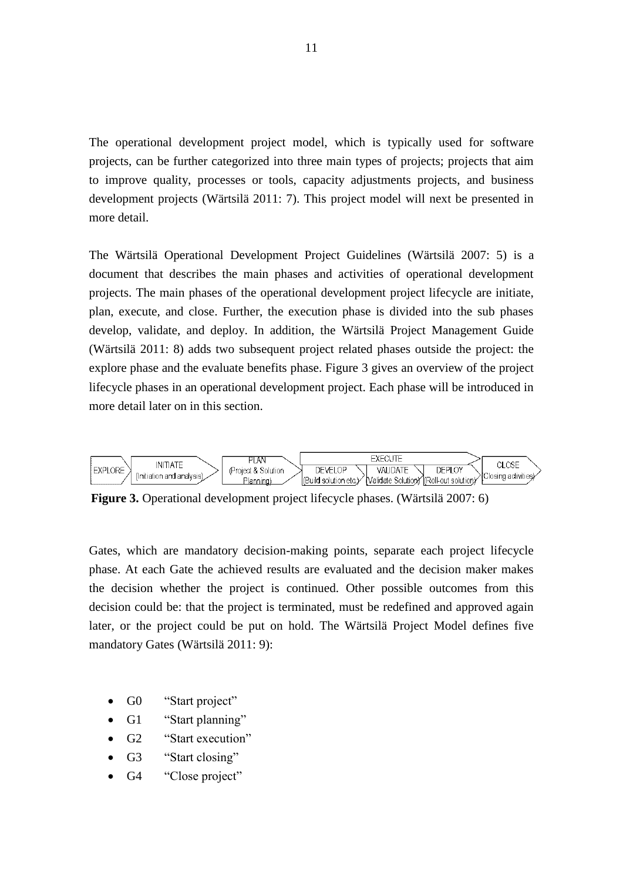The operational development project model, which is typically used for software projects, can be further categorized into three main types of projects; projects that aim to improve quality, processes or tools, capacity adjustments projects, and business development projects (Wärtsilä 2011: 7). This project model will next be presented in more detail.

The Wärtsilä Operational Development Project Guidelines (Wärtsilä 2007: 5) is a document that describes the main phases and activities of operational development projects. The main phases of the operational development project lifecycle are initiate, plan, execute, and close. Further, the execution phase is divided into the sub phases develop, validate, and deploy. In addition, the Wärtsilä Project Management Guide (Wärtsilä 2011: 8) adds two subsequent project related phases outside the project: the explore phase and the evaluate benefits phase. Figure 3 gives an overview of the project lifecycle phases in an operational development project. Each phase will be introduced in more detail later on in this section.

EXPLORE → INITIATE (Initiation and analysis) → PLAN (Project & Solution Planning) → EXECUTE: DEVELOP (Build solution etc.) → VALIDATE (Validate Solution) → DEPLOY (Roll-out solution) → CLOSE (Closing activities)

**Figure 3.** Operational development project lifecycle phases. (Wärtsilä 2007: 6)

Gates, which are mandatory decision-making points, separate each project lifecycle phase. At each Gate the achieved results are evaluated and the decision maker makes the decision whether the project is continued. Other possible outcomes from this decision could be: that the project is terminated, must be redefined and approved again later, or the project could be put on hold. The Wärtsilä Project Model defines five mandatory Gates (Wärtsilä 2011: 9):

- G0 "Start project"
- G1 "Start planning"
- G2 "Start execution"
- G3 "Start closing"
- G4 "Close project"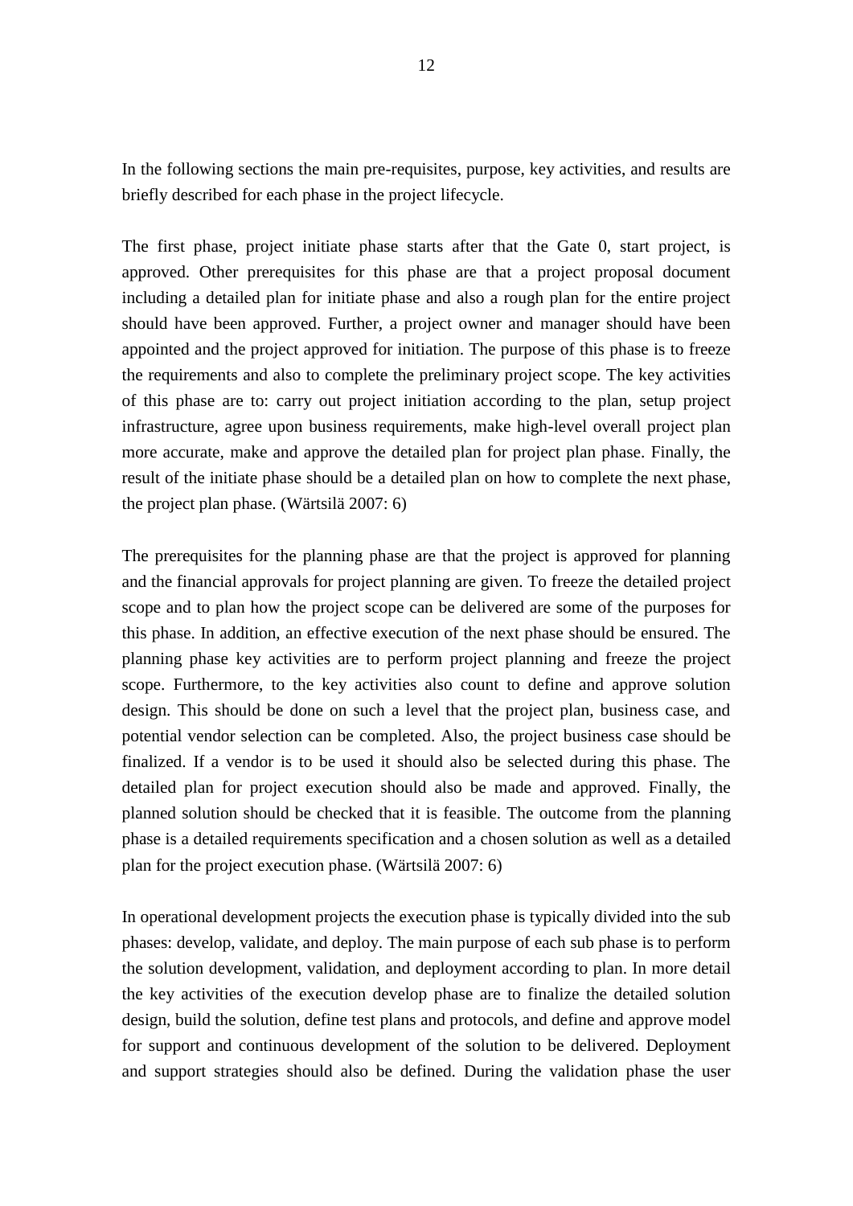In the following sections the main pre-requisites, purpose, key activities, and results are briefly described for each phase in the project lifecycle.

The first phase, project initiate phase starts after that the Gate 0, start project, is approved. Other prerequisites for this phase are that a project proposal document including a detailed plan for initiate phase and also a rough plan for the entire project should have been approved. Further, a project owner and manager should have been appointed and the project approved for initiation. The purpose of this phase is to freeze the requirements and also to complete the preliminary project scope. The key activities of this phase are to: carry out project initiation according to the plan, setup project infrastructure, agree upon business requirements, make high-level overall project plan more accurate, make and approve the detailed plan for project plan phase. Finally, the result of the initiate phase should be a detailed plan on how to complete the next phase, the project plan phase. (Wärtsilä 2007: 6)

The prerequisites for the planning phase are that the project is approved for planning and the financial approvals for project planning are given. To freeze the detailed project scope and to plan how the project scope can be delivered are some of the purposes for this phase. In addition, an effective execution of the next phase should be ensured. The planning phase key activities are to perform project planning and freeze the project scope. Furthermore, to the key activities also count to define and approve solution design. This should be done on such a level that the project plan, business case, and potential vendor selection can be completed. Also, the project business case should be finalized. If a vendor is to be used it should also be selected during this phase. The detailed plan for project execution should also be made and approved. Finally, the planned solution should be checked that it is feasible. The outcome from the planning phase is a detailed requirements specification and a chosen solution as well as a detailed plan for the project execution phase. (Wärtsilä 2007: 6)

In operational development projects the execution phase is typically divided into the sub phases: develop, validate, and deploy. The main purpose of each sub phase is to perform the solution development, validation, and deployment according to plan. In more detail the key activities of the execution develop phase are to finalize the detailed solution design, build the solution, define test plans and protocols, and define and approve model for support and continuous development of the solution to be delivered. Deployment and support strategies should also be defined. During the validation phase the user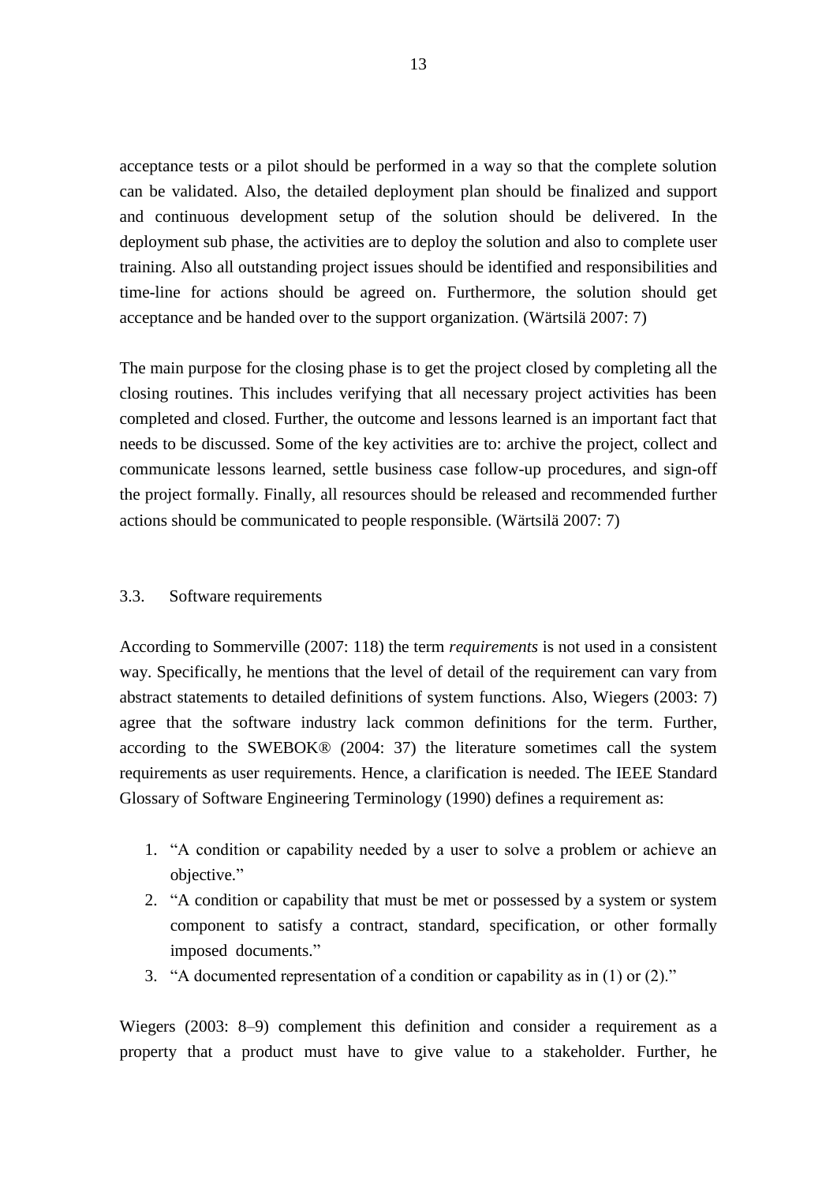acceptance tests or a pilot should be performed in a way so that the complete solution can be validated. Also, the detailed deployment plan should be finalized and support and continuous development setup of the solution should be delivered. In the deployment sub phase, the activities are to deploy the solution and also to complete user training. Also all outstanding project issues should be identified and responsibilities and time-line for actions should be agreed on. Furthermore, the solution should get acceptance and be handed over to the support organization. (Wärtsilä 2007: 7)

The main purpose for the closing phase is to get the project closed by completing all the closing routines. This includes verifying that all necessary project activities has been completed and closed. Further, the outcome and lessons learned is an important fact that needs to be discussed. Some of the key activities are to: archive the project, collect and communicate lessons learned, settle business case follow-up procedures, and sign-off the project formally. Finally, all resources should be released and recommended further actions should be communicated to people responsible. (Wärtsilä 2007: 7)

### 3.3. Software requirements

According to Sommerville (2007: 118) the term *requirements* is not used in a consistent way. Specifically, he mentions that the level of detail of the requirement can vary from abstract statements to detailed definitions of system functions. Also, Wiegers (2003: 7) agree that the software industry lack common definitions for the term. Further, according to the SWEBOK® (2004: 37) the literature sometimes call the system requirements as user requirements. Hence, a clarification is needed. The IEEE Standard Glossary of Software Engineering Terminology (1990) defines a requirement as:

1. "A condition or capability needed by a user to solve a problem or achieve an objective."
2. "A condition or capability that must be met or possessed by a system or system component to satisfy a contract, standard, specification, or other formally imposed documents."
3. "A documented representation of a condition or capability as in (1) or (2)."

Wiegers (2003: 8–9) complement this definition and consider a requirement as a property that a product must have to give value to a stakeholder. Further, he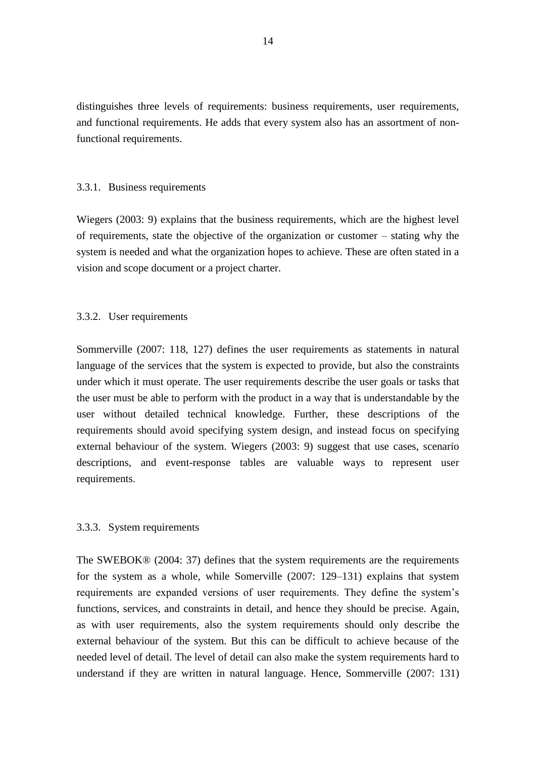distinguishes three levels of requirements: business requirements, user requirements, and functional requirements. He adds that every system also has an assortment of non-functional requirements.

### 3.3.1. Business requirements

Wiegers (2003: 9) explains that the business requirements, which are the highest level of requirements, state the objective of the organization or customer – stating why the system is needed and what the organization hopes to achieve. These are often stated in a vision and scope document or a project charter.

### 3.3.2. User requirements

Sommerville (2007: 118, 127) defines the user requirements as statements in natural language of the services that the system is expected to provide, but also the constraints under which it must operate. The user requirements describe the user goals or tasks that the user must be able to perform with the product in a way that is understandable by the user without detailed technical knowledge. Further, these descriptions of the requirements should avoid specifying system design, and instead focus on specifying external behaviour of the system. Wiegers (2003: 9) suggest that use cases, scenario descriptions, and event-response tables are valuable ways to represent user requirements.

### 3.3.3. System requirements

The SWEBOK® (2004: 37) defines that the system requirements are the requirements for the system as a whole, while Somerville (2007: 129–131) explains that system requirements are expanded versions of user requirements. They define the system's functions, services, and constraints in detail, and hence they should be precise. Again, as with user requirements, also the system requirements should only describe the external behaviour of the system. But this can be difficult to achieve because of the needed level of detail. The level of detail can also make the system requirements hard to understand if they are written in natural language. Hence, Sommerville (2007: 131)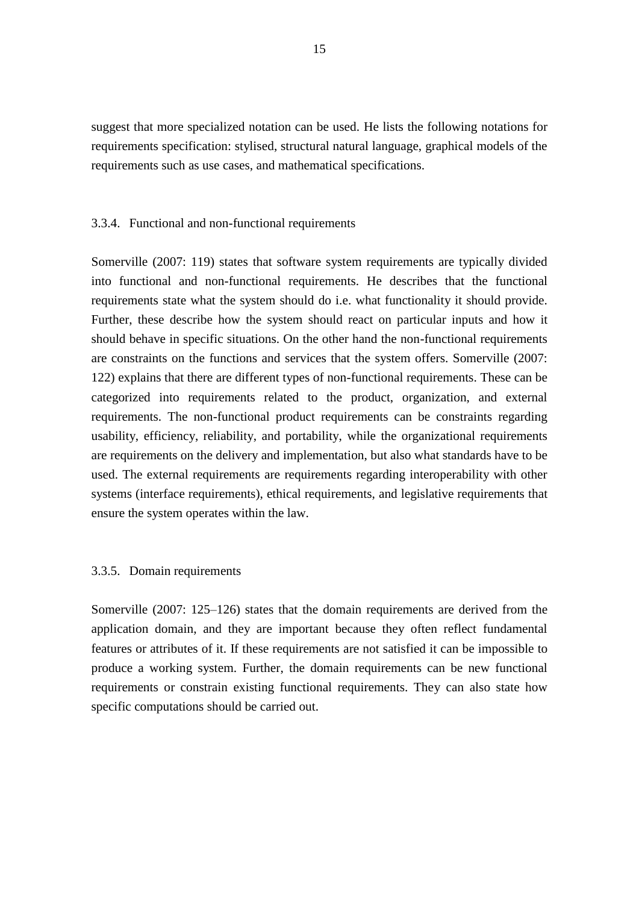suggest that more specialized notation can be used. He lists the following notations for requirements specification: stylised, structural natural language, graphical models of the requirements such as use cases, and mathematical specifications.

### 3.3.4. Functional and non-functional requirements

Somerville (2007: 119) states that software system requirements are typically divided into functional and non-functional requirements. He describes that the functional requirements state what the system should do i.e. what functionality it should provide. Further, these describe how the system should react on particular inputs and how it should behave in specific situations. On the other hand the non-functional requirements are constraints on the functions and services that the system offers. Somerville (2007: 122) explains that there are different types of non-functional requirements. These can be categorized into requirements related to the product, organization, and external requirements. The non-functional product requirements can be constraints regarding usability, efficiency, reliability, and portability, while the organizational requirements are requirements on the delivery and implementation, but also what standards have to be used. The external requirements are requirements regarding interoperability with other systems (interface requirements), ethical requirements, and legislative requirements that ensure the system operates within the law.

### 3.3.5. Domain requirements

Somerville (2007: 125–126) states that the domain requirements are derived from the application domain, and they are important because they often reflect fundamental features or attributes of it. If these requirements are not satisfied it can be impossible to produce a working system. Further, the domain requirements can be new functional requirements or constrain existing functional requirements. They can also state how specific computations should be carried out.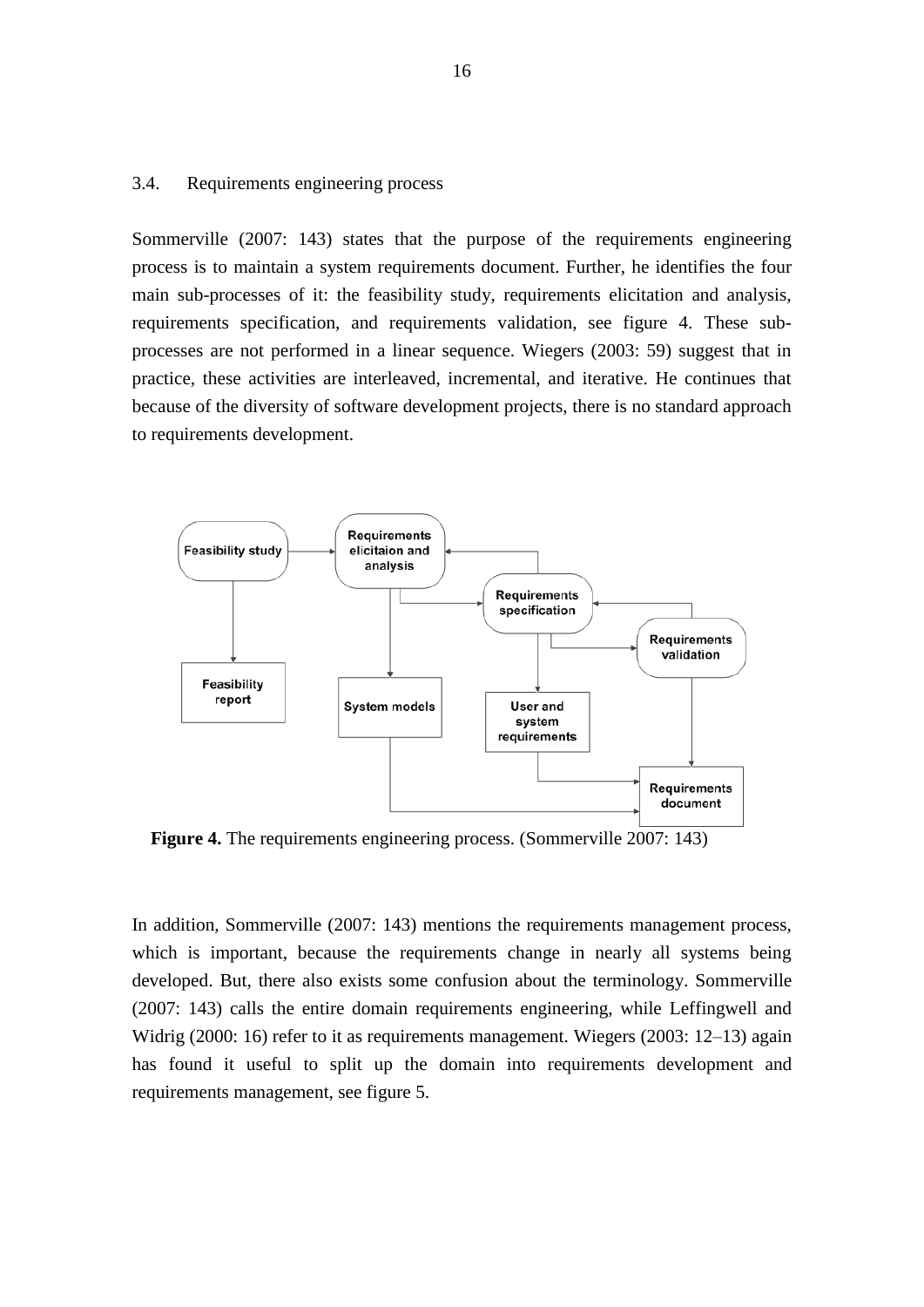## 3.4. Requirements engineering process

Sommerville (2007: 143) states that the purpose of the requirements engineering process is to maintain a system requirements document. Further, he identifies the four main sub-processes of it: the feasibility study, requirements elicitation and analysis, requirements specification, and requirements validation, see figure 4. These sub-processes are not performed in a linear sequence. Wiegers (2003: 59) suggest that in practice, these activities are interleaved, incremental, and iterative. He continues that because of the diversity of software development projects, there is no standard approach to requirements development.

**Figure 4.** The requirements engineering process. (Sommerville 2007: 143)

In addition, Sommerville (2007: 143) mentions the requirements management process, which is important, because the requirements change in nearly all systems being developed. But, there also exists some confusion about the terminology. Sommerville (2007: 143) calls the entire domain requirements engineering, while Leffingwell and Widrig (2000: 16) refer to it as requirements management. Wiegers (2003: 12–13) again has found it useful to split up the domain into requirements development and requirements management, see figure 5.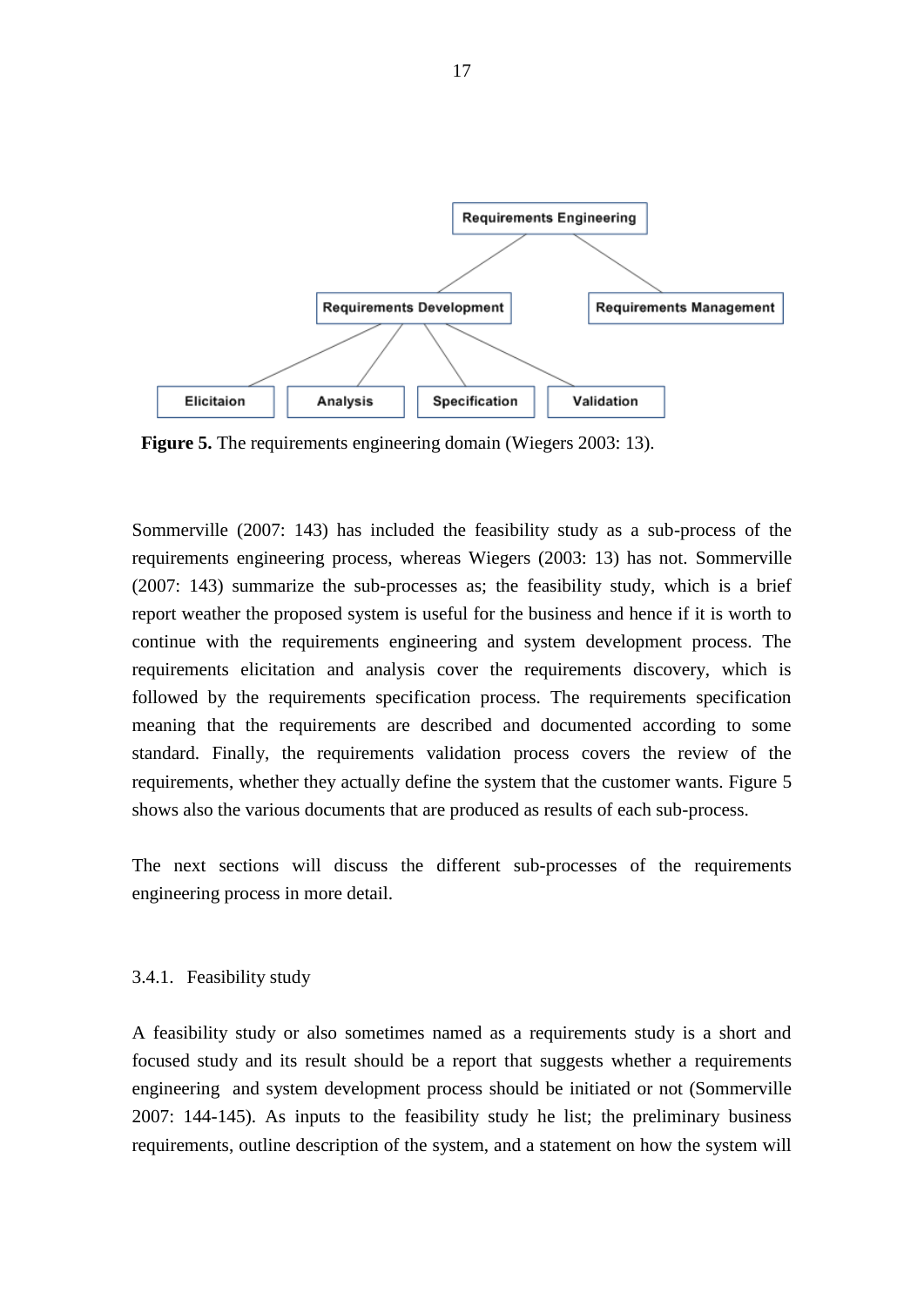**Figure 5.** The requirements engineering domain (Wiegers 2003: 13).

Sommerville (2007: 143) has included the feasibility study as a sub-process of the requirements engineering process, whereas Wiegers (2003: 13) has not. Sommerville (2007: 143) summarize the sub-processes as; the feasibility study, which is a brief report weather the proposed system is useful for the business and hence if it is worth to continue with the requirements engineering and system development process. The requirements elicitation and analysis cover the requirements discovery, which is followed by the requirements specification process. The requirements specification meaning that the requirements are described and documented according to some standard. Finally, the requirements validation process covers the review of the requirements, whether they actually define the system that the customer wants. Figure 5 shows also the various documents that are produced as results of each sub-process.

The next sections will discuss the different sub-processes of the requirements engineering process in more detail.

### 3.4.1. Feasibility study

A feasibility study or also sometimes named as a requirements study is a short and focused study and its result should be a report that suggests whether a requirements engineering and system development process should be initiated or not (Sommerville 2007: 144-145). As inputs to the feasibility study he list; the preliminary business requirements, outline description of the system, and a statement on how the system will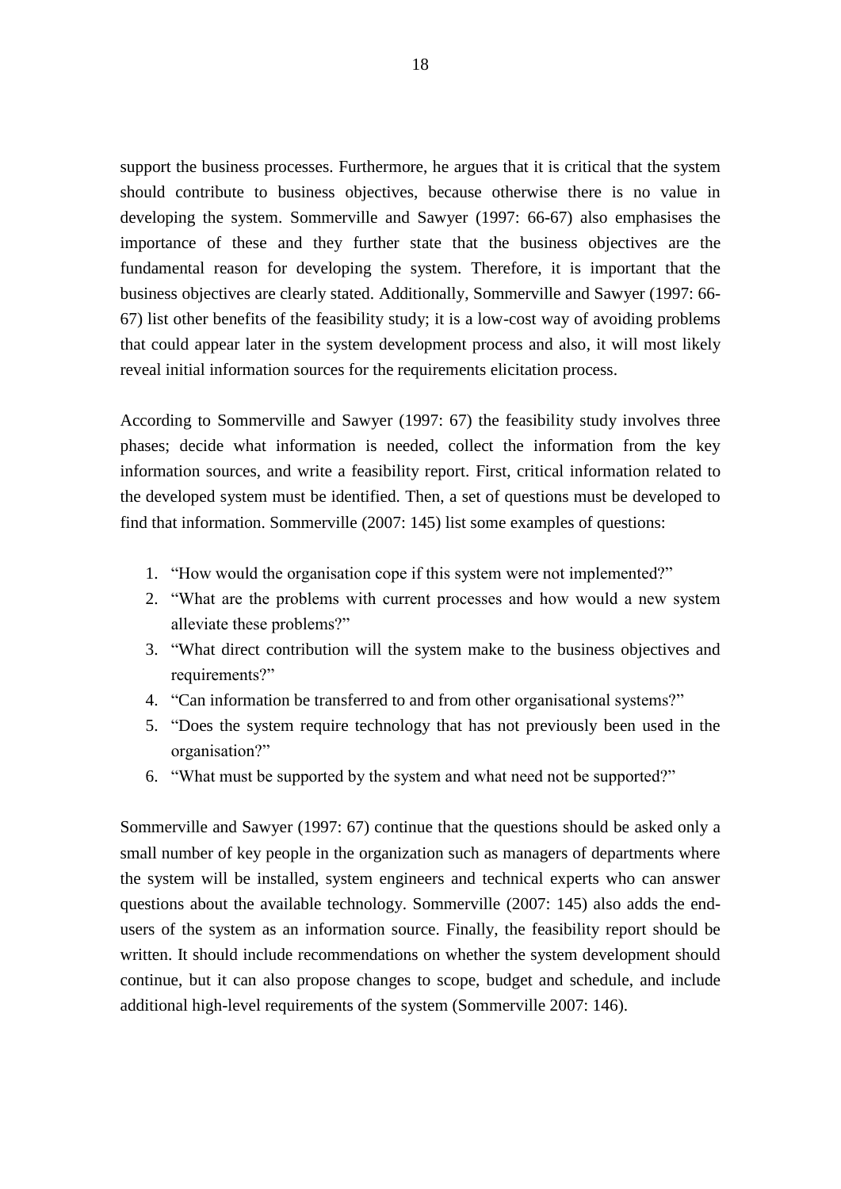support the business processes. Furthermore, he argues that it is critical that the system should contribute to business objectives, because otherwise there is no value in developing the system. Sommerville and Sawyer (1997: 66-67) also emphasises the importance of these and they further state that the business objectives are the fundamental reason for developing the system. Therefore, it is important that the business objectives are clearly stated. Additionally, Sommerville and Sawyer (1997: 66-67) list other benefits of the feasibility study; it is a low-cost way of avoiding problems that could appear later in the system development process and also, it will most likely reveal initial information sources for the requirements elicitation process.

According to Sommerville and Sawyer (1997: 67) the feasibility study involves three phases; decide what information is needed, collect the information from the key information sources, and write a feasibility report. First, critical information related to the developed system must be identified. Then, a set of questions must be developed to find that information. Sommerville (2007: 145) list some examples of questions:

1. "How would the organisation cope if this system were not implemented?"
2. "What are the problems with current processes and how would a new system alleviate these problems?"
3. "What direct contribution will the system make to the business objectives and requirements?"
4. "Can information be transferred to and from other organisational systems?"
5. "Does the system require technology that has not previously been used in the organisation?"
6. "What must be supported by the system and what need not be supported?"

Sommerville and Sawyer (1997: 67) continue that the questions should be asked only a small number of key people in the organization such as managers of departments where the system will be installed, system engineers and technical experts who can answer questions about the available technology. Sommerville (2007: 145) also adds the end-users of the system as an information source. Finally, the feasibility report should be written. It should include recommendations on whether the system development should continue, but it can also propose changes to scope, budget and schedule, and include additional high-level requirements of the system (Sommerville 2007: 146).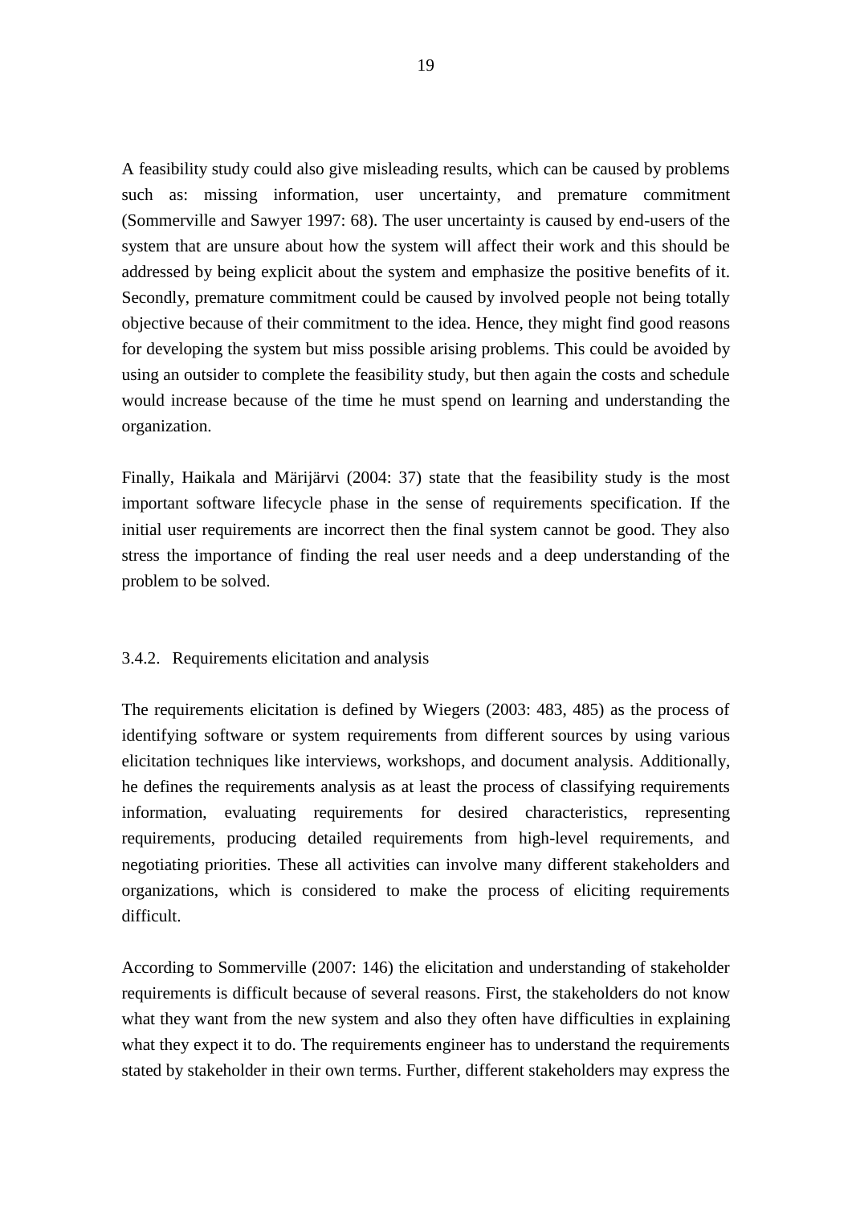A feasibility study could also give misleading results, which can be caused by problems such as: missing information, user uncertainty, and premature commitment (Sommerville and Sawyer 1997: 68). The user uncertainty is caused by end-users of the system that are unsure about how the system will affect their work and this should be addressed by being explicit about the system and emphasize the positive benefits of it. Secondly, premature commitment could be caused by involved people not being totally objective because of their commitment to the idea. Hence, they might find good reasons for developing the system but miss possible arising problems. This could be avoided by using an outsider to complete the feasibility study, but then again the costs and schedule would increase because of the time he must spend on learning and understanding the organization.

Finally, Haikala and Märijärvi (2004: 37) state that the feasibility study is the most important software lifecycle phase in the sense of requirements specification. If the initial user requirements are incorrect then the final system cannot be good. They also stress the importance of finding the real user needs and a deep understanding of the problem to be solved.

### 3.4.2. Requirements elicitation and analysis

The requirements elicitation is defined by Wiegers (2003: 483, 485) as the process of identifying software or system requirements from different sources by using various elicitation techniques like interviews, workshops, and document analysis. Additionally, he defines the requirements analysis as at least the process of classifying requirements information, evaluating requirements for desired characteristics, representing requirements, producing detailed requirements from high-level requirements, and negotiating priorities. These all activities can involve many different stakeholders and organizations, which is considered to make the process of eliciting requirements difficult.

According to Sommerville (2007: 146) the elicitation and understanding of stakeholder requirements is difficult because of several reasons. First, the stakeholders do not know what they want from the new system and also they often have difficulties in explaining what they expect it to do. The requirements engineer has to understand the requirements stated by stakeholder in their own terms. Further, different stakeholders may express the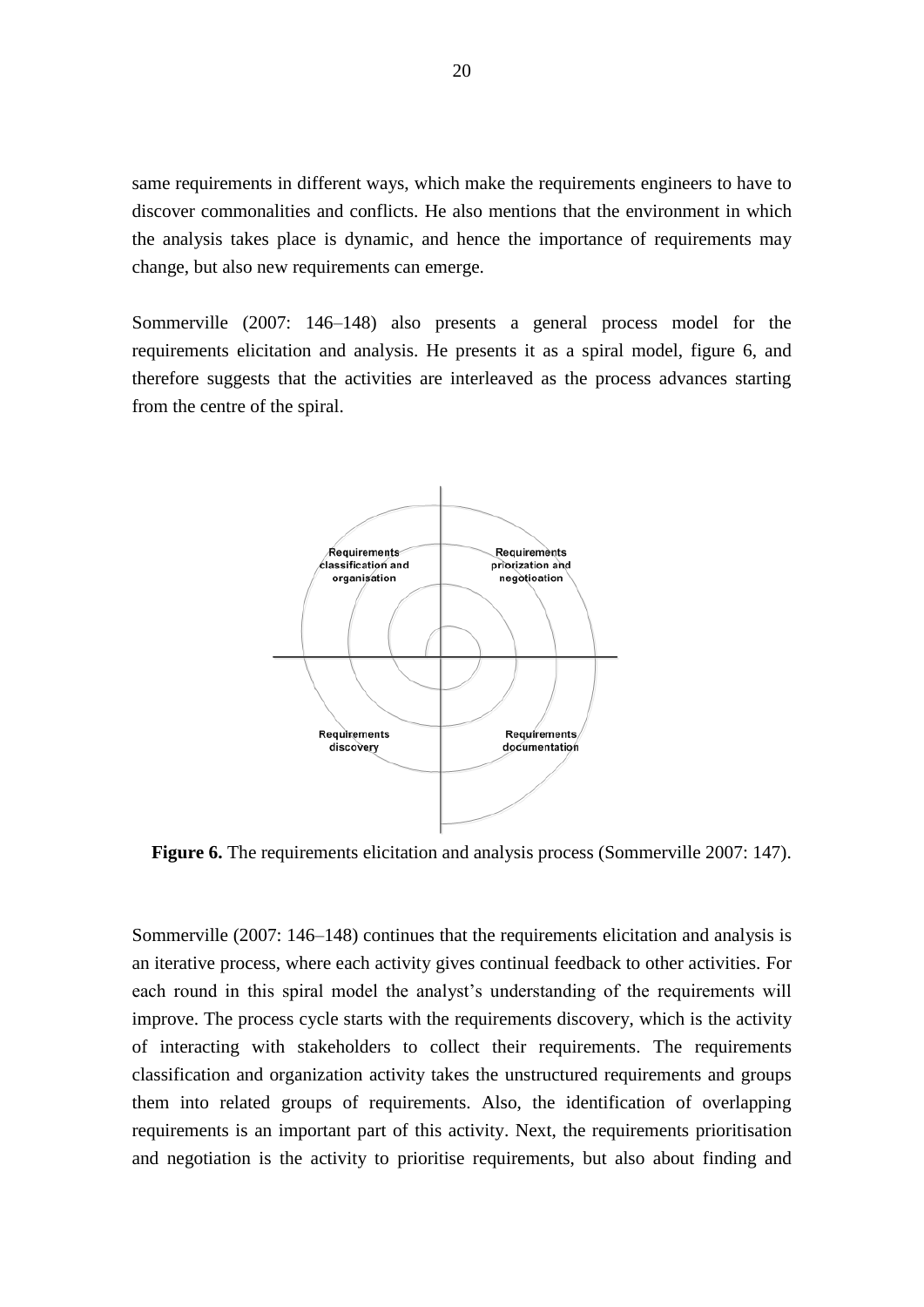same requirements in different ways, which make the requirements engineers to have to discover commonalities and conflicts. He also mentions that the environment in which the analysis takes place is dynamic, and hence the importance of requirements may change, but also new requirements can emerge.

Sommerville (2007: 146–148) also presents a general process model for the requirements elicitation and analysis. He presents it as a spiral model, figure 6, and therefore suggests that the activities are interleaved as the process advances starting from the centre of the spiral.

**Figure 6.** The requirements elicitation and analysis process (Sommerville 2007: 147).

Sommerville (2007: 146–148) continues that the requirements elicitation and analysis is an iterative process, where each activity gives continual feedback to other activities. For each round in this spiral model the analyst's understanding of the requirements will improve. The process cycle starts with the requirements discovery, which is the activity of interacting with stakeholders to collect their requirements. The requirements classification and organization activity takes the unstructured requirements and groups them into related groups of requirements. Also, the identification of overlapping requirements is an important part of this activity. Next, the requirements prioritisation and negotiation is the activity to prioritise requirements, but also about finding and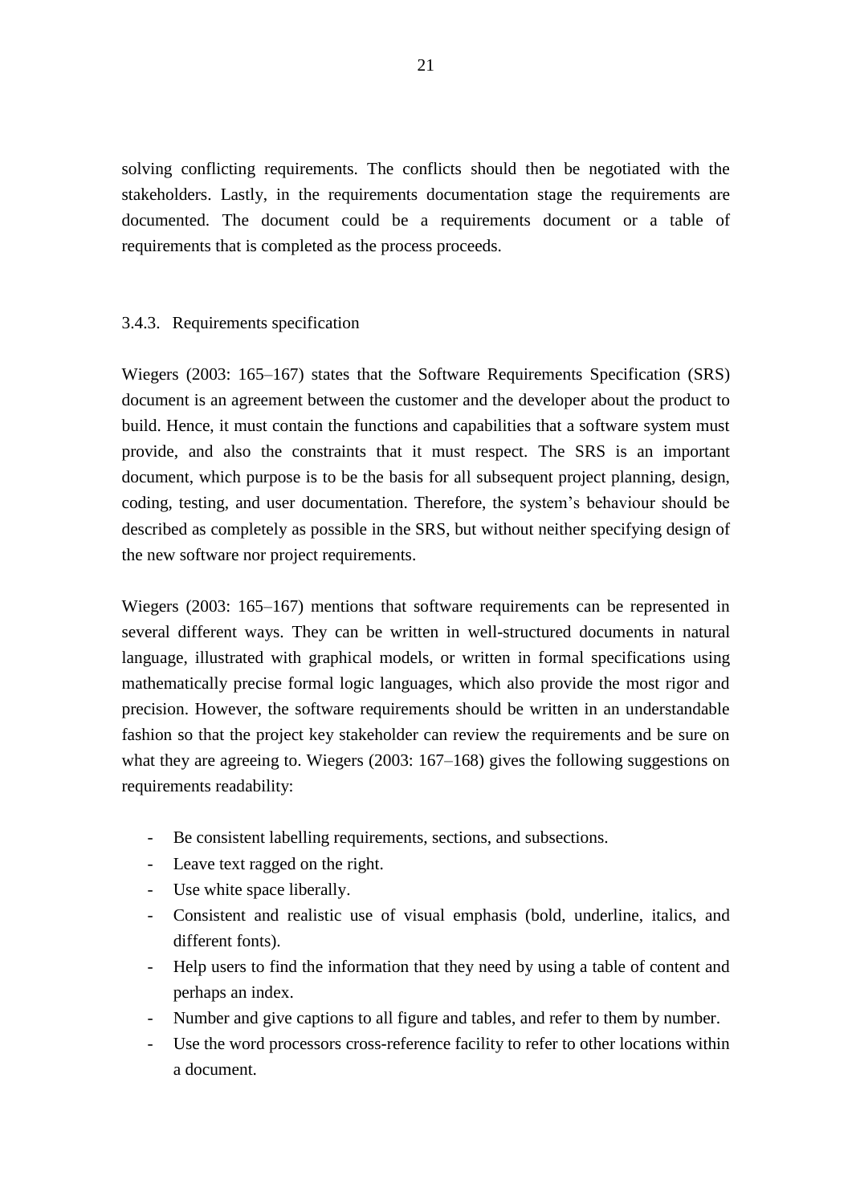solving conflicting requirements. The conflicts should then be negotiated with the stakeholders. Lastly, in the requirements documentation stage the requirements are documented. The document could be a requirements document or a table of requirements that is completed as the process proceeds.

### 3.4.3. Requirements specification

Wiegers (2003: 165–167) states that the Software Requirements Specification (SRS) document is an agreement between the customer and the developer about the product to build. Hence, it must contain the functions and capabilities that a software system must provide, and also the constraints that it must respect. The SRS is an important document, which purpose is to be the basis for all subsequent project planning, design, coding, testing, and user documentation. Therefore, the system's behaviour should be described as completely as possible in the SRS, but without neither specifying design of the new software nor project requirements.

Wiegers (2003: 165–167) mentions that software requirements can be represented in several different ways. They can be written in well-structured documents in natural language, illustrated with graphical models, or written in formal specifications using mathematically precise formal logic languages, which also provide the most rigor and precision. However, the software requirements should be written in an understandable fashion so that the project key stakeholder can review the requirements and be sure on what they are agreeing to. Wiegers (2003: 167–168) gives the following suggestions on requirements readability:

- Be consistent labelling requirements, sections, and subsections.
- Leave text ragged on the right.
- Use white space liberally.
- Consistent and realistic use of visual emphasis (bold, underline, italics, and different fonts).
- Help users to find the information that they need by using a table of content and perhaps an index.
- Number and give captions to all figure and tables, and refer to them by number.
- Use the word processors cross-reference facility to refer to other locations within a document.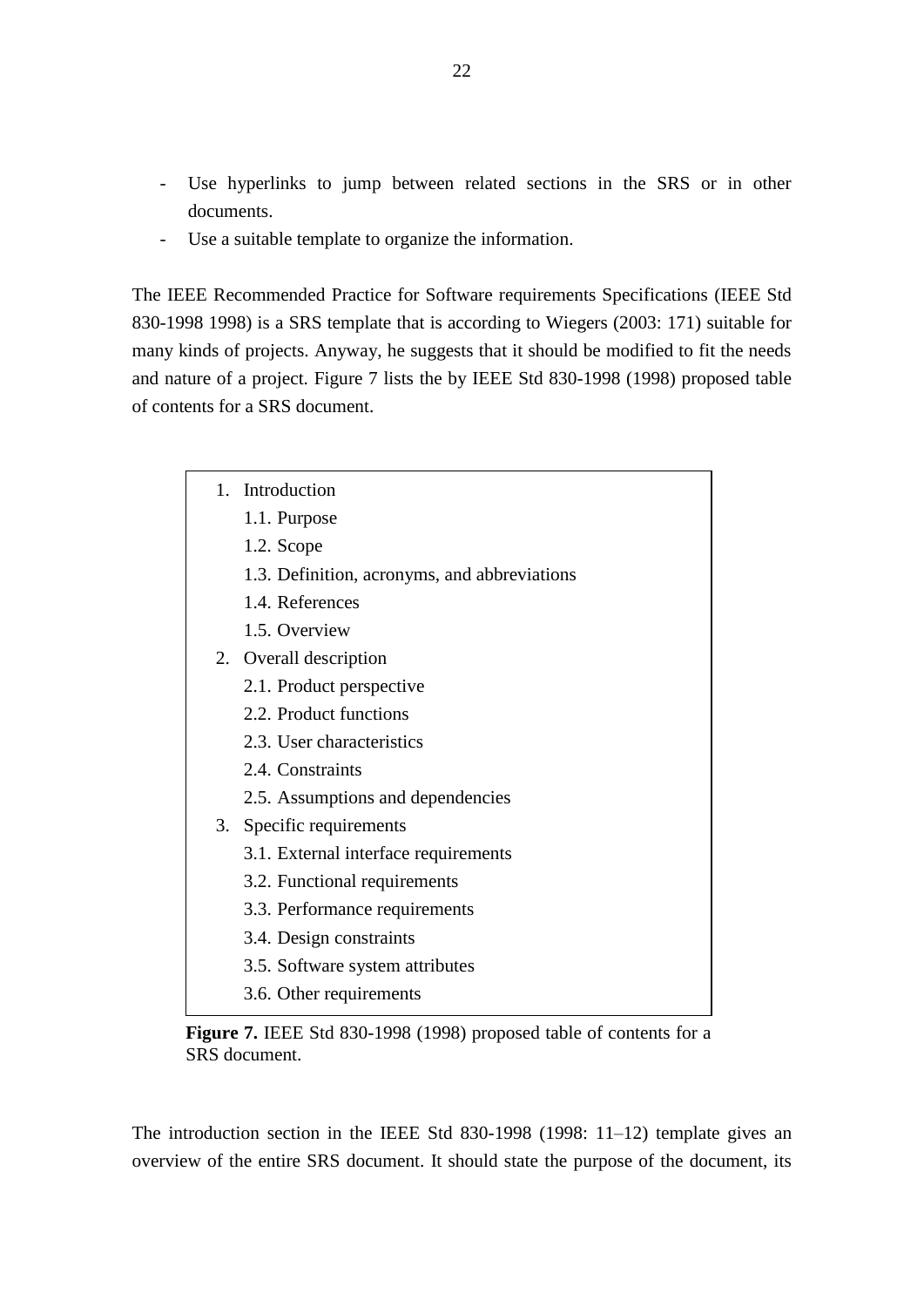- Use hyperlinks to jump between related sections in the SRS or in other documents.
- Use a suitable template to organize the information.

The IEEE Recommended Practice for Software requirements Specifications (IEEE Std 830-1998 1998) is a SRS template that is according to Wiegers (2003: 171) suitable for many kinds of projects. Anyway, he suggests that it should be modified to fit the needs and nature of a project. Figure 7 lists the by IEEE Std 830-1998 (1998) proposed table of contents for a SRS document.

1. Introduction
   1.1. Purpose
   1.2. Scope
   1.3. Definition, acronyms, and abbreviations
   1.4. References
   1.5. Overview
2. Overall description
   2.1. Product perspective
   2.2. Product functions
   2.3. User characteristics
   2.4. Constraints
   2.5. Assumptions and dependencies
3. Specific requirements
   3.1. External interface requirements
   3.2. Functional requirements
   3.3. Performance requirements
   3.4. Design constraints
   3.5. Software system attributes
   3.6. Other requirements

**Figure 7.** IEEE Std 830-1998 (1998) proposed table of contents for a SRS document.

The introduction section in the IEEE Std 830-1998 (1998: 11–12) template gives an overview of the entire SRS document. It should state the purpose of the document, its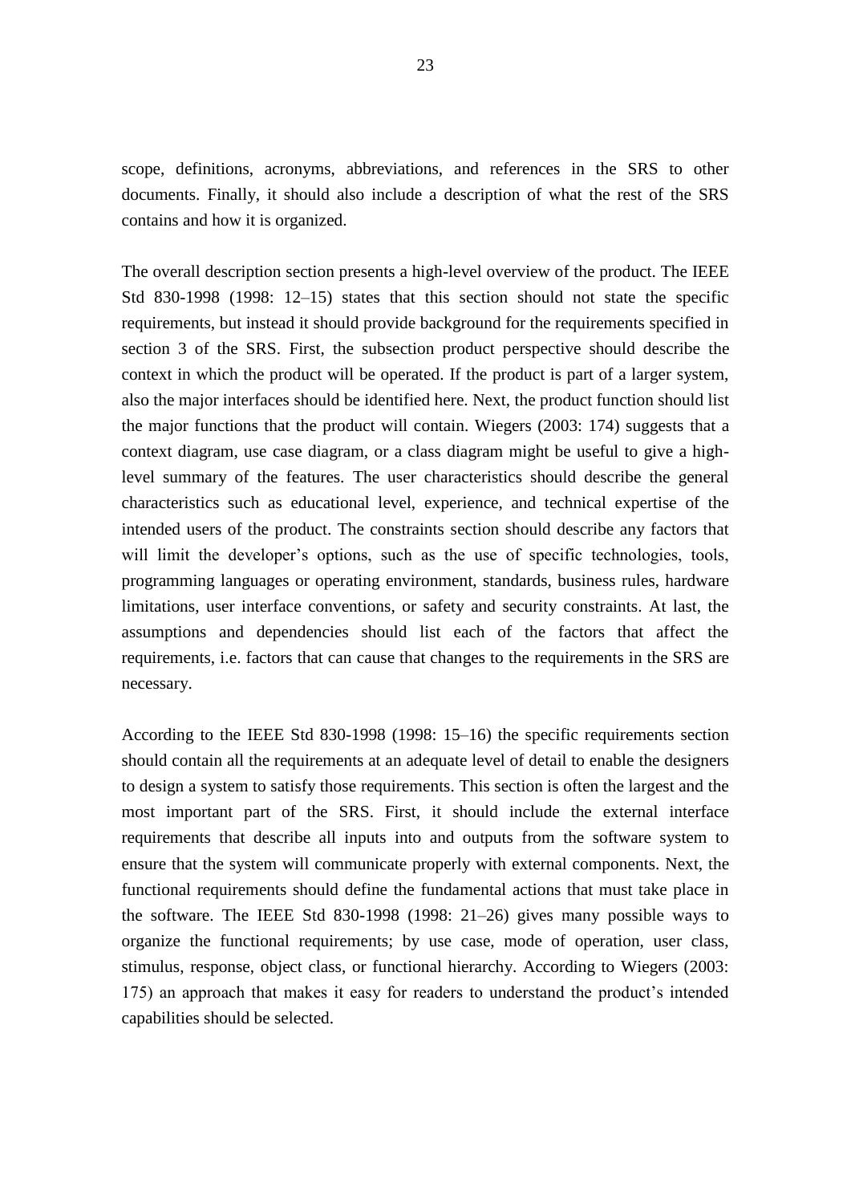scope, definitions, acronyms, abbreviations, and references in the SRS to other documents. Finally, it should also include a description of what the rest of the SRS contains and how it is organized.

The overall description section presents a high-level overview of the product. The IEEE Std 830-1998 (1998: 12–15) states that this section should not state the specific requirements, but instead it should provide background for the requirements specified in section 3 of the SRS. First, the subsection product perspective should describe the context in which the product will be operated. If the product is part of a larger system, also the major interfaces should be identified here. Next, the product function should list the major functions that the product will contain. Wiegers (2003: 174) suggests that a context diagram, use case diagram, or a class diagram might be useful to give a high-level summary of the features. The user characteristics should describe the general characteristics such as educational level, experience, and technical expertise of the intended users of the product. The constraints section should describe any factors that will limit the developer's options, such as the use of specific technologies, tools, programming languages or operating environment, standards, business rules, hardware limitations, user interface conventions, or safety and security constraints. At last, the assumptions and dependencies should list each of the factors that affect the requirements, i.e. factors that can cause that changes to the requirements in the SRS are necessary.

According to the IEEE Std 830-1998 (1998: 15–16) the specific requirements section should contain all the requirements at an adequate level of detail to enable the designers to design a system to satisfy those requirements. This section is often the largest and the most important part of the SRS. First, it should include the external interface requirements that describe all inputs into and outputs from the software system to ensure that the system will communicate properly with external components. Next, the functional requirements should define the fundamental actions that must take place in the software. The IEEE Std 830-1998 (1998: 21–26) gives many possible ways to organize the functional requirements; by use case, mode of operation, user class, stimulus, response, object class, or functional hierarchy. According to Wiegers (2003: 175) an approach that makes it easy for readers to understand the product's intended capabilities should be selected.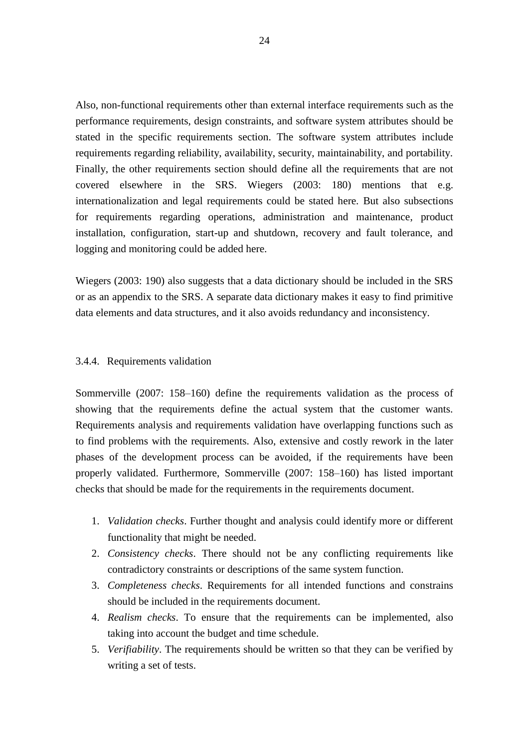Also, non-functional requirements other than external interface requirements such as the performance requirements, design constraints, and software system attributes should be stated in the specific requirements section. The software system attributes include requirements regarding reliability, availability, security, maintainability, and portability. Finally, the other requirements section should define all the requirements that are not covered elsewhere in the SRS. Wiegers (2003: 180) mentions that e.g. internationalization and legal requirements could be stated here. But also subsections for requirements regarding operations, administration and maintenance, product installation, configuration, start-up and shutdown, recovery and fault tolerance, and logging and monitoring could be added here.

Wiegers (2003: 190) also suggests that a data dictionary should be included in the SRS or as an appendix to the SRS. A separate data dictionary makes it easy to find primitive data elements and data structures, and it also avoids redundancy and inconsistency.

### 3.4.4. Requirements validation

Sommerville (2007: 158–160) define the requirements validation as the process of showing that the requirements define the actual system that the customer wants. Requirements analysis and requirements validation have overlapping functions such as to find problems with the requirements. Also, extensive and costly rework in the later phases of the development process can be avoided, if the requirements have been properly validated. Furthermore, Sommerville (2007: 158–160) has listed important checks that should be made for the requirements in the requirements document.

1. *Validation checks*. Further thought and analysis could identify more or different functionality that might be needed.
2. *Consistency checks*. There should not be any conflicting requirements like contradictory constraints or descriptions of the same system function.
3. *Completeness checks*. Requirements for all intended functions and constrains should be included in the requirements document.
4. *Realism checks*. To ensure that the requirements can be implemented, also taking into account the budget and time schedule.
5. *Verifiability*. The requirements should be written so that they can be verified by writing a set of tests.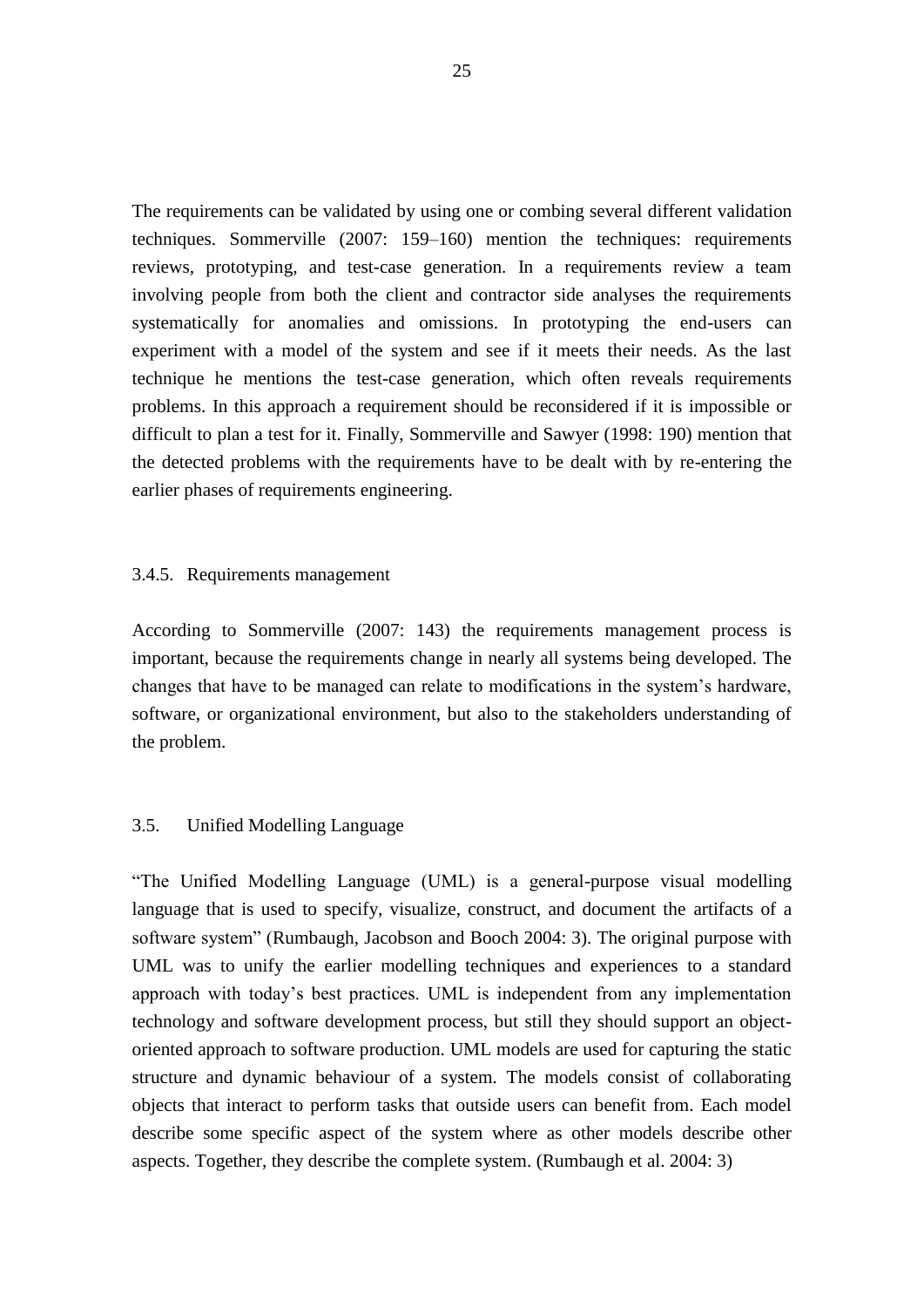The requirements can be validated by using one or combing several different validation techniques. Sommerville (2007: 159–160) mention the techniques: requirements reviews, prototyping, and test-case generation. In a requirements review a team involving people from both the client and contractor side analyses the requirements systematically for anomalies and omissions. In prototyping the end-users can experiment with a model of the system and see if it meets their needs. As the last technique he mentions the test-case generation, which often reveals requirements problems. In this approach a requirement should be reconsidered if it is impossible or difficult to plan a test for it. Finally, Sommerville and Sawyer (1998: 190) mention that the detected problems with the requirements have to be dealt with by re-entering the earlier phases of requirements engineering.

### 3.4.5. Requirements management

According to Sommerville (2007: 143) the requirements management process is important, because the requirements change in nearly all systems being developed. The changes that have to be managed can relate to modifications in the system's hardware, software, or organizational environment, but also to the stakeholders understanding of the problem.

## 3.5. Unified Modelling Language

"The Unified Modelling Language (UML) is a general-purpose visual modelling language that is used to specify, visualize, construct, and document the artifacts of a software system" (Rumbaugh, Jacobson and Booch 2004: 3). The original purpose with UML was to unify the earlier modelling techniques and experiences to a standard approach with today's best practices. UML is independent from any implementation technology and software development process, but still they should support an object-oriented approach to software production. UML models are used for capturing the static structure and dynamic behaviour of a system. The models consist of collaborating objects that interact to perform tasks that outside users can benefit from. Each model describe some specific aspect of the system where as other models describe other aspects. Together, they describe the complete system. (Rumbaugh et al. 2004: 3)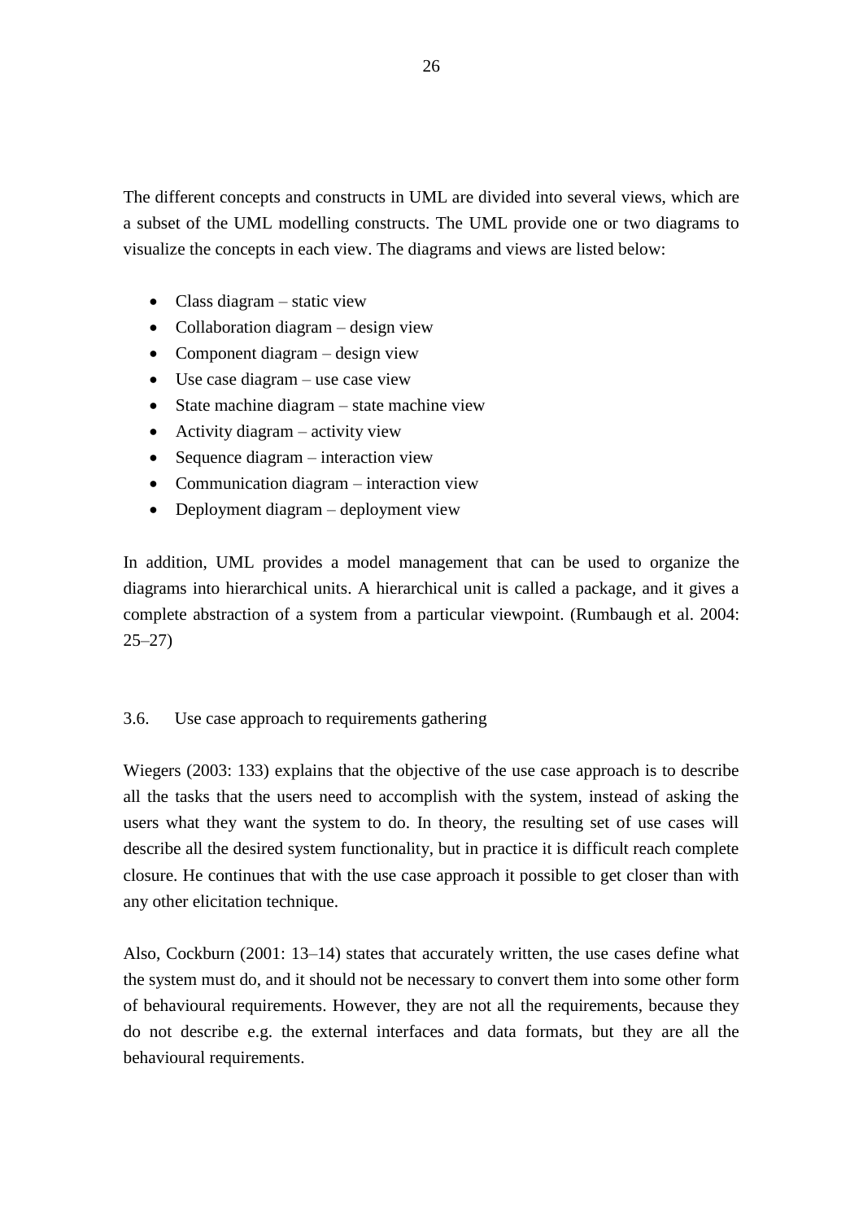The different concepts and constructs in UML are divided into several views, which are a subset of the UML modelling constructs. The UML provide one or two diagrams to visualize the concepts in each view. The diagrams and views are listed below:

- Class diagram – static view
- Collaboration diagram – design view
- Component diagram – design view
- Use case diagram – use case view
- State machine diagram – state machine view
- Activity diagram – activity view
- Sequence diagram – interaction view
- Communication diagram – interaction view
- Deployment diagram – deployment view

In addition, UML provides a model management that can be used to organize the diagrams into hierarchical units. A hierarchical unit is called a package, and it gives a complete abstraction of a system from a particular viewpoint. (Rumbaugh et al. 2004: 25–27)

### 3.6. Use case approach to requirements gathering

Wiegers (2003: 133) explains that the objective of the use case approach is to describe all the tasks that the users need to accomplish with the system, instead of asking the users what they want the system to do. In theory, the resulting set of use cases will describe all the desired system functionality, but in practice it is difficult reach complete closure. He continues that with the use case approach it possible to get closer than with any other elicitation technique.

Also, Cockburn (2001: 13–14) states that accurately written, the use cases define what the system must do, and it should not be necessary to convert them into some other form of behavioural requirements. However, they are not all the requirements, because they do not describe e.g. the external interfaces and data formats, but they are all the behavioural requirements.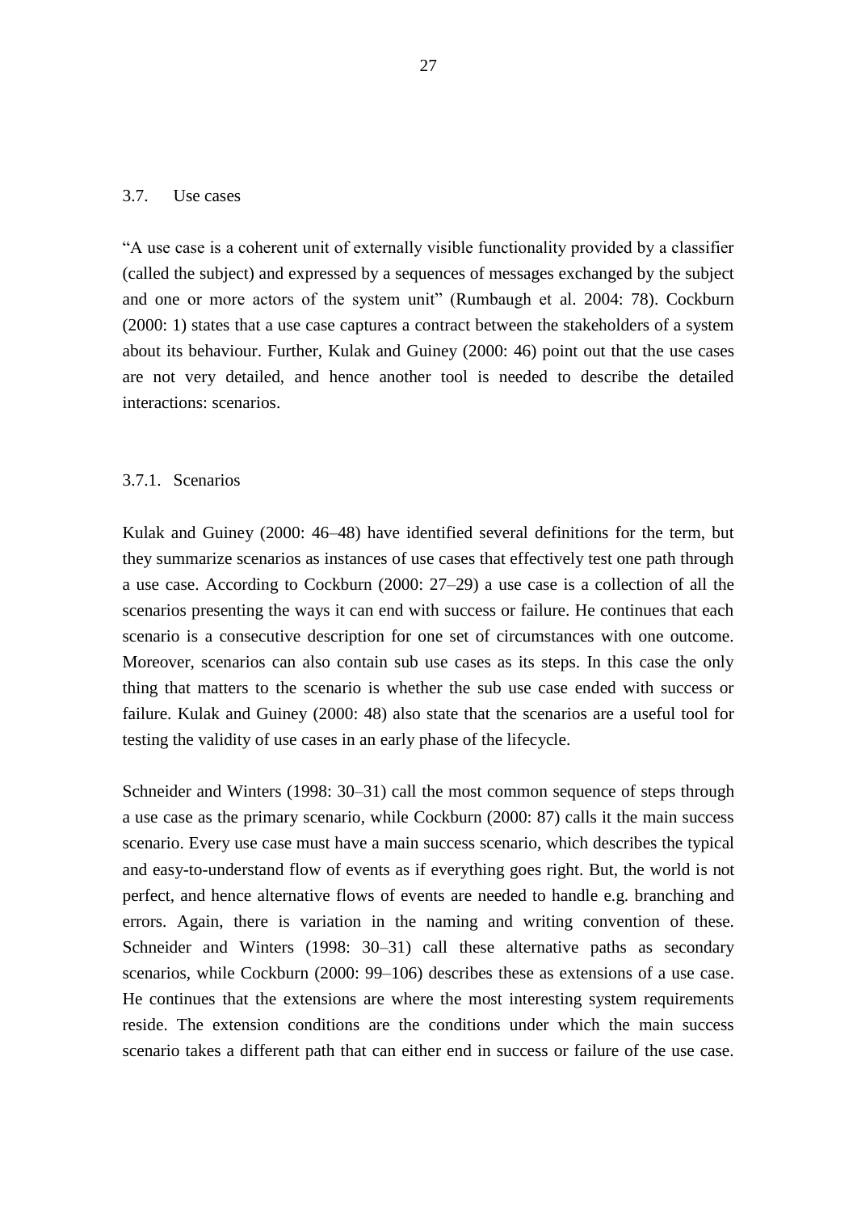## 3.7. Use cases

"A use case is a coherent unit of externally visible functionality provided by a classifier (called the subject) and expressed by a sequences of messages exchanged by the subject and one or more actors of the system unit" (Rumbaugh et al. 2004: 78). Cockburn (2000: 1) states that a use case captures a contract between the stakeholders of a system about its behaviour. Further, Kulak and Guiney (2000: 46) point out that the use cases are not very detailed, and hence another tool is needed to describe the detailed interactions: scenarios.

### 3.7.1. Scenarios

Kulak and Guiney (2000: 46–48) have identified several definitions for the term, but they summarize scenarios as instances of use cases that effectively test one path through a use case. According to Cockburn (2000: 27–29) a use case is a collection of all the scenarios presenting the ways it can end with success or failure. He continues that each scenario is a consecutive description for one set of circumstances with one outcome. Moreover, scenarios can also contain sub use cases as its steps. In this case the only thing that matters to the scenario is whether the sub use case ended with success or failure. Kulak and Guiney (2000: 48) also state that the scenarios are a useful tool for testing the validity of use cases in an early phase of the lifecycle.

Schneider and Winters (1998: 30–31) call the most common sequence of steps through a use case as the primary scenario, while Cockburn (2000: 87) calls it the main success scenario. Every use case must have a main success scenario, which describes the typical and easy-to-understand flow of events as if everything goes right. But, the world is not perfect, and hence alternative flows of events are needed to handle e.g. branching and errors. Again, there is variation in the naming and writing convention of these. Schneider and Winters (1998: 30–31) call these alternative paths as secondary scenarios, while Cockburn (2000: 99–106) describes these as extensions of a use case. He continues that the extensions are where the most interesting system requirements reside. The extension conditions are the conditions under which the main success scenario takes a different path that can either end in success or failure of the use case.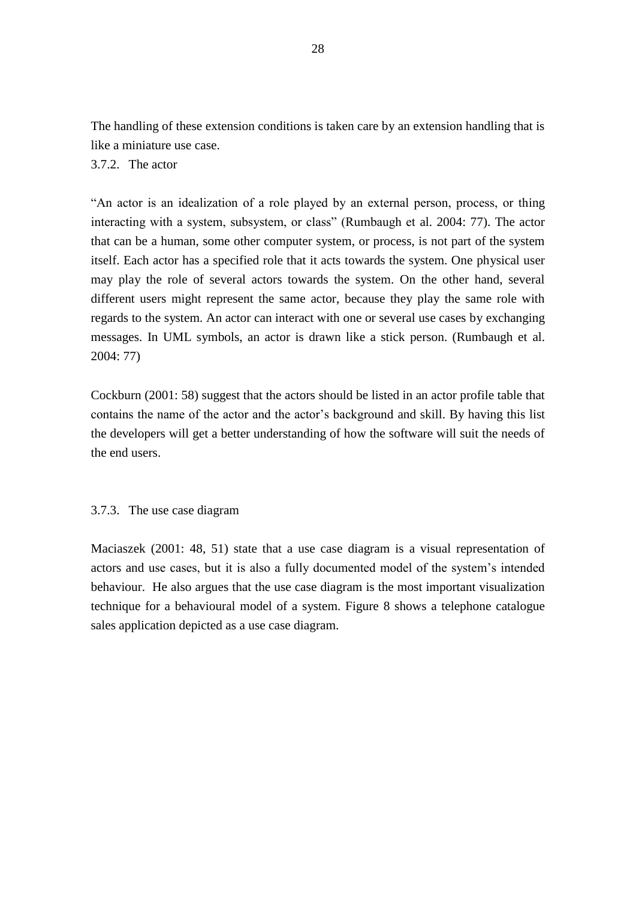The handling of these extension conditions is taken care by an extension handling that is like a miniature use case.

### 3.7.2. The actor

"An actor is an idealization of a role played by an external person, process, or thing interacting with a system, subsystem, or class" (Rumbaugh et al. 2004: 77). The actor that can be a human, some other computer system, or process, is not part of the system itself. Each actor has a specified role that it acts towards the system. One physical user may play the role of several actors towards the system. On the other hand, several different users might represent the same actor, because they play the same role with regards to the system. An actor can interact with one or several use cases by exchanging messages. In UML symbols, an actor is drawn like a stick person. (Rumbaugh et al. 2004: 77)

Cockburn (2001: 58) suggest that the actors should be listed in an actor profile table that contains the name of the actor and the actor's background and skill. By having this list the developers will get a better understanding of how the software will suit the needs of the end users.

### 3.7.3. The use case diagram

Maciaszek (2001: 48, 51) state that a use case diagram is a visual representation of actors and use cases, but it is also a fully documented model of the system's intended behaviour. He also argues that the use case diagram is the most important visualization technique for a behavioural model of a system. Figure 8 shows a telephone catalogue sales application depicted as a use case diagram.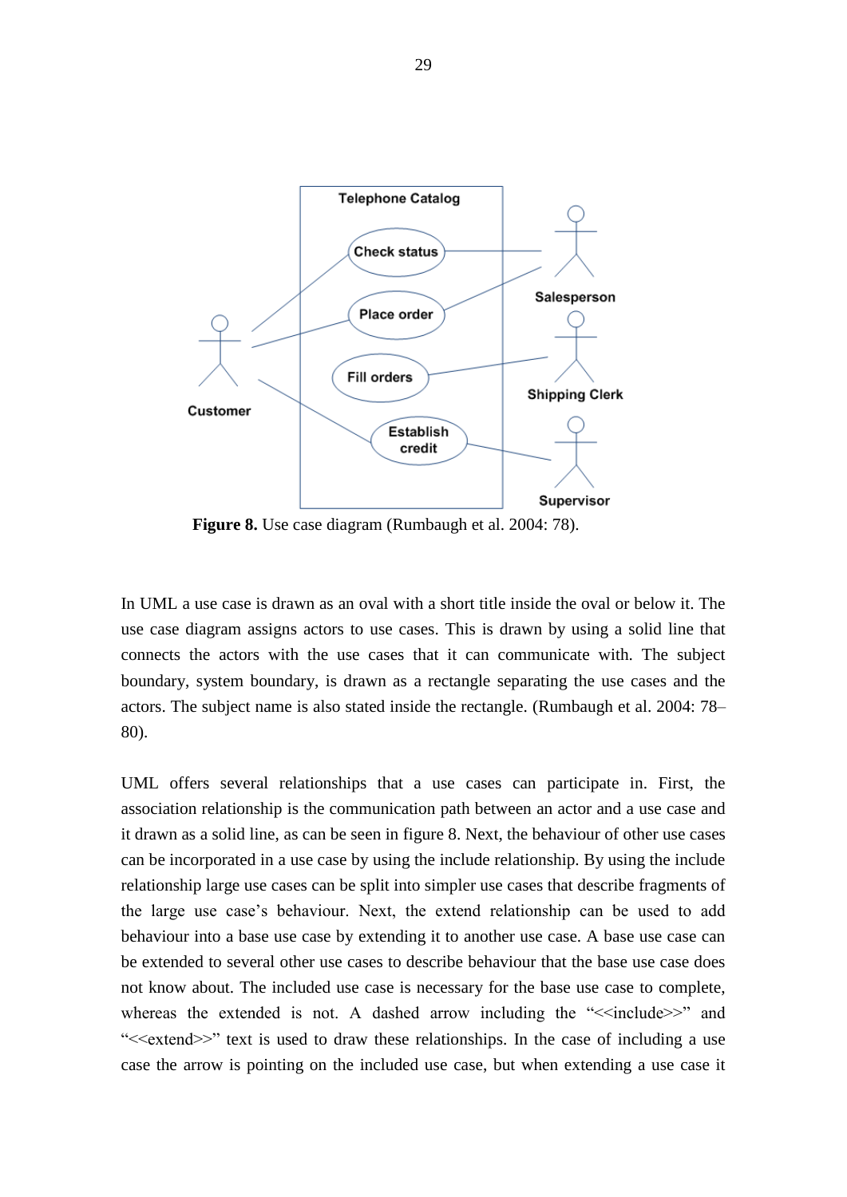**Figure 8.** Use case diagram (Rumbaugh et al. 2004: 78).

In UML a use case is drawn as an oval with a short title inside the oval or below it. The use case diagram assigns actors to use cases. This is drawn by using a solid line that connects the actors with the use cases that it can communicate with. The subject boundary, system boundary, is drawn as a rectangle separating the use cases and the actors. The subject name is also stated inside the rectangle. (Rumbaugh et al. 2004: 78–80).

UML offers several relationships that a use cases can participate in. First, the association relationship is the communication path between an actor and a use case and it drawn as a solid line, as can be seen in figure 8. Next, the behaviour of other use cases can be incorporated in a use case by using the include relationship. By using the include relationship large use cases can be split into simpler use cases that describe fragments of the large use case's behaviour. Next, the extend relationship can be used to add behaviour into a base use case by extending it to another use case. A base use case can be extended to several other use cases to describe behaviour that the base use case does not know about. The included use case is necessary for the base use case to complete, whereas the extended is not. A dashed arrow including the "<<include>>" and "<<extend>>" text is used to draw these relationships. In the case of including a use case the arrow is pointing on the included use case, but when extending a use case it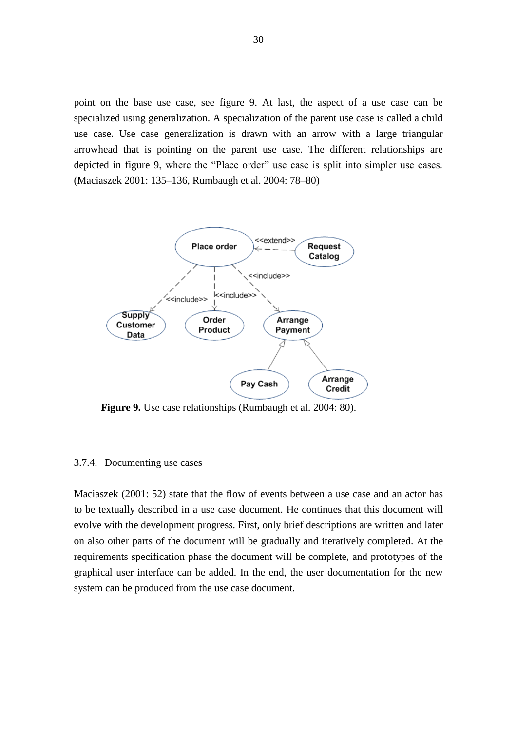point on the base use case, see figure 9. At last, the aspect of a use case can be specialized using generalization. A specialization of the parent use case is called a child use case. Use case generalization is drawn with an arrow with a large triangular arrowhead that is pointing on the parent use case. The different relationships are depicted in figure 9, where the “Place order” use case is split into simpler use cases. (Maciaszek 2001: 135–136, Rumbaugh et al. 2004: 78–80)

**Figure 9.** Use case relationships (Rumbaugh et al. 2004: 80).

### 3.7.4. Documenting use cases

Maciaszek (2001: 52) state that the flow of events between a use case and an actor has to be textually described in a use case document. He continues that this document will evolve with the development progress. First, only brief descriptions are written and later on also other parts of the document will be gradually and iteratively completed. At the requirements specification phase the document will be complete, and prototypes of the graphical user interface can be added. In the end, the user documentation for the new system can be produced from the use case document.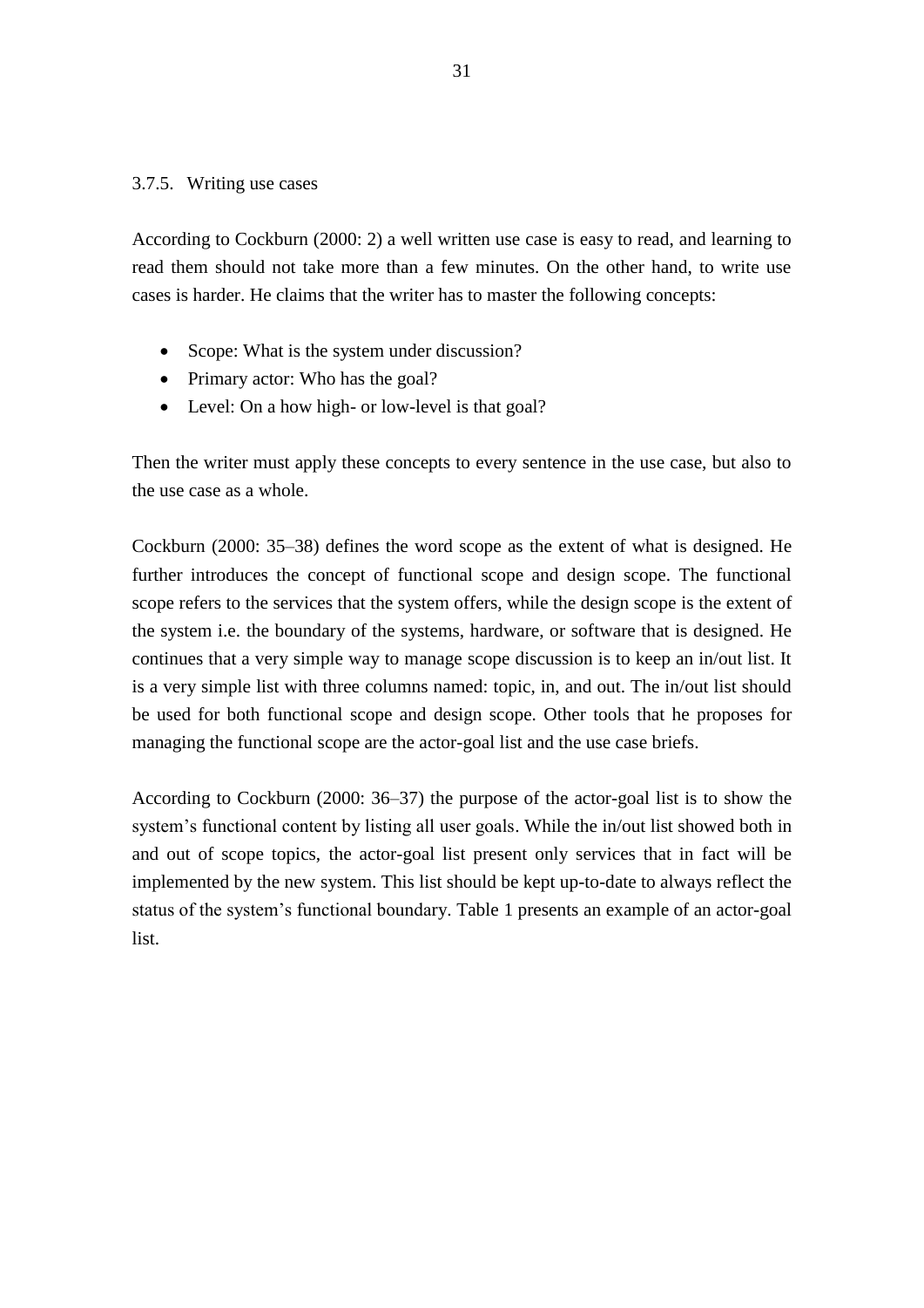### 3.7.5. Writing use cases

According to Cockburn (2000: 2) a well written use case is easy to read, and learning to read them should not take more than a few minutes. On the other hand, to write use cases is harder. He claims that the writer has to master the following concepts:

- Scope: What is the system under discussion?
- Primary actor: Who has the goal?
- Level: On a how high- or low-level is that goal?

Then the writer must apply these concepts to every sentence in the use case, but also to the use case as a whole.

Cockburn (2000: 35–38) defines the word scope as the extent of what is designed. He further introduces the concept of functional scope and design scope. The functional scope refers to the services that the system offers, while the design scope is the extent of the system i.e. the boundary of the systems, hardware, or software that is designed. He continues that a very simple way to manage scope discussion is to keep an in/out list. It is a very simple list with three columns named: topic, in, and out. The in/out list should be used for both functional scope and design scope. Other tools that he proposes for managing the functional scope are the actor-goal list and the use case briefs.

According to Cockburn (2000: 36–37) the purpose of the actor-goal list is to show the system's functional content by listing all user goals. While the in/out list showed both in and out of scope topics, the actor-goal list present only services that in fact will be implemented by the new system. This list should be kept up-to-date to always reflect the status of the system's functional boundary. Table 1 presents an example of an actor-goal list.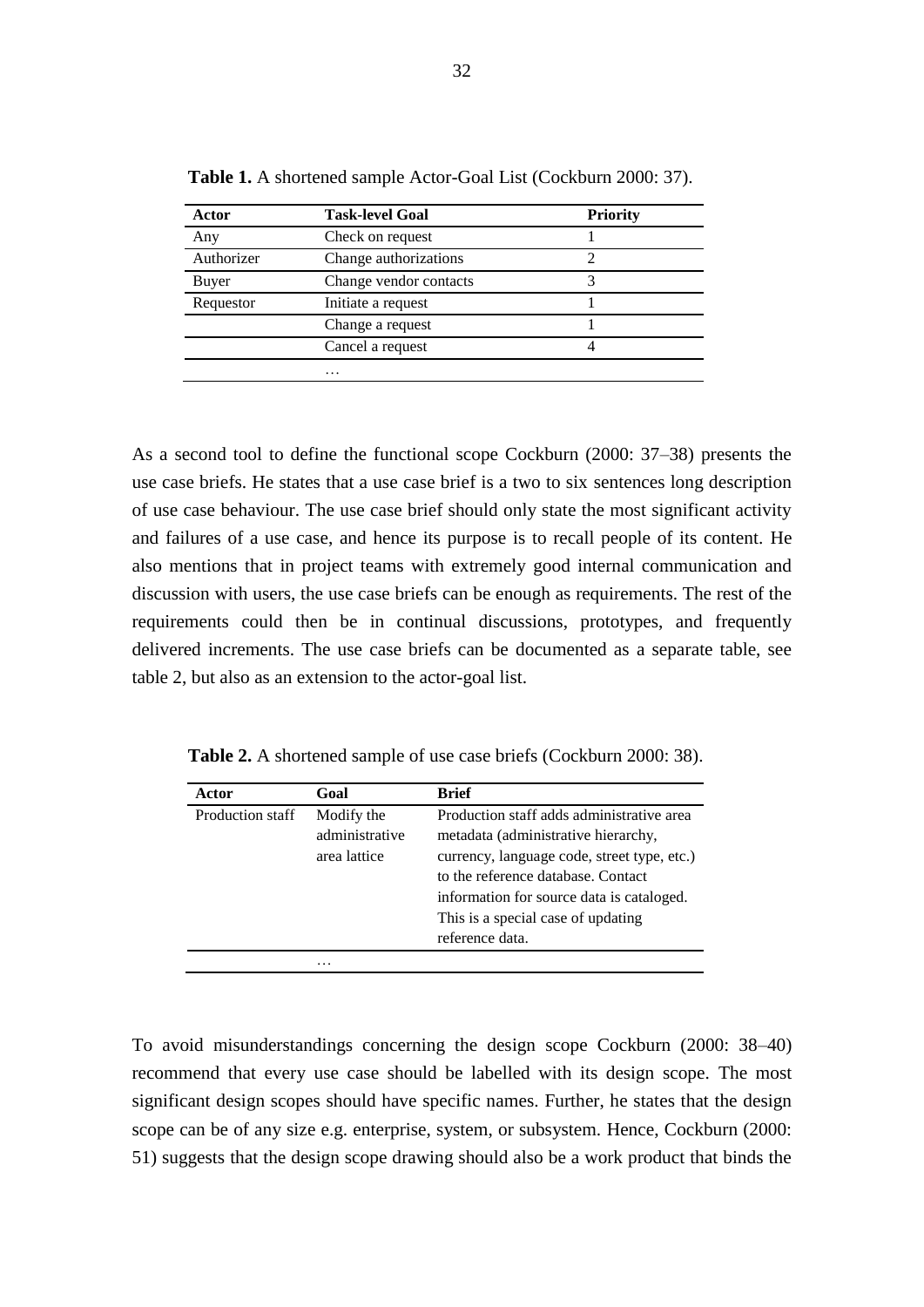**Table 1.** A shortened sample Actor-Goal List (Cockburn 2000: 37).

| Actor | Task-level Goal | Priority |
|---|---|---|
| Any | Check on request | 1 |
| Authorizer | Change authorizations | 2 |
| Buyer | Change vendor contacts | 3 |
| Requestor | Initiate a request | 1 |
| | Change a request | 1 |
| | Cancel a request | 4 |
| | … | |

As a second tool to define the functional scope Cockburn (2000: 37–38) presents the use case briefs. He states that a use case brief is a two to six sentences long description of use case behaviour. The use case brief should only state the most significant activity and failures of a use case, and hence its purpose is to recall people of its content. He also mentions that in project teams with extremely good internal communication and discussion with users, the use case briefs can be enough as requirements. The rest of the requirements could then be in continual discussions, prototypes, and frequently delivered increments. The use case briefs can be documented as a separate table, see table 2, but also as an extension to the actor-goal list.

**Table 2.** A shortened sample of use case briefs (Cockburn 2000: 38).

| Actor | Goal | Brief |
|---|---|---|
| Production staff | Modify the administrative area lattice | Production staff adds administrative area metadata (administrative hierarchy, currency, language code, street type, etc.) to the reference database. Contact information for source data is cataloged. This is a special case of updating reference data. |
| | … | |

To avoid misunderstandings concerning the design scope Cockburn (2000: 38–40) recommend that every use case should be labelled with its design scope. The most significant design scopes should have specific names. Further, he states that the design scope can be of any size e.g. enterprise, system, or subsystem. Hence, Cockburn (2000: 51) suggests that the design scope drawing should also be a work product that binds the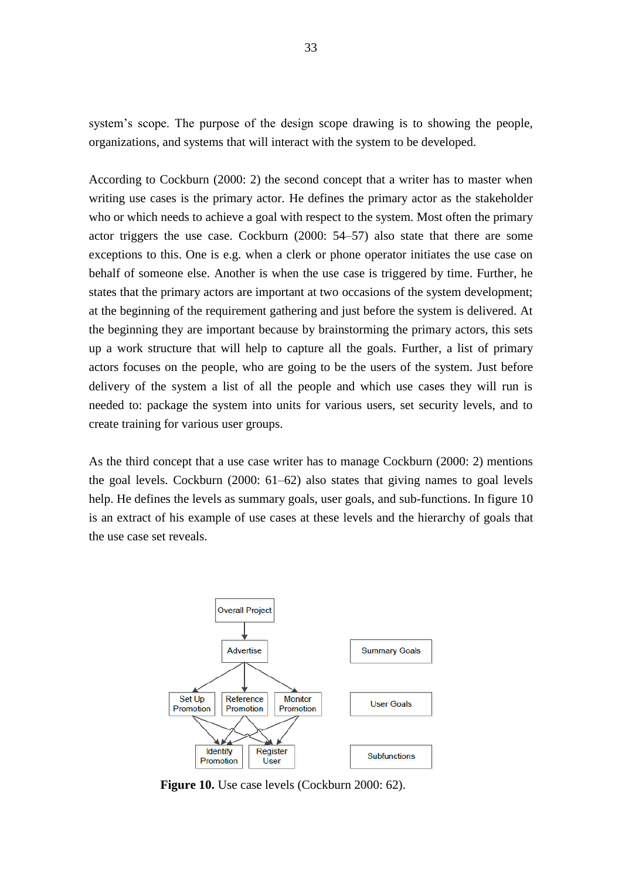system's scope. The purpose of the design scope drawing is to showing the people, organizations, and systems that will interact with the system to be developed.

According to Cockburn (2000: 2) the second concept that a writer has to master when writing use cases is the primary actor. He defines the primary actor as the stakeholder who or which needs to achieve a goal with respect to the system. Most often the primary actor triggers the use case. Cockburn (2000: 54–57) also state that there are some exceptions to this. One is e.g. when a clerk or phone operator initiates the use case on behalf of someone else. Another is when the use case is triggered by time. Further, he states that the primary actors are important at two occasions of the system development; at the beginning of the requirement gathering and just before the system is delivered. At the beginning they are important because by brainstorming the primary actors, this sets up a work structure that will help to capture all the goals. Further, a list of primary actors focuses on the people, who are going to be the users of the system. Just before delivery of the system a list of all the people and which use cases they will run is needed to: package the system into units for various users, set security levels, and to create training for various user groups.

As the third concept that a use case writer has to manage Cockburn (2000: 2) mentions the goal levels. Cockburn (2000: 61–62) also states that giving names to goal levels help. He defines the levels as summary goals, user goals, and sub-functions. In figure 10 is an extract of his example of use cases at these levels and the hierarchy of goals that the use case set reveals.

Overall Project

Advertise — Summary Goals

Set Up Promotion, Reference Promotion, Monitor Promotion — User Goals

Identify Promotion, Register User — Subfunctions

**Figure 10.** Use case levels (Cockburn 2000: 62).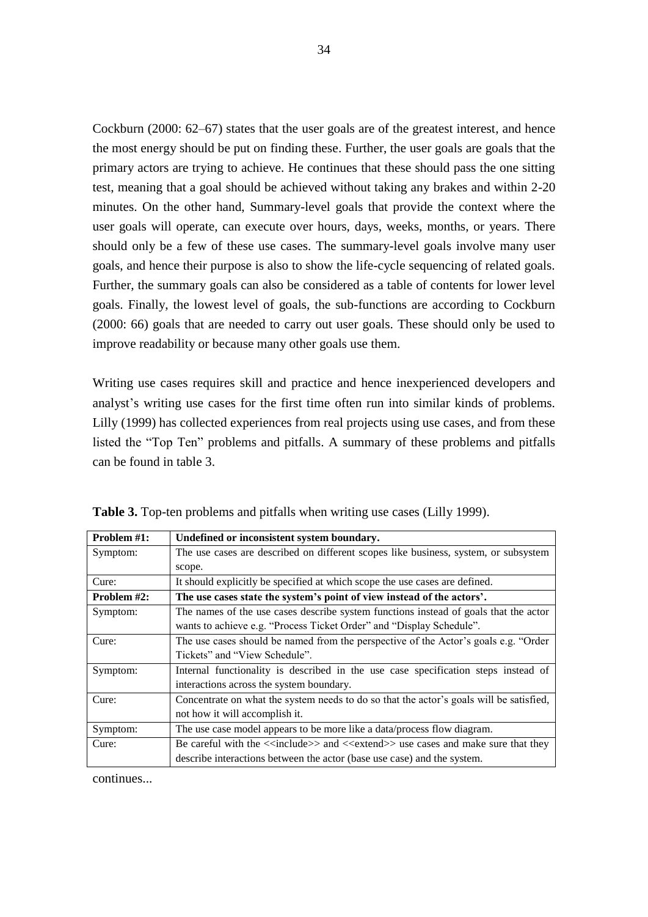Cockburn (2000: 62–67) states that the user goals are of the greatest interest, and hence the most energy should be put on finding these. Further, the user goals are goals that the primary actors are trying to achieve. He continues that these should pass the one sitting test, meaning that a goal should be achieved without taking any brakes and within 2-20 minutes. On the other hand, Summary-level goals that provide the context where the user goals will operate, can execute over hours, days, weeks, months, or years. There should only be a few of these use cases. The summary-level goals involve many user goals, and hence their purpose is also to show the life-cycle sequencing of related goals. Further, the summary goals can also be considered as a table of contents for lower level goals. Finally, the lowest level of goals, the sub-functions are according to Cockburn (2000: 66) goals that are needed to carry out user goals. These should only be used to improve readability or because many other goals use them.

Writing use cases requires skill and practice and hence inexperienced developers and analyst's writing use cases for the first time often run into similar kinds of problems. Lilly (1999) has collected experiences from real projects using use cases, and from these listed the "Top Ten" problems and pitfalls. A summary of these problems and pitfalls can be found in table 3.

**Table 3.** Top-ten problems and pitfalls when writing use cases (Lilly 1999).

| **Problem #1:** | **Undefined or inconsistent system boundary.** |
|---|---|
| Symptom: | The use cases are described on different scopes like business, system, or subsystem scope. |
| Cure: | It should explicitly be specified at which scope the use cases are defined. |
| **Problem #2:** | **The use cases state the system's point of view instead of the actors'.** |
| Symptom: | The names of the use cases describe system functions instead of goals that the actor wants to achieve e.g. "Process Ticket Order" and "Display Schedule". |
| Cure: | The use cases should be named from the perspective of the Actor's goals e.g. "Order Tickets" and "View Schedule". |
| Symptom: | Internal functionality is described in the use case specification steps instead of interactions across the system boundary. |
| Cure: | Concentrate on what the system needs to do so that the actor's goals will be satisfied, not how it will accomplish it. |
| Symptom: | The use case model appears to be more like a data/process flow diagram. |
| Cure: | Be careful with the <<include>> and <<extend>> use cases and make sure that they describe interactions between the actor (base use case) and the system. |

continues...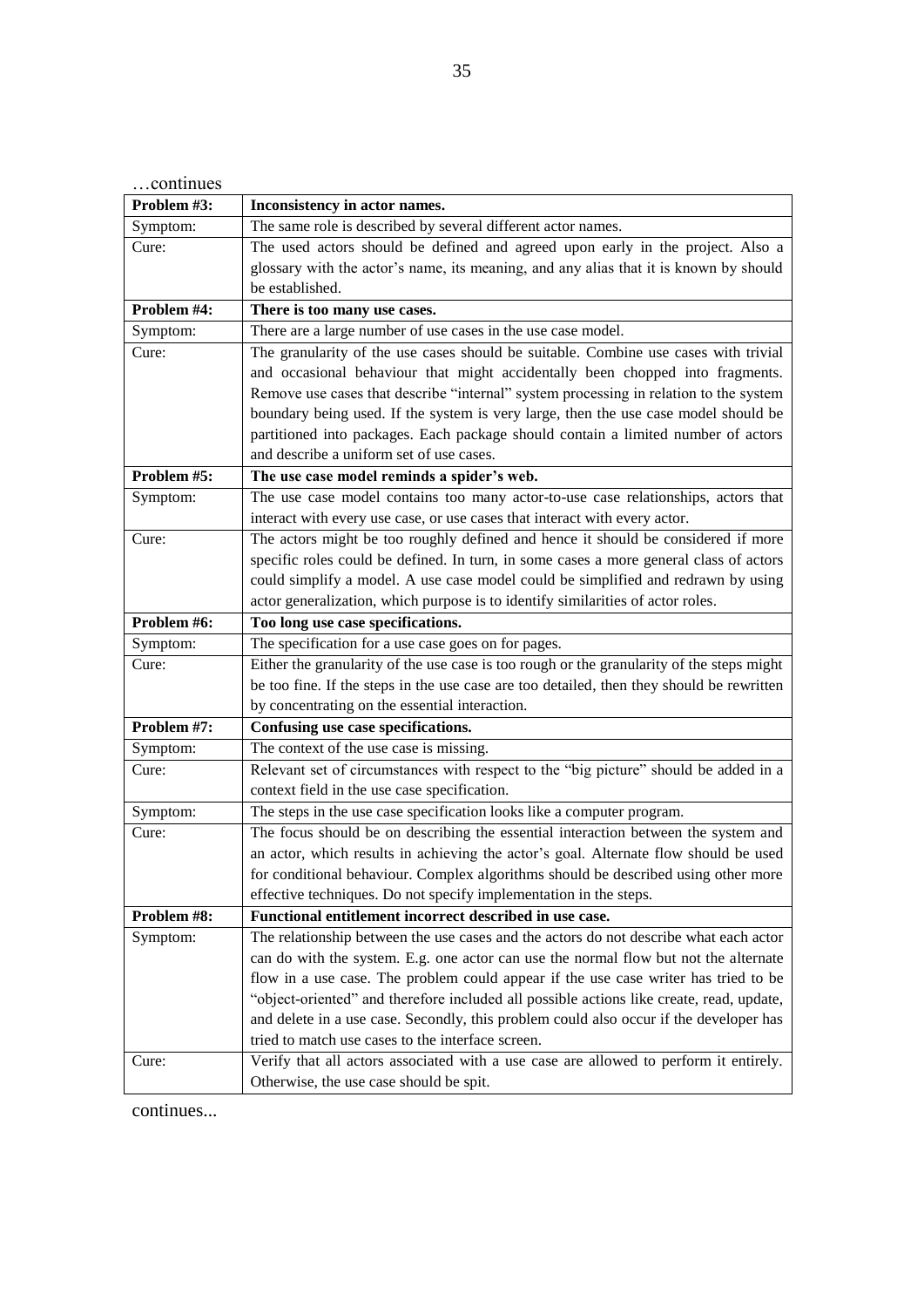…continues

| Problem #3: | **Inconsistency in actor names.** |
|---|---|
| Symptom: | The same role is described by several different actor names. |
| Cure: | The used actors should be defined and agreed upon early in the project. Also a glossary with the actor's name, its meaning, and any alias that it is known by should be established. |
| **Problem #4:** | **There is too many use cases.** |
| Symptom: | There are a large number of use cases in the use case model. |
| Cure: | The granularity of the use cases should be suitable. Combine use cases with trivial and occasional behaviour that might accidentally been chopped into fragments. Remove use cases that describe "internal" system processing in relation to the system boundary being used. If the system is very large, then the use case model should be partitioned into packages. Each package should contain a limited number of actors and describe a uniform set of use cases. |
| **Problem #5:** | **The use case model reminds a spider's web.** |
| Symptom: | The use case model contains too many actor-to-use case relationships, actors that interact with every use case, or use cases that interact with every actor. |
| Cure: | The actors might be too roughly defined and hence it should be considered if more specific roles could be defined. In turn, in some cases a more general class of actors could simplify a model. A use case model could be simplified and redrawn by using actor generalization, which purpose is to identify similarities of actor roles. |
| **Problem #6:** | **Too long use case specifications.** |
| Symptom: | The specification for a use case goes on for pages. |
| Cure: | Either the granularity of the use case is too rough or the granularity of the steps might be too fine. If the steps in the use case are too detailed, then they should be rewritten by concentrating on the essential interaction. |
| **Problem #7:** | **Confusing use case specifications.** |
| Symptom: | The context of the use case is missing. |
| Cure: | Relevant set of circumstances with respect to the "big picture" should be added in a context field in the use case specification. |
| Symptom: | The steps in the use case specification looks like a computer program. |
| Cure: | The focus should be on describing the essential interaction between the system and an actor, which results in achieving the actor's goal. Alternate flow should be used for conditional behaviour. Complex algorithms should be described using other more effective techniques. Do not specify implementation in the steps. |
| **Problem #8:** | **Functional entitlement incorrect described in use case.** |
| Symptom: | The relationship between the use cases and the actors do not describe what each actor can do with the system. E.g. one actor can use the normal flow but not the alternate flow in a use case. The problem could appear if the use case writer has tried to be "object-oriented" and therefore included all possible actions like create, read, update, and delete in a use case. Secondly, this problem could also occur if the developer has tried to match use cases to the interface screen. |
| Cure: | Verify that all actors associated with a use case are allowed to perform it entirely. Otherwise, the use case should be spit. |

continues...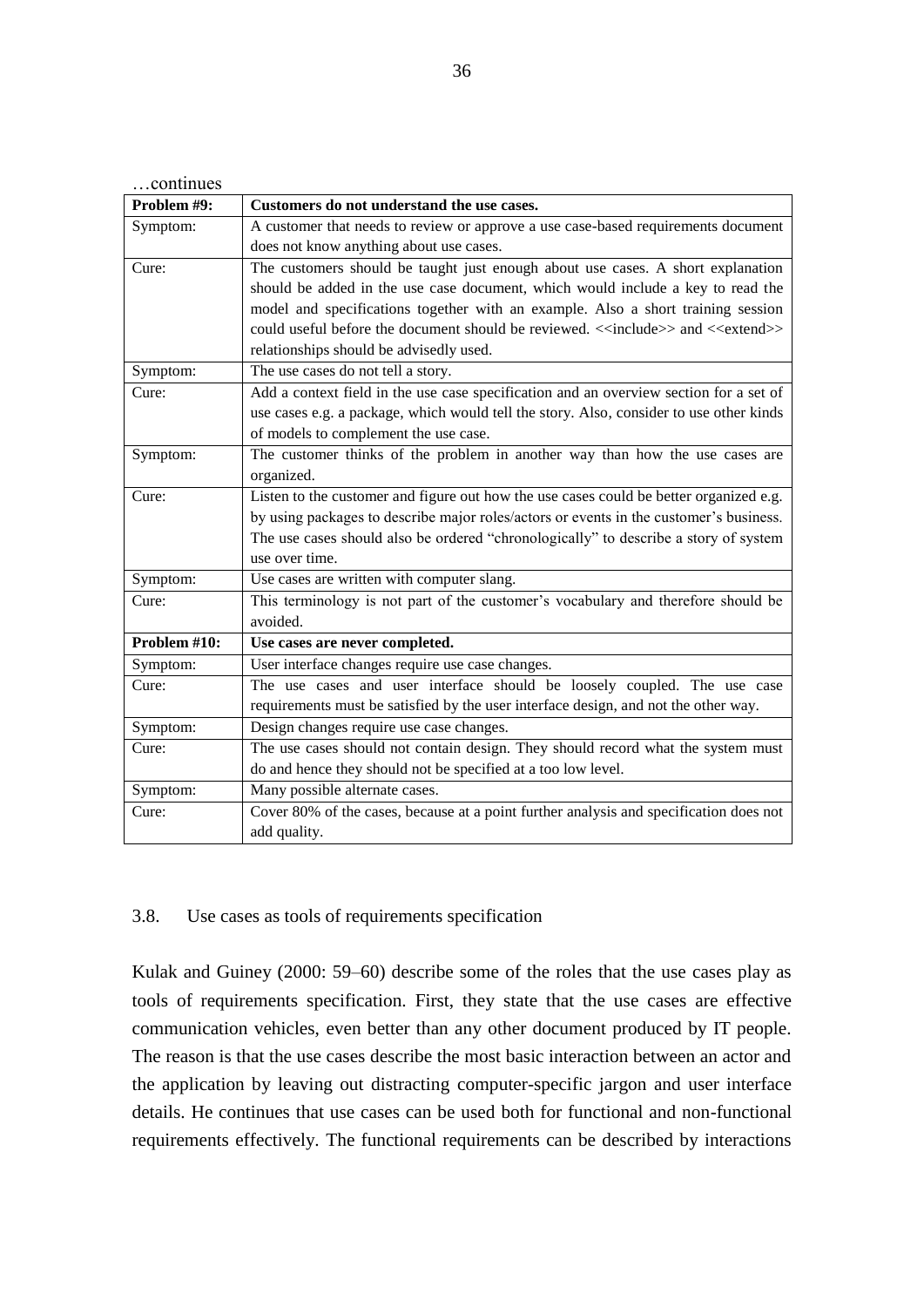…continues

| **Problem #9:** | **Customers do not understand the use cases.** |
|---|---|
| Symptom: | A customer that needs to review or approve a use case-based requirements document does not know anything about use cases. |
| Cure: | The customers should be taught just enough about use cases. A short explanation should be added in the use case document, which would include a key to read the model and specifications together with an example. Also a short training session could useful before the document should be reviewed. <<include>> and <<extend>> relationships should be advisedly used. |
| Symptom: | The use cases do not tell a story. |
| Cure: | Add a context field in the use case specification and an overview section for a set of use cases e.g. a package, which would tell the story. Also, consider to use other kinds of models to complement the use case. |
| Symptom: | The customer thinks of the problem in another way than how the use cases are organized. |
| Cure: | Listen to the customer and figure out how the use cases could be better organized e.g. by using packages to describe major roles/actors or events in the customer's business. The use cases should also be ordered "chronologically" to describe a story of system use over time. |
| Symptom: | Use cases are written with computer slang. |
| Cure: | This terminology is not part of the customer's vocabulary and therefore should be avoided. |
| **Problem #10:** | **Use cases are never completed.** |
| Symptom: | User interface changes require use case changes. |
| Cure: | The use cases and user interface should be loosely coupled. The use case requirements must be satisfied by the user interface design, and not the other way. |
| Symptom: | Design changes require use case changes. |
| Cure: | The use cases should not contain design. They should record what the system must do and hence they should not be specified at a too low level. |
| Symptom: | Many possible alternate cases. |
| Cure: | Cover 80% of the cases, because at a point further analysis and specification does not add quality. |

### 3.8. Use cases as tools of requirements specification

Kulak and Guiney (2000: 59–60) describe some of the roles that the use cases play as tools of requirements specification. First, they state that the use cases are effective communication vehicles, even better than any other document produced by IT people. The reason is that the use cases describe the most basic interaction between an actor and the application by leaving out distracting computer-specific jargon and user interface details. He continues that use cases can be used both for functional and non-functional requirements effectively. The functional requirements can be described by interactions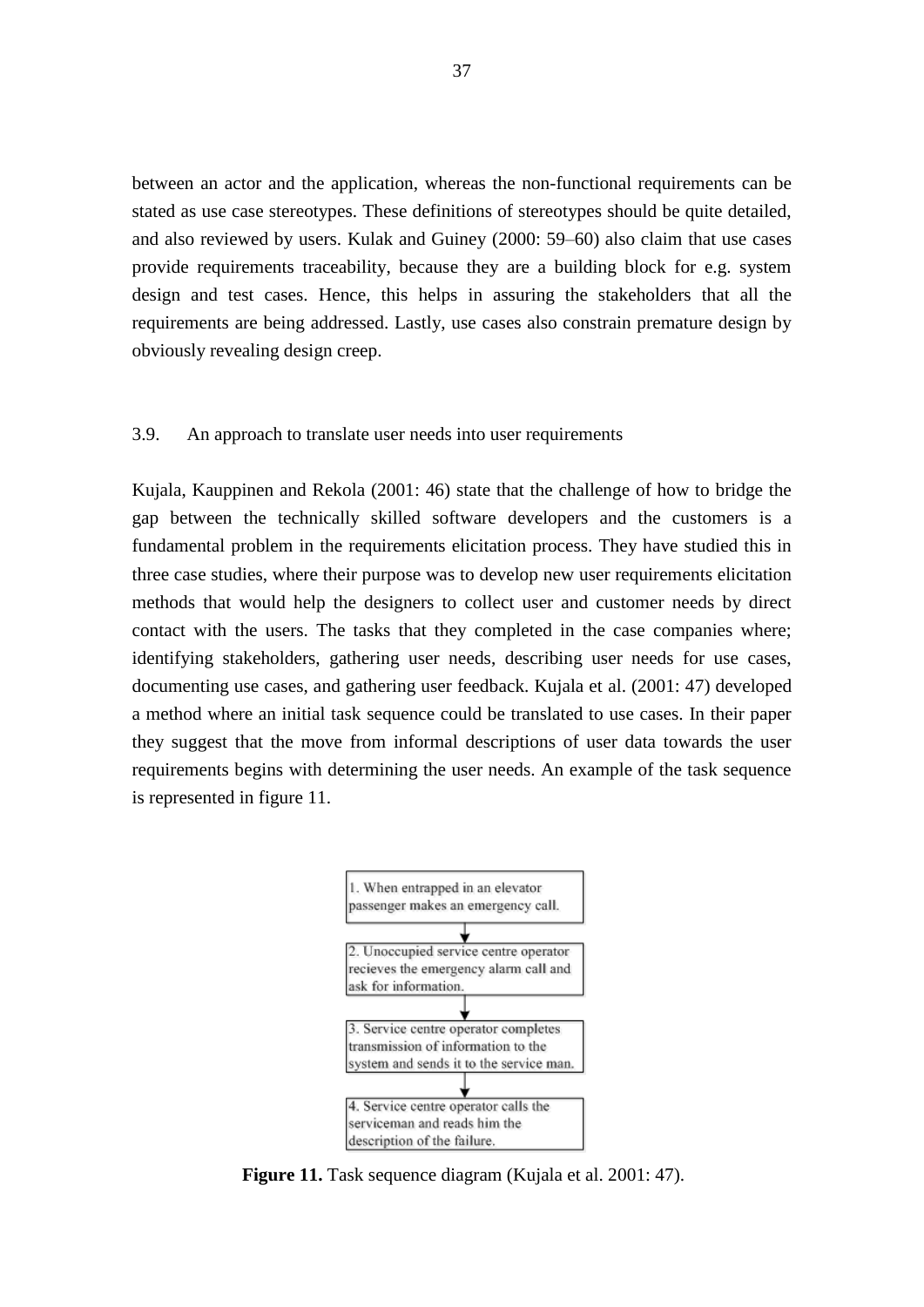between an actor and the application, whereas the non-functional requirements can be stated as use case stereotypes. These definitions of stereotypes should be quite detailed, and also reviewed by users. Kulak and Guiney (2000: 59–60) also claim that use cases provide requirements traceability, because they are a building block for e.g. system design and test cases. Hence, this helps in assuring the stakeholders that all the requirements are being addressed. Lastly, use cases also constrain premature design by obviously revealing design creep.

## 3.9. An approach to translate user needs into user requirements

Kujala, Kauppinen and Rekola (2001: 46) state that the challenge of how to bridge the gap between the technically skilled software developers and the customers is a fundamental problem in the requirements elicitation process. They have studied this in three case studies, where their purpose was to develop new user requirements elicitation methods that would help the designers to collect user and customer needs by direct contact with the users. The tasks that they completed in the case companies where; identifying stakeholders, gathering user needs, describing user needs for use cases, documenting use cases, and gathering user feedback. Kujala et al. (2001: 47) developed a method where an initial task sequence could be translated to use cases. In their paper they suggest that the move from informal descriptions of user data towards the user requirements begins with determining the user needs. An example of the task sequence is represented in figure 11.

1. When entrapped in an elevator passenger makes an emergency call.

2. Unoccupied service centre operator recieves the emergency alarm call and ask for information.

3. Service centre operator completes transmission of information to the system and sends it to the service man.

4. Service centre operator calls the serviceman and reads him the description of the failure.

**Figure 11.** Task sequence diagram (Kujala et al. 2001: 47).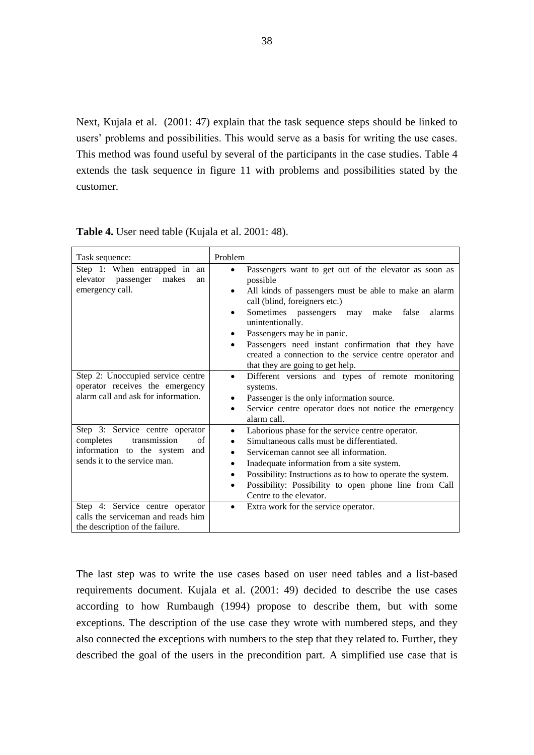Next, Kujala et al. (2001: 47) explain that the task sequence steps should be linked to users' problems and possibilities. This would serve as a basis for writing the use cases. This method was found useful by several of the participants in the case studies. Table 4 extends the task sequence in figure 11 with problems and possibilities stated by the customer.

**Table 4.** User need table (Kujala et al. 2001: 48).

| Task sequence: | Problem |
|---|---|
| Step 1: When entrapped in an elevator passenger makes an emergency call. | • Passengers want to get out of the elevator as soon as possible<br>• All kinds of passengers must be able to make an alarm call (blind, foreigners etc.)<br>• Sometimes passengers may make false alarms unintentionally.<br>• Passengers may be in panic.<br>• Passengers need instant confirmation that they have created a connection to the service centre operator and that they are going to get help. |
| Step 2: Unoccupied service centre operator receives the emergency alarm call and ask for information. | • Different versions and types of remote monitoring systems.<br>• Passenger is the only information source.<br>• Service centre operator does not notice the emergency alarm call. |
| Step 3: Service centre operator completes transmission of information to the system and sends it to the service man. | • Laborious phase for the service centre operator.<br>• Simultaneous calls must be differentiated.<br>• Serviceman cannot see all information.<br>• Inadequate information from a site system.<br>• Possibility: Instructions as to how to operate the system.<br>• Possibility: Possibility to open phone line from Call Centre to the elevator. |
| Step 4: Service centre operator calls the serviceman and reads him the description of the failure. | • Extra work for the service operator. |

The last step was to write the use cases based on user need tables and a list-based requirements document. Kujala et al. (2001: 49) decided to describe the use cases according to how Rumbaugh (1994) propose to describe them, but with some exceptions. The description of the use case they wrote with numbered steps, and they also connected the exceptions with numbers to the step that they related to. Further, they described the goal of the users in the precondition part. A simplified use case that is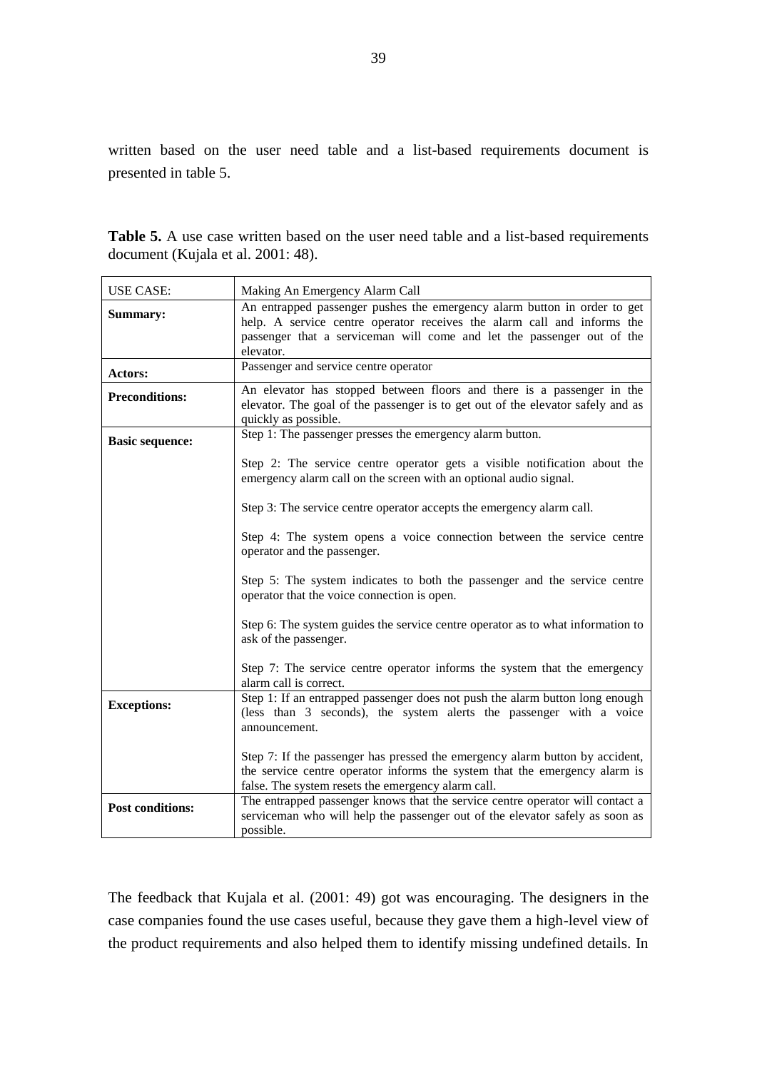written based on the user need table and a list-based requirements document is presented in table 5.

**Table 5.** A use case written based on the user need table and a list-based requirements document (Kujala et al. 2001: 48).

| USE CASE: | Making An Emergency Alarm Call |
|---|---|
| **Summary:** | An entrapped passenger pushes the emergency alarm button in order to get help. A service centre operator receives the alarm call and informs the passenger that a serviceman will come and let the passenger out of the elevator. |
| **Actors:** | Passenger and service centre operator |
| **Preconditions:** | An elevator has stopped between floors and there is a passenger in the elevator. The goal of the passenger is to get out of the elevator safely and as quickly as possible. |
| **Basic sequence:** | Step 1: The passenger presses the emergency alarm button.<br><br>Step 2: The service centre operator gets a visible notification about the emergency alarm call on the screen with an optional audio signal.<br><br>Step 3: The service centre operator accepts the emergency alarm call.<br><br>Step 4: The system opens a voice connection between the service centre operator and the passenger.<br><br>Step 5: The system indicates to both the passenger and the service centre operator that the voice connection is open.<br><br>Step 6: The system guides the service centre operator as to what information to ask of the passenger.<br><br>Step 7: The service centre operator informs the system that the emergency alarm call is correct. |
| **Exceptions:** | Step 1: If an entrapped passenger does not push the alarm button long enough (less than 3 seconds), the system alerts the passenger with a voice announcement.<br><br>Step 7: If the passenger has pressed the emergency alarm button by accident, the service centre operator informs the system that the emergency alarm is false. The system resets the emergency alarm call. |
| **Post conditions:** | The entrapped passenger knows that the service centre operator will contact a serviceman who will help the passenger out of the elevator safely as soon as possible. |

The feedback that Kujala et al. (2001: 49) got was encouraging. The designers in the case companies found the use cases useful, because they gave them a high-level view of the product requirements and also helped them to identify missing undefined details. In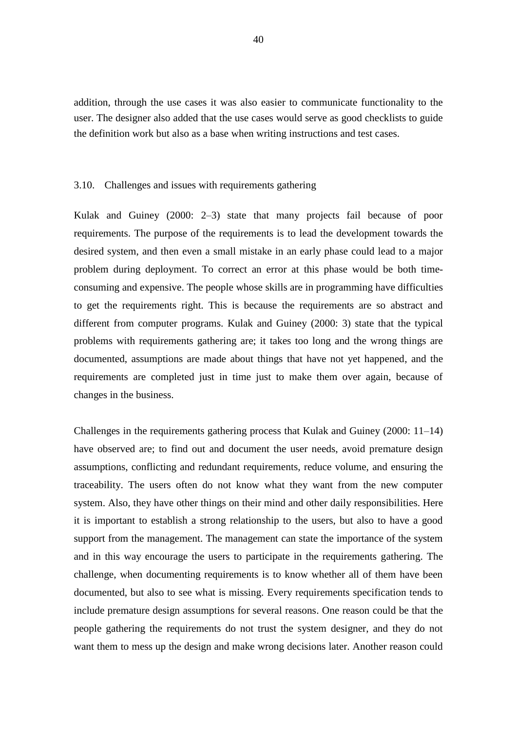addition, through the use cases it was also easier to communicate functionality to the user. The designer also added that the use cases would serve as good checklists to guide the definition work but also as a base when writing instructions and test cases.

### 3.10. Challenges and issues with requirements gathering

Kulak and Guiney (2000: 2–3) state that many projects fail because of poor requirements. The purpose of the requirements is to lead the development towards the desired system, and then even a small mistake in an early phase could lead to a major problem during deployment. To correct an error at this phase would be both time-consuming and expensive. The people whose skills are in programming have difficulties to get the requirements right. This is because the requirements are so abstract and different from computer programs. Kulak and Guiney (2000: 3) state that the typical problems with requirements gathering are; it takes too long and the wrong things are documented, assumptions are made about things that have not yet happened, and the requirements are completed just in time just to make them over again, because of changes in the business.

Challenges in the requirements gathering process that Kulak and Guiney (2000: 11–14) have observed are; to find out and document the user needs, avoid premature design assumptions, conflicting and redundant requirements, reduce volume, and ensuring the traceability. The users often do not know what they want from the new computer system. Also, they have other things on their mind and other daily responsibilities. Here it is important to establish a strong relationship to the users, but also to have a good support from the management. The management can state the importance of the system and in this way encourage the users to participate in the requirements gathering. The challenge, when documenting requirements is to know whether all of them have been documented, but also to see what is missing. Every requirements specification tends to include premature design assumptions for several reasons. One reason could be that the people gathering the requirements do not trust the system designer, and they do not want them to mess up the design and make wrong decisions later. Another reason could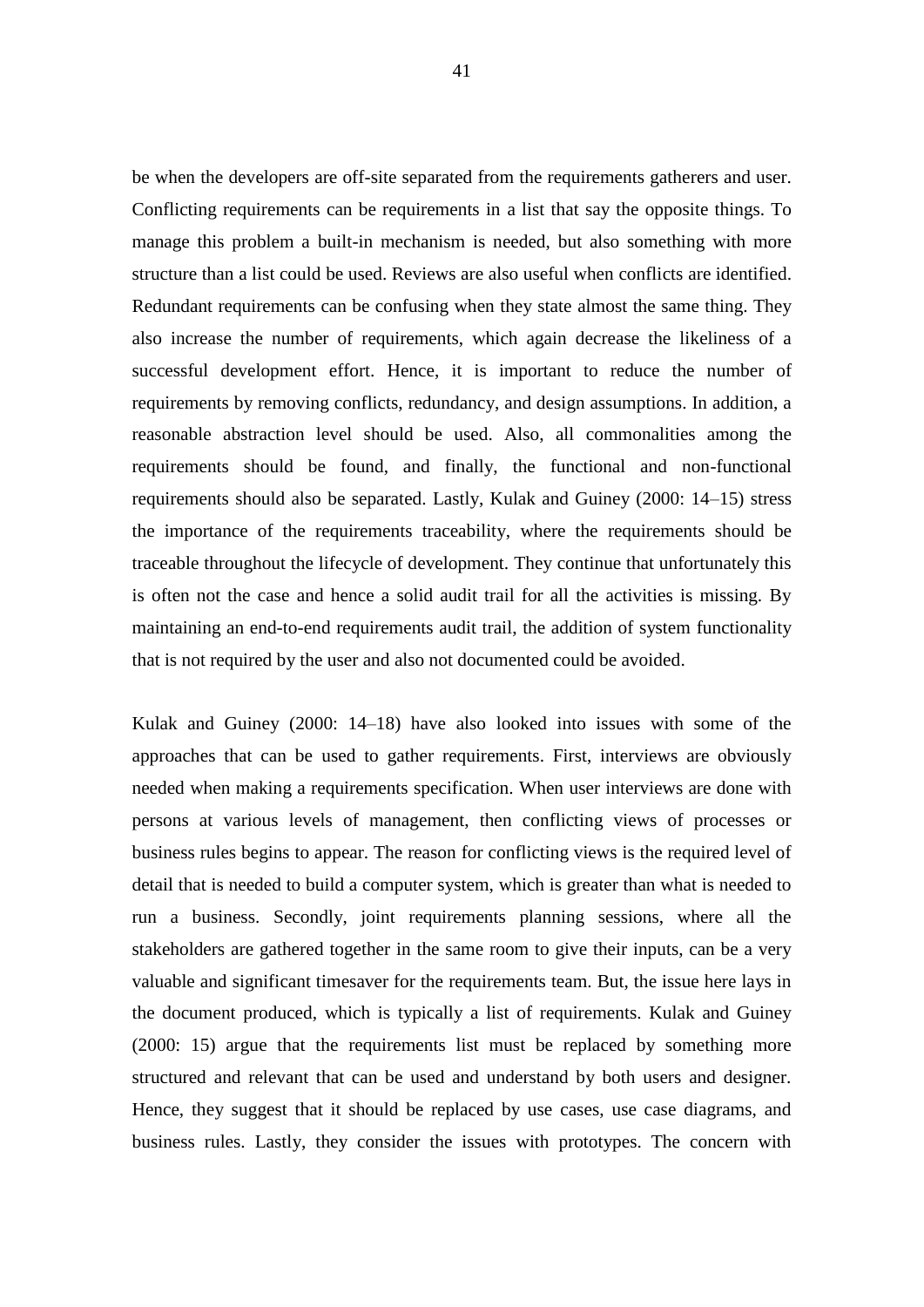be when the developers are off-site separated from the requirements gatherers and user. Conflicting requirements can be requirements in a list that say the opposite things. To manage this problem a built-in mechanism is needed, but also something with more structure than a list could be used. Reviews are also useful when conflicts are identified. Redundant requirements can be confusing when they state almost the same thing. They also increase the number of requirements, which again decrease the likeliness of a successful development effort. Hence, it is important to reduce the number of requirements by removing conflicts, redundancy, and design assumptions. In addition, a reasonable abstraction level should be used. Also, all commonalities among the requirements should be found, and finally, the functional and non-functional requirements should also be separated. Lastly, Kulak and Guiney (2000: 14–15) stress the importance of the requirements traceability, where the requirements should be traceable throughout the lifecycle of development. They continue that unfortunately this is often not the case and hence a solid audit trail for all the activities is missing. By maintaining an end-to-end requirements audit trail, the addition of system functionality that is not required by the user and also not documented could be avoided.

Kulak and Guiney (2000: 14–18) have also looked into issues with some of the approaches that can be used to gather requirements. First, interviews are obviously needed when making a requirements specification. When user interviews are done with persons at various levels of management, then conflicting views of processes or business rules begins to appear. The reason for conflicting views is the required level of detail that is needed to build a computer system, which is greater than what is needed to run a business. Secondly, joint requirements planning sessions, where all the stakeholders are gathered together in the same room to give their inputs, can be a very valuable and significant timesaver for the requirements team. But, the issue here lays in the document produced, which is typically a list of requirements. Kulak and Guiney (2000: 15) argue that the requirements list must be replaced by something more structured and relevant that can be used and understand by both users and designer. Hence, they suggest that it should be replaced by use cases, use case diagrams, and business rules. Lastly, they consider the issues with prototypes. The concern with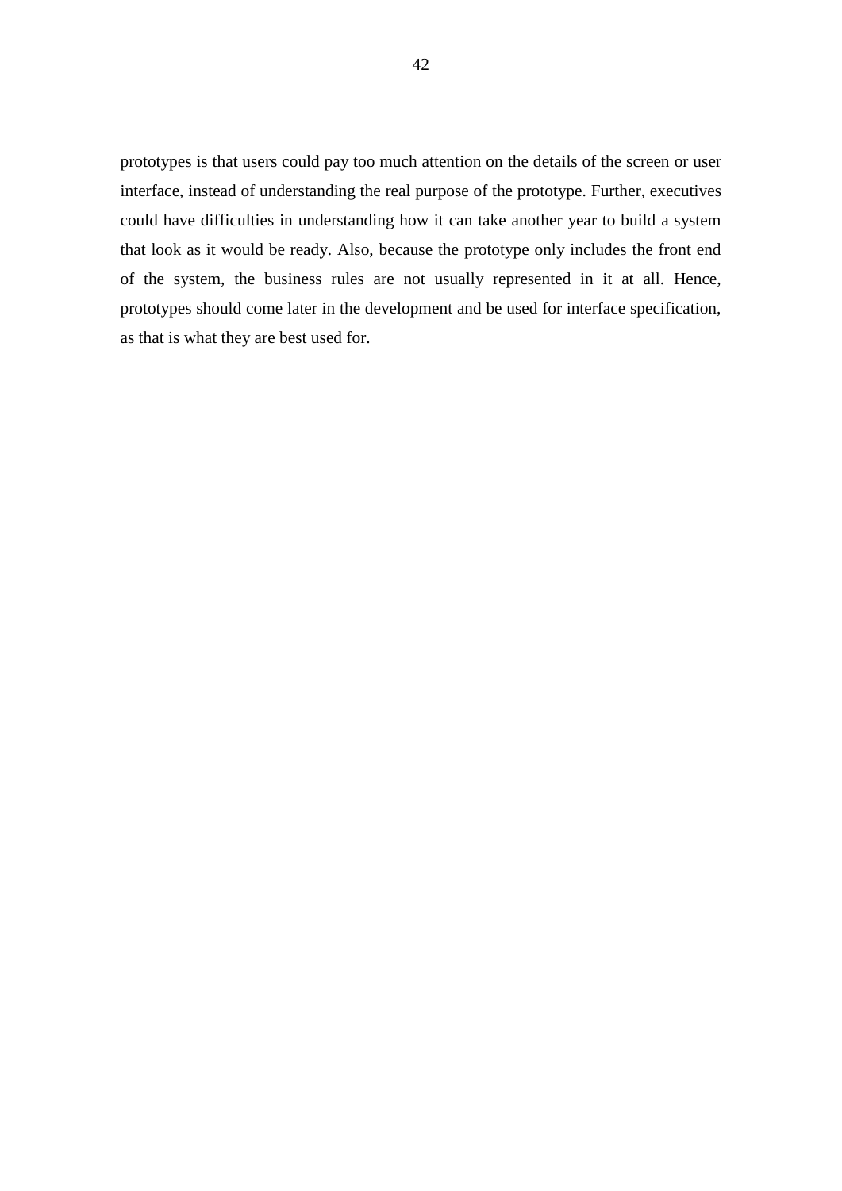prototypes is that users could pay too much attention on the details of the screen or user interface, instead of understanding the real purpose of the prototype. Further, executives could have difficulties in understanding how it can take another year to build a system that look as it would be ready. Also, because the prototype only includes the front end of the system, the business rules are not usually represented in it at all. Hence, prototypes should come later in the development and be used for interface specification, as that is what they are best used for.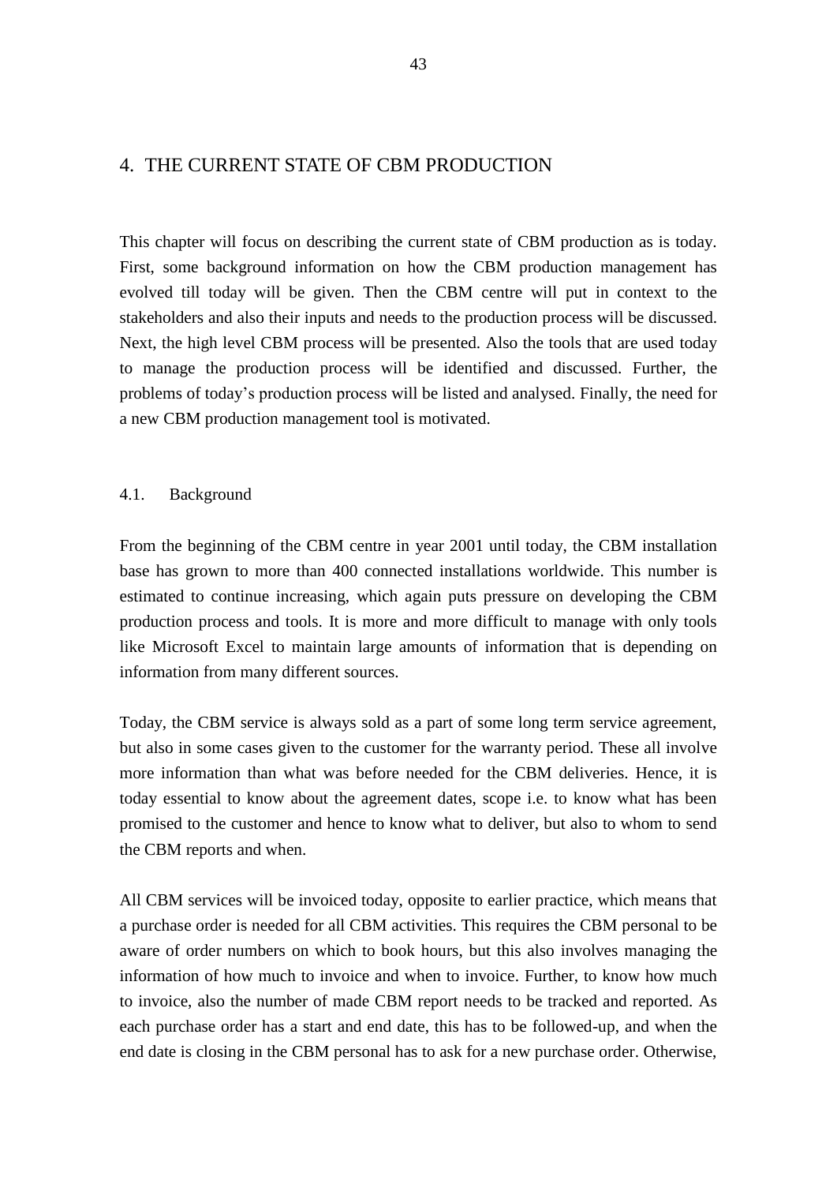# 4. THE CURRENT STATE OF CBM PRODUCTION

This chapter will focus on describing the current state of CBM production as is today. First, some background information on how the CBM production management has evolved till today will be given. Then the CBM centre will put in context to the stakeholders and also their inputs and needs to the production process will be discussed. Next, the high level CBM process will be presented. Also the tools that are used today to manage the production process will be identified and discussed. Further, the problems of today's production process will be listed and analysed. Finally, the need for a new CBM production management tool is motivated.

## 4.1. Background

From the beginning of the CBM centre in year 2001 until today, the CBM installation base has grown to more than 400 connected installations worldwide. This number is estimated to continue increasing, which again puts pressure on developing the CBM production process and tools. It is more and more difficult to manage with only tools like Microsoft Excel to maintain large amounts of information that is depending on information from many different sources.

Today, the CBM service is always sold as a part of some long term service agreement, but also in some cases given to the customer for the warranty period. These all involve more information than what was before needed for the CBM deliveries. Hence, it is today essential to know about the agreement dates, scope i.e. to know what has been promised to the customer and hence to know what to deliver, but also to whom to send the CBM reports and when.

All CBM services will be invoiced today, opposite to earlier practice, which means that a purchase order is needed for all CBM activities. This requires the CBM personal to be aware of order numbers on which to book hours, but this also involves managing the information of how much to invoice and when to invoice. Further, to know how much to invoice, also the number of made CBM report needs to be tracked and reported. As each purchase order has a start and end date, this has to be followed-up, and when the end date is closing in the CBM personal has to ask for a new purchase order. Otherwise,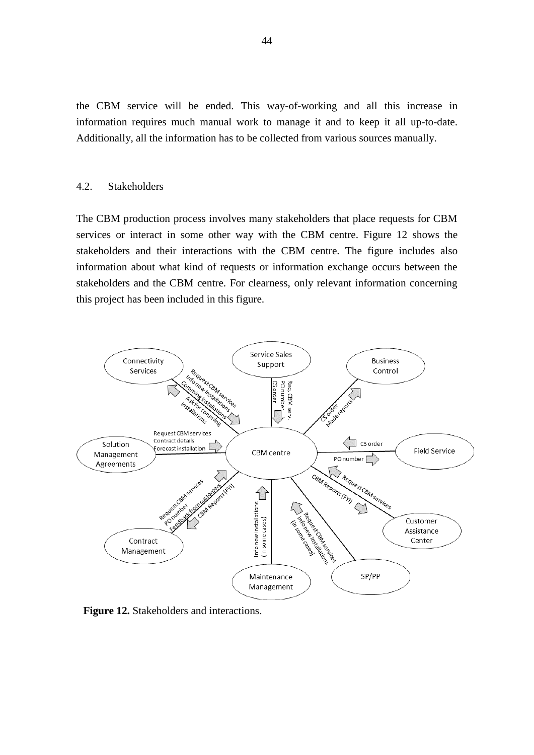the CBM service will be ended. This way-of-working and all this increase in information requires much manual work to manage it and to keep it all up-to-date. Additionally, all the information has to be collected from various sources manually.

## 4.2. Stakeholders

The CBM production process involves many stakeholders that place requests for CBM services or interact in some other way with the CBM centre. Figure 12 shows the stakeholders and their interactions with the CBM centre. The figure includes also information about what kind of requests or information exchange occurs between the stakeholders and the CBM centre. For clearness, only relevant information concerning this project has been included in this figure.

**Figure 12.** Stakeholders and interactions.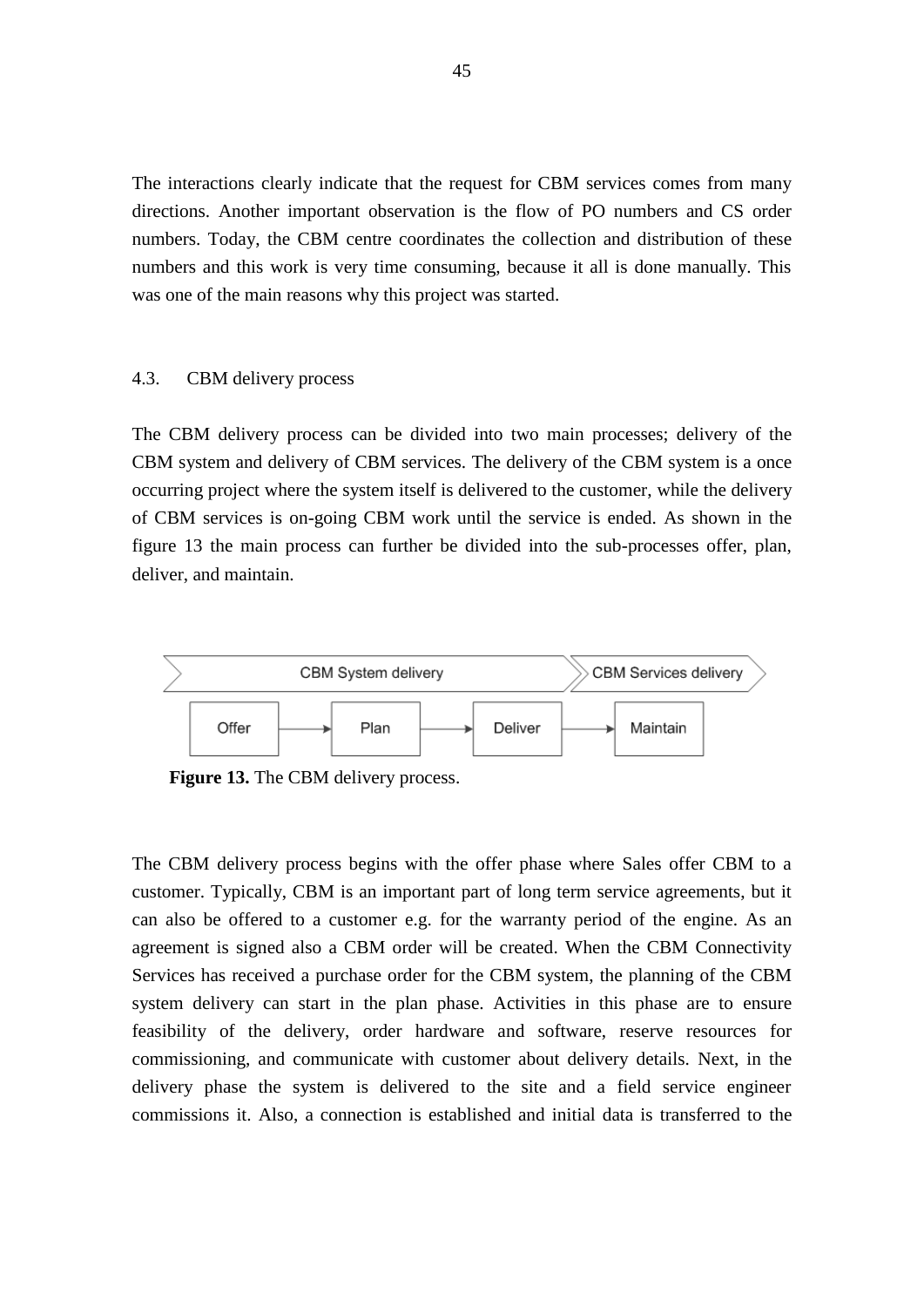The interactions clearly indicate that the request for CBM services comes from many directions. Another important observation is the flow of PO numbers and CS order numbers. Today, the CBM centre coordinates the collection and distribution of these numbers and this work is very time consuming, because it all is done manually. This was one of the main reasons why this project was started.

## 4.3. CBM delivery process

The CBM delivery process can be divided into two main processes; delivery of the CBM system and delivery of CBM services. The delivery of the CBM system is a once occurring project where the system itself is delivered to the customer, while the delivery of CBM services is on-going CBM work until the service is ended. As shown in the figure 13 the main process can further be divided into the sub-processes offer, plan, deliver, and maintain.

CBM System delivery → CBM Services delivery

Offer → Plan → Deliver → Maintain

**Figure 13.** The CBM delivery process.

The CBM delivery process begins with the offer phase where Sales offer CBM to a customer. Typically, CBM is an important part of long term service agreements, but it can also be offered to a customer e.g. for the warranty period of the engine. As an agreement is signed also a CBM order will be created. When the CBM Connectivity Services has received a purchase order for the CBM system, the planning of the CBM system delivery can start in the plan phase. Activities in this phase are to ensure feasibility of the delivery, order hardware and software, reserve resources for commissioning, and communicate with customer about delivery details. Next, in the delivery phase the system is delivered to the site and a field service engineer commissions it. Also, a connection is established and initial data is transferred to the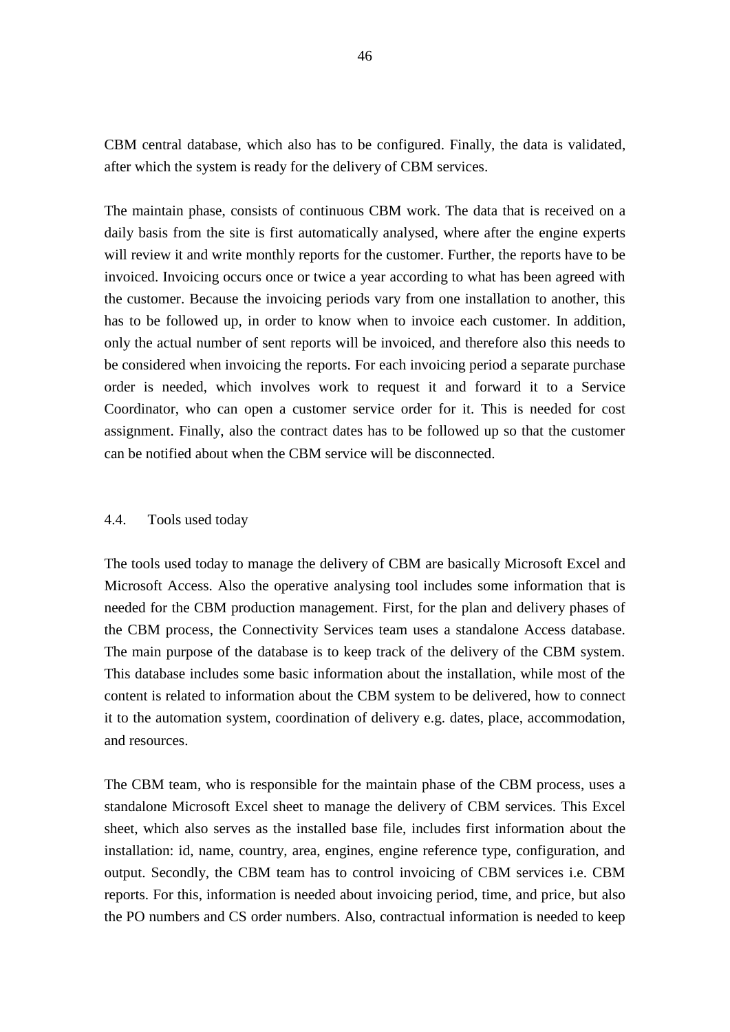CBM central database, which also has to be configured. Finally, the data is validated, after which the system is ready for the delivery of CBM services.

The maintain phase, consists of continuous CBM work. The data that is received on a daily basis from the site is first automatically analysed, where after the engine experts will review it and write monthly reports for the customer. Further, the reports have to be invoiced. Invoicing occurs once or twice a year according to what has been agreed with the customer. Because the invoicing periods vary from one installation to another, this has to be followed up, in order to know when to invoice each customer. In addition, only the actual number of sent reports will be invoiced, and therefore also this needs to be considered when invoicing the reports. For each invoicing period a separate purchase order is needed, which involves work to request it and forward it to a Service Coordinator, who can open a customer service order for it. This is needed for cost assignment. Finally, also the contract dates has to be followed up so that the customer can be notified about when the CBM service will be disconnected.

## 4.4. Tools used today

The tools used today to manage the delivery of CBM are basically Microsoft Excel and Microsoft Access. Also the operative analysing tool includes some information that is needed for the CBM production management. First, for the plan and delivery phases of the CBM process, the Connectivity Services team uses a standalone Access database. The main purpose of the database is to keep track of the delivery of the CBM system. This database includes some basic information about the installation, while most of the content is related to information about the CBM system to be delivered, how to connect it to the automation system, coordination of delivery e.g. dates, place, accommodation, and resources.

The CBM team, who is responsible for the maintain phase of the CBM process, uses a standalone Microsoft Excel sheet to manage the delivery of CBM services. This Excel sheet, which also serves as the installed base file, includes first information about the installation: id, name, country, area, engines, engine reference type, configuration, and output. Secondly, the CBM team has to control invoicing of CBM services i.e. CBM reports. For this, information is needed about invoicing period, time, and price, but also the PO numbers and CS order numbers. Also, contractual information is needed to keep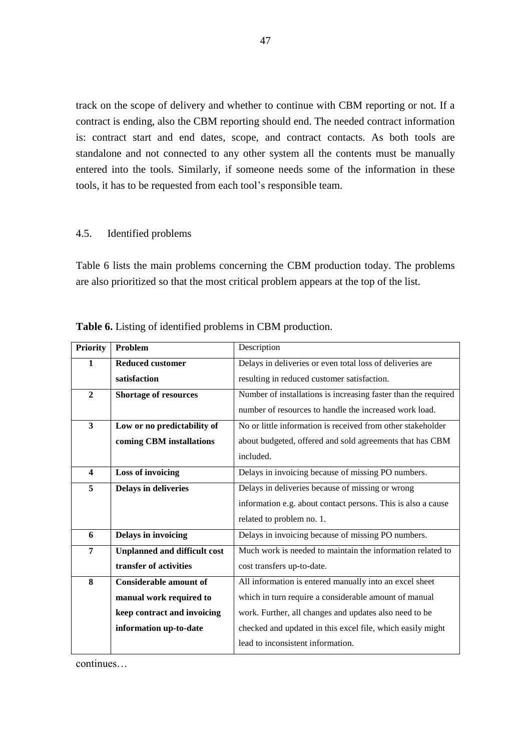track on the scope of delivery and whether to continue with CBM reporting or not. If a contract is ending, also the CBM reporting should end. The needed contract information is: contract start and end dates, scope, and contract contacts. As both tools are standalone and not connected to any other system all the contents must be manually entered into the tools. Similarly, if someone needs some of the information in these tools, it has to be requested from each tool's responsible team.

## 4.5. Identified problems

Table 6 lists the main problems concerning the CBM production today. The problems are also prioritized so that the most critical problem appears at the top of the list.

**Table 6.** Listing of identified problems in CBM production.

| Priority | Problem | Description |
|---|---|---|
| **1** | **Reduced customer satisfaction** | Delays in deliveries or even total loss of deliveries are resulting in reduced customer satisfaction. |
| **2** | **Shortage of resources** | Number of installations is increasing faster than the required number of resources to handle the increased work load. |
| **3** | **Low or no predictability of coming CBM installations** | No or little information is received from other stakeholder about budgeted, offered and sold agreements that has CBM included. |
| **4** | **Loss of invoicing** | Delays in invoicing because of missing PO numbers. |
| **5** | **Delays in deliveries** | Delays in deliveries because of missing or wrong information e.g. about contact persons. This is also a cause related to problem no. 1. |
| **6** | **Delays in invoicing** | Delays in invoicing because of missing PO numbers. |
| **7** | **Unplanned and difficult cost transfer of activities** | Much work is needed to maintain the information related to cost transfers up-to-date. |
| **8** | **Considerable amount of manual work required to keep contract and invoicing information up-to-date** | All information is entered manually into an excel sheet which in turn require a considerable amount of manual work. Further, all changes and updates also need to be checked and updated in this excel file, which easily might lead to inconsistent information. |

continues…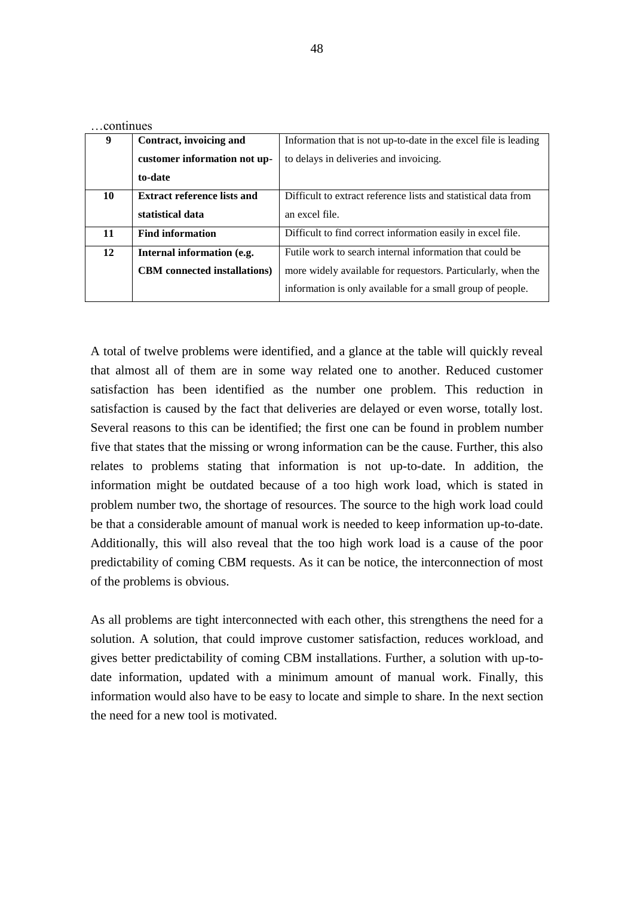…continues

| | | |
|---|---|---|
| **9** | **Contract, invoicing and customer information not up-to-date** | Information that is not up-to-date in the excel file is leading to delays in deliveries and invoicing. |
| **10** | **Extract reference lists and statistical data** | Difficult to extract reference lists and statistical data from an excel file. |
| **11** | **Find information** | Difficult to find correct information easily in excel file. |
| **12** | **Internal information (e.g. CBM connected installations)** | Futile work to search internal information that could be more widely available for requestors. Particularly, when the information is only available for a small group of people. |

A total of twelve problems were identified, and a glance at the table will quickly reveal that almost all of them are in some way related one to another. Reduced customer satisfaction has been identified as the number one problem. This reduction in satisfaction is caused by the fact that deliveries are delayed or even worse, totally lost. Several reasons to this can be identified; the first one can be found in problem number five that states that the missing or wrong information can be the cause. Further, this also relates to problems stating that information is not up-to-date. In addition, the information might be outdated because of a too high work load, which is stated in problem number two, the shortage of resources. The source to the high work load could be that a considerable amount of manual work is needed to keep information up-to-date. Additionally, this will also reveal that the too high work load is a cause of the poor predictability of coming CBM requests. As it can be notice, the interconnection of most of the problems is obvious.

As all problems are tight interconnected with each other, this strengthens the need for a solution. A solution, that could improve customer satisfaction, reduces workload, and gives better predictability of coming CBM installations. Further, a solution with up-to-date information, updated with a minimum amount of manual work. Finally, this information would also have to be easy to locate and simple to share. In the next section the need for a new tool is motivated.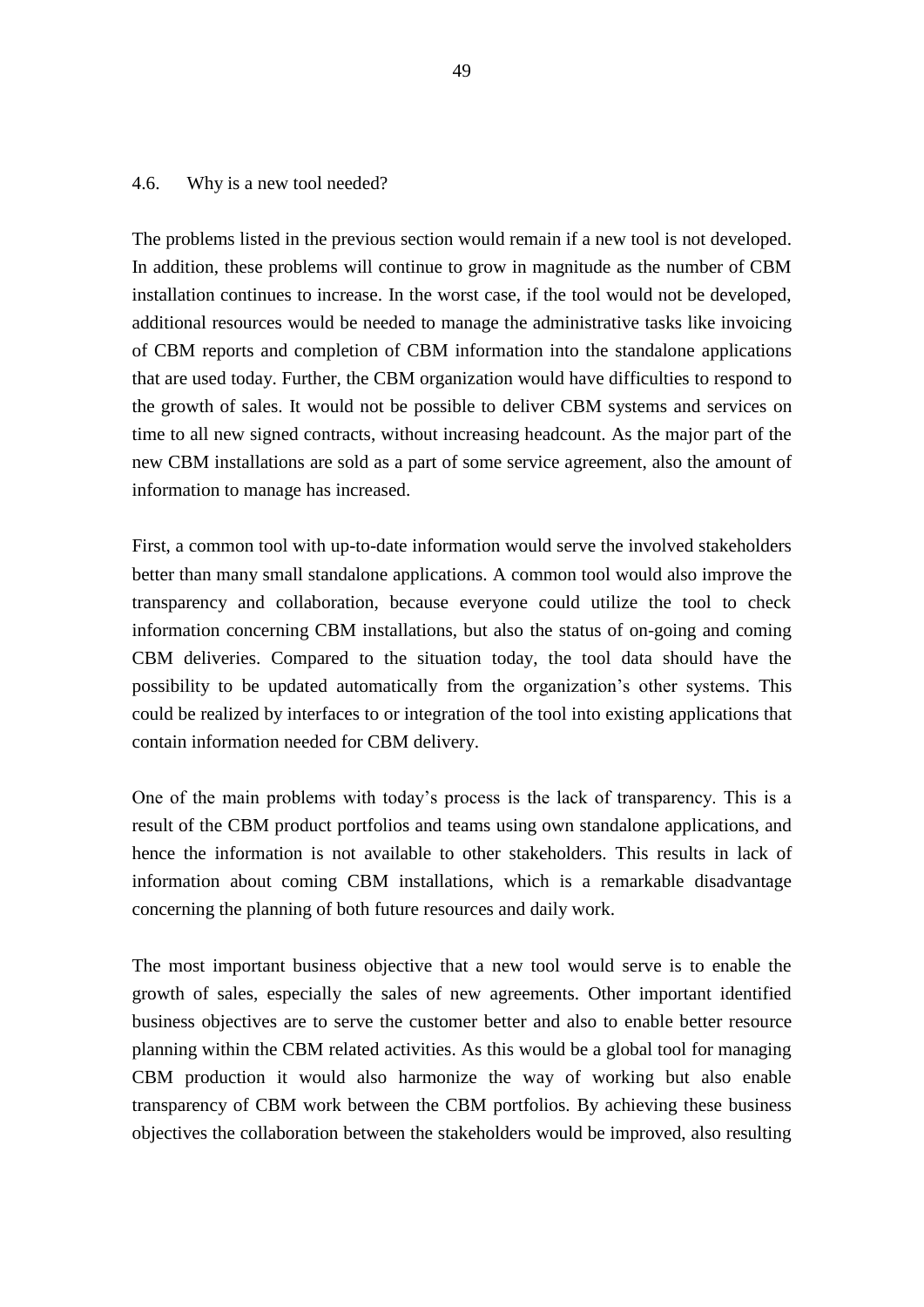## 4.6. Why is a new tool needed?

The problems listed in the previous section would remain if a new tool is not developed. In addition, these problems will continue to grow in magnitude as the number of CBM installation continues to increase. In the worst case, if the tool would not be developed, additional resources would be needed to manage the administrative tasks like invoicing of CBM reports and completion of CBM information into the standalone applications that are used today. Further, the CBM organization would have difficulties to respond to the growth of sales. It would not be possible to deliver CBM systems and services on time to all new signed contracts, without increasing headcount. As the major part of the new CBM installations are sold as a part of some service agreement, also the amount of information to manage has increased.

First, a common tool with up-to-date information would serve the involved stakeholders better than many small standalone applications. A common tool would also improve the transparency and collaboration, because everyone could utilize the tool to check information concerning CBM installations, but also the status of on-going and coming CBM deliveries. Compared to the situation today, the tool data should have the possibility to be updated automatically from the organization's other systems. This could be realized by interfaces to or integration of the tool into existing applications that contain information needed for CBM delivery.

One of the main problems with today's process is the lack of transparency. This is a result of the CBM product portfolios and teams using own standalone applications, and hence the information is not available to other stakeholders. This results in lack of information about coming CBM installations, which is a remarkable disadvantage concerning the planning of both future resources and daily work.

The most important business objective that a new tool would serve is to enable the growth of sales, especially the sales of new agreements. Other important identified business objectives are to serve the customer better and also to enable better resource planning within the CBM related activities. As this would be a global tool for managing CBM production it would also harmonize the way of working but also enable transparency of CBM work between the CBM portfolios. By achieving these business objectives the collaboration between the stakeholders would be improved, also resulting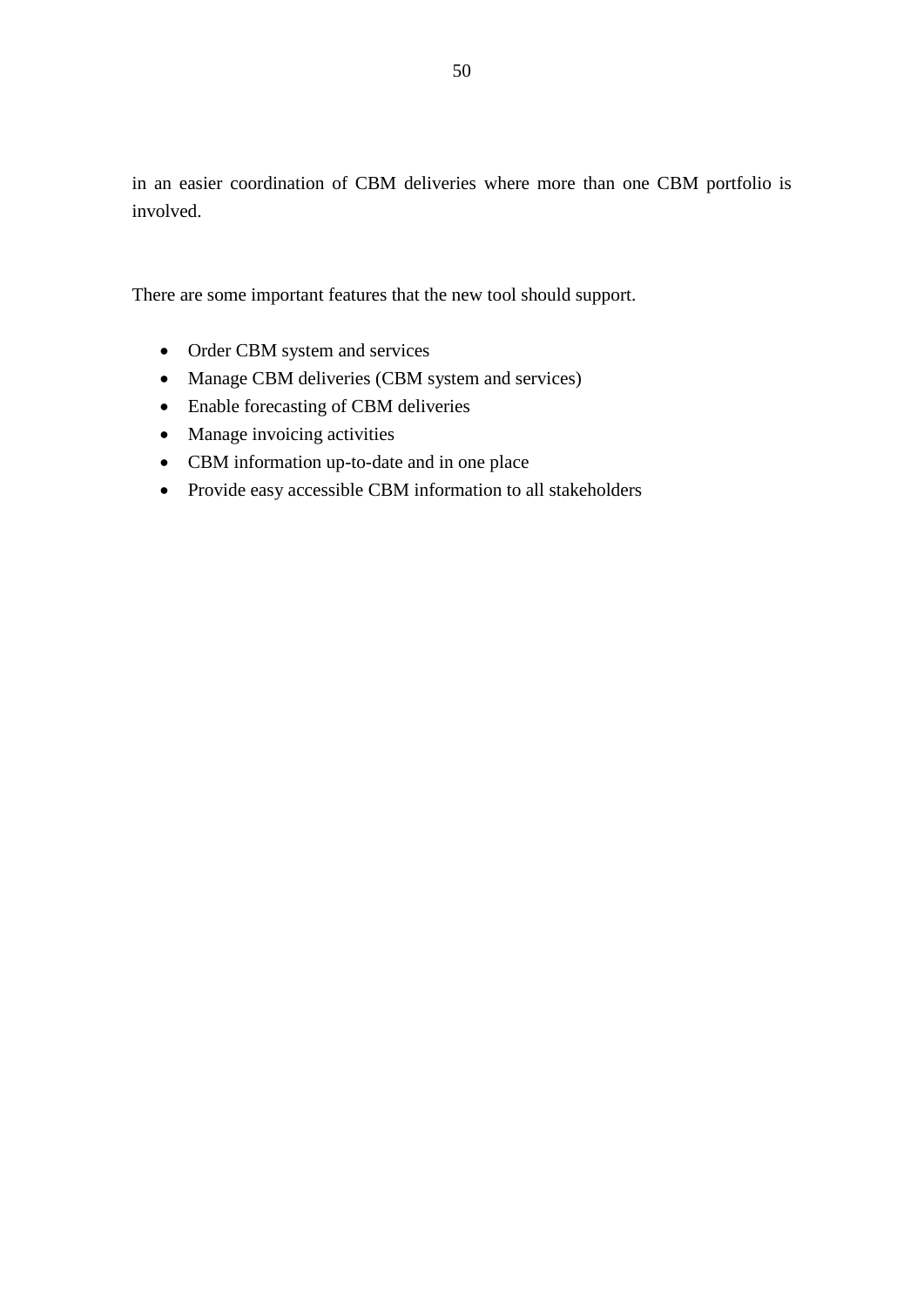in an easier coordination of CBM deliveries where more than one CBM portfolio is involved.

There are some important features that the new tool should support.

- Order CBM system and services
- Manage CBM deliveries (CBM system and services)
- Enable forecasting of CBM deliveries
- Manage invoicing activities
- CBM information up-to-date and in one place
- Provide easy accessible CBM information to all stakeholders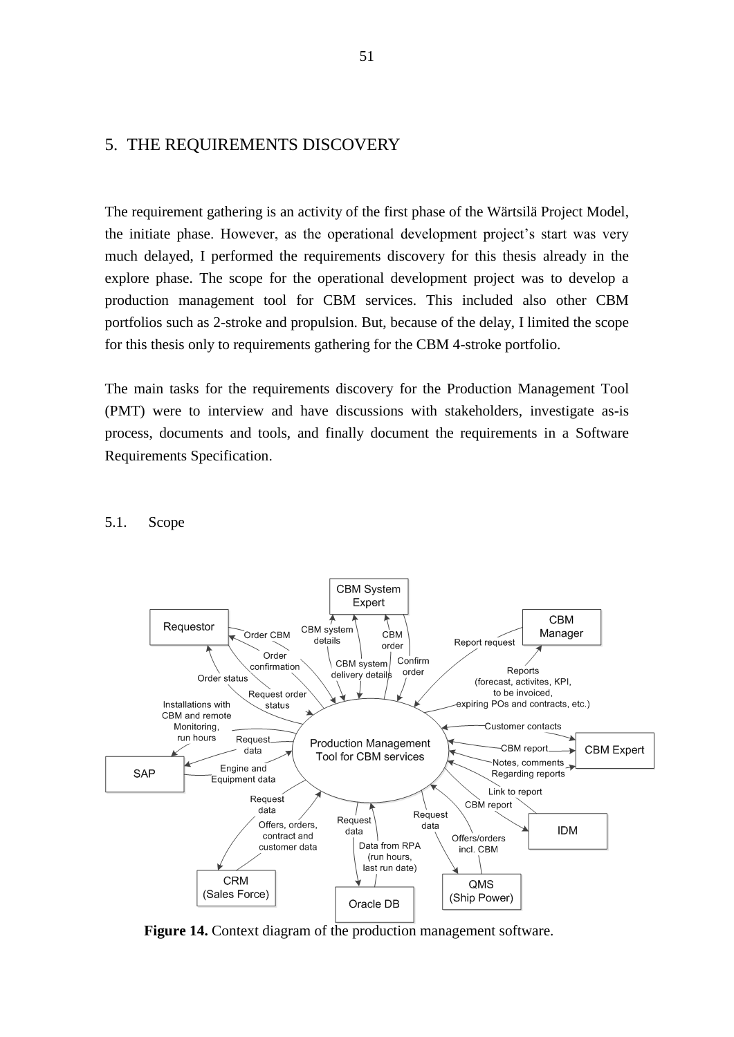# 5. THE REQUIREMENTS DISCOVERY

The requirement gathering is an activity of the first phase of the Wärtsilä Project Model, the initiate phase. However, as the operational development project's start was very much delayed, I performed the requirements discovery for this thesis already in the explore phase. The scope for the operational development project was to develop a production management tool for CBM services. This included also other CBM portfolios such as 2-stroke and propulsion. But, because of the delay, I limited the scope for this thesis only to requirements gathering for the CBM 4-stroke portfolio.

The main tasks for the requirements discovery for the Production Management Tool (PMT) were to interview and have discussions with stakeholders, investigate as-is process, documents and tools, and finally document the requirements in a Software Requirements Specification.

## 5.1. Scope

**Figure 14.** Context diagram of the production management software.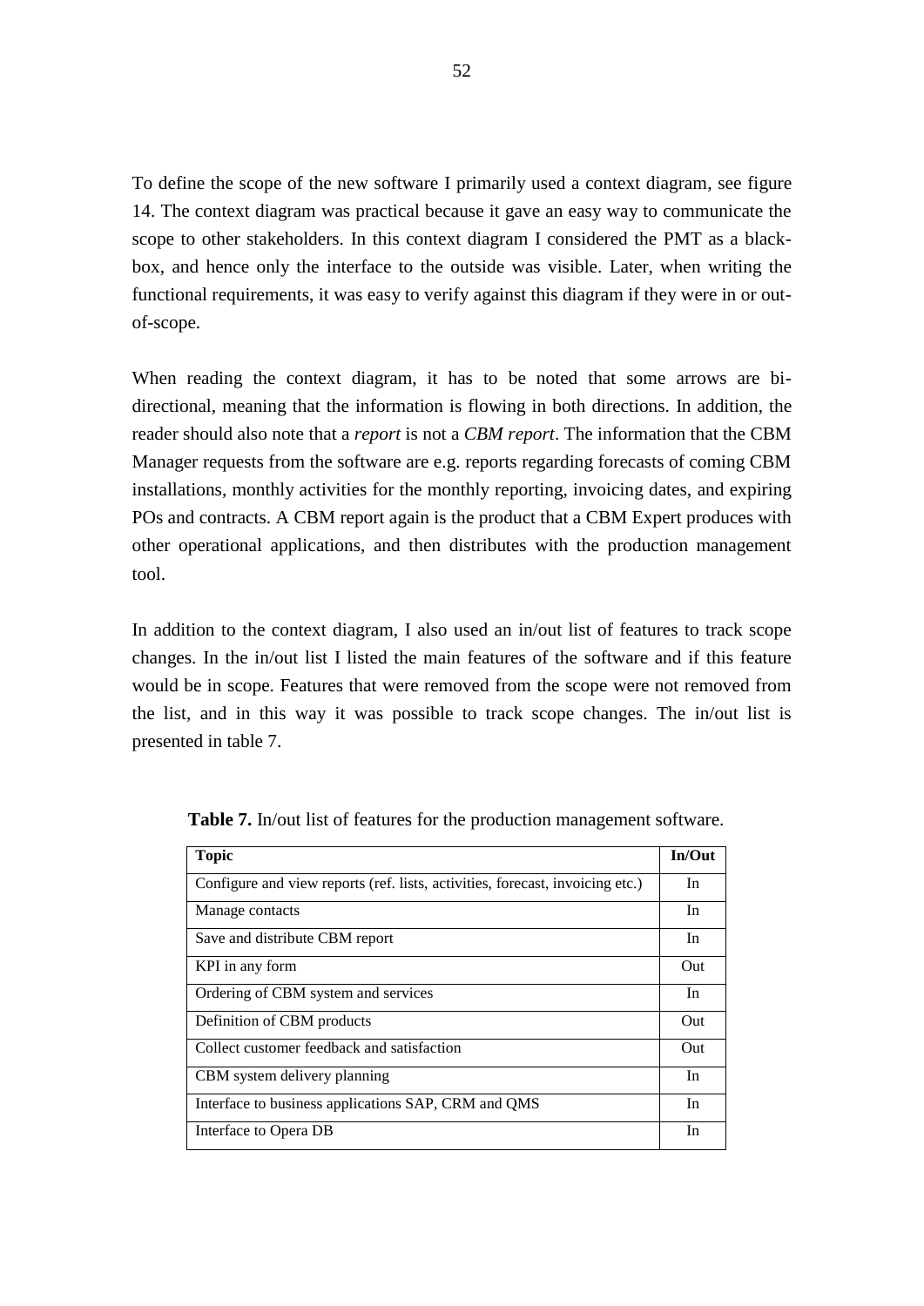To define the scope of the new software I primarily used a context diagram, see figure 14. The context diagram was practical because it gave an easy way to communicate the scope to other stakeholders. In this context diagram I considered the PMT as a black-box, and hence only the interface to the outside was visible. Later, when writing the functional requirements, it was easy to verify against this diagram if they were in or out-of-scope.

When reading the context diagram, it has to be noted that some arrows are bi-directional, meaning that the information is flowing in both directions. In addition, the reader should also note that a *report* is not a *CBM report*. The information that the CBM Manager requests from the software are e.g. reports regarding forecasts of coming CBM installations, monthly activities for the monthly reporting, invoicing dates, and expiring POs and contracts. A CBM report again is the product that a CBM Expert produces with other operational applications, and then distributes with the production management tool.

In addition to the context diagram, I also used an in/out list of features to track scope changes. In the in/out list I listed the main features of the software and if this feature would be in scope. Features that were removed from the scope were not removed from the list, and in this way it was possible to track scope changes. The in/out list is presented in table 7.

**Table 7.** In/out list of features for the production management software.

| Topic | In/Out |
|---|---|
| Configure and view reports (ref. lists, activities, forecast, invoicing etc.) | In |
| Manage contacts | In |
| Save and distribute CBM report | In |
| KPI in any form | Out |
| Ordering of CBM system and services | In |
| Definition of CBM products | Out |
| Collect customer feedback and satisfaction | Out |
| CBM system delivery planning | In |
| Interface to business applications SAP, CRM and QMS | In |
| Interface to Opera DB | In |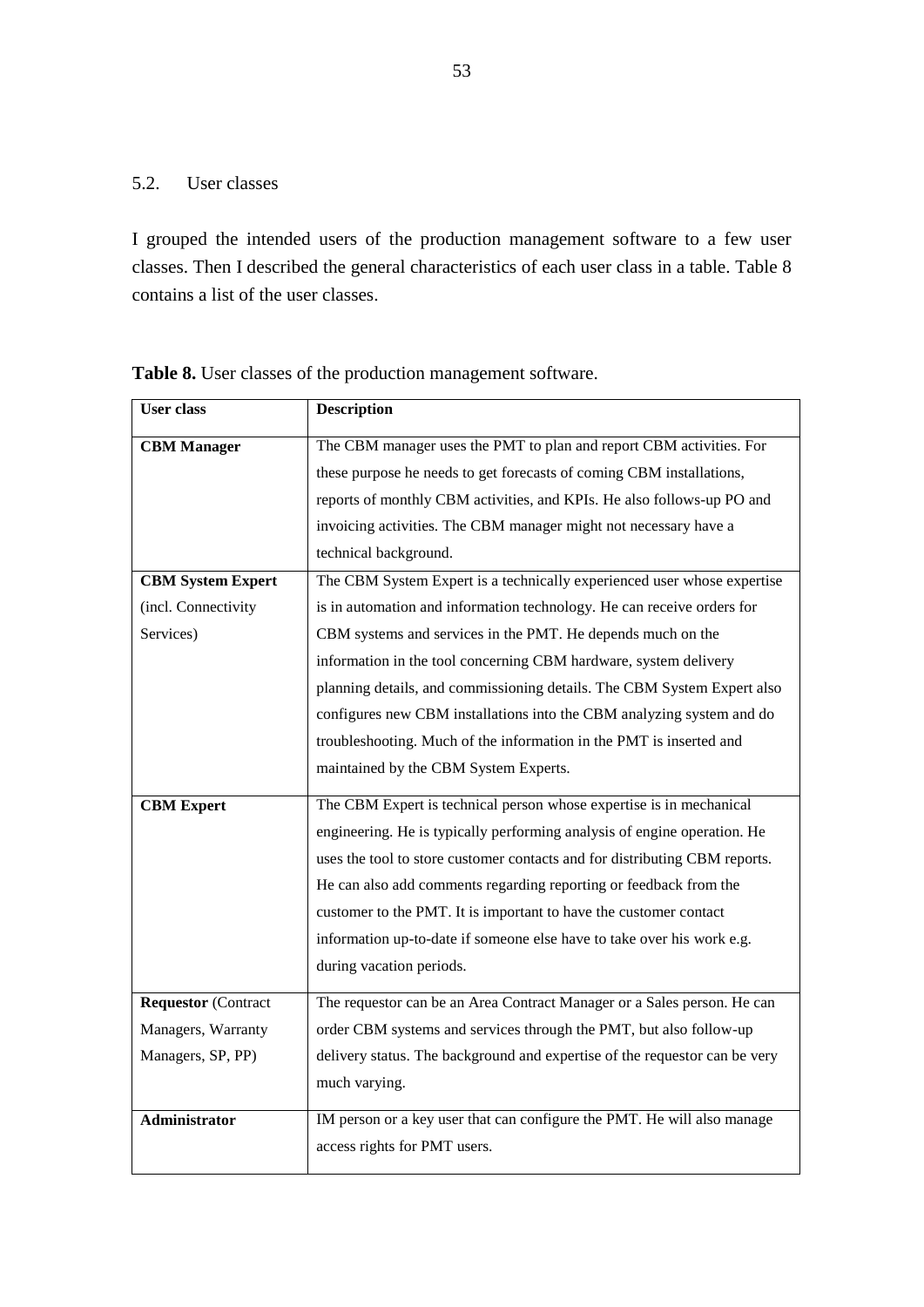## 5.2. User classes

I grouped the intended users of the production management software to a few user classes. Then I described the general characteristics of each user class in a table. Table 8 contains a list of the user classes.

**Table 8.** User classes of the production management software.

| **User class** | **Description** |
|---|---|
| **CBM Manager** | The CBM manager uses the PMT to plan and report CBM activities. For these purpose he needs to get forecasts of coming CBM installations, reports of monthly CBM activities, and KPIs. He also follows-up PO and invoicing activities. The CBM manager might not necessary have a technical background. |
| **CBM System Expert** (incl. Connectivity Services) | The CBM System Expert is a technically experienced user whose expertise is in automation and information technology. He can receive orders for CBM systems and services in the PMT. He depends much on the information in the tool concerning CBM hardware, system delivery planning details, and commissioning details. The CBM System Expert also configures new CBM installations into the CBM analyzing system and do troubleshooting. Much of the information in the PMT is inserted and maintained by the CBM System Experts. |
| **CBM Expert** | The CBM Expert is technical person whose expertise is in mechanical engineering. He is typically performing analysis of engine operation. He uses the tool to store customer contacts and for distributing CBM reports. He can also add comments regarding reporting or feedback from the customer to the PMT. It is important to have the customer contact information up-to-date if someone else have to take over his work e.g. during vacation periods. |
| **Requestor** (Contract Managers, Warranty Managers, SP, PP) | The requestor can be an Area Contract Manager or a Sales person. He can order CBM systems and services through the PMT, but also follow-up delivery status. The background and expertise of the requestor can be very much varying. |
| **Administrator** | IM person or a key user that can configure the PMT. He will also manage access rights for PMT users. |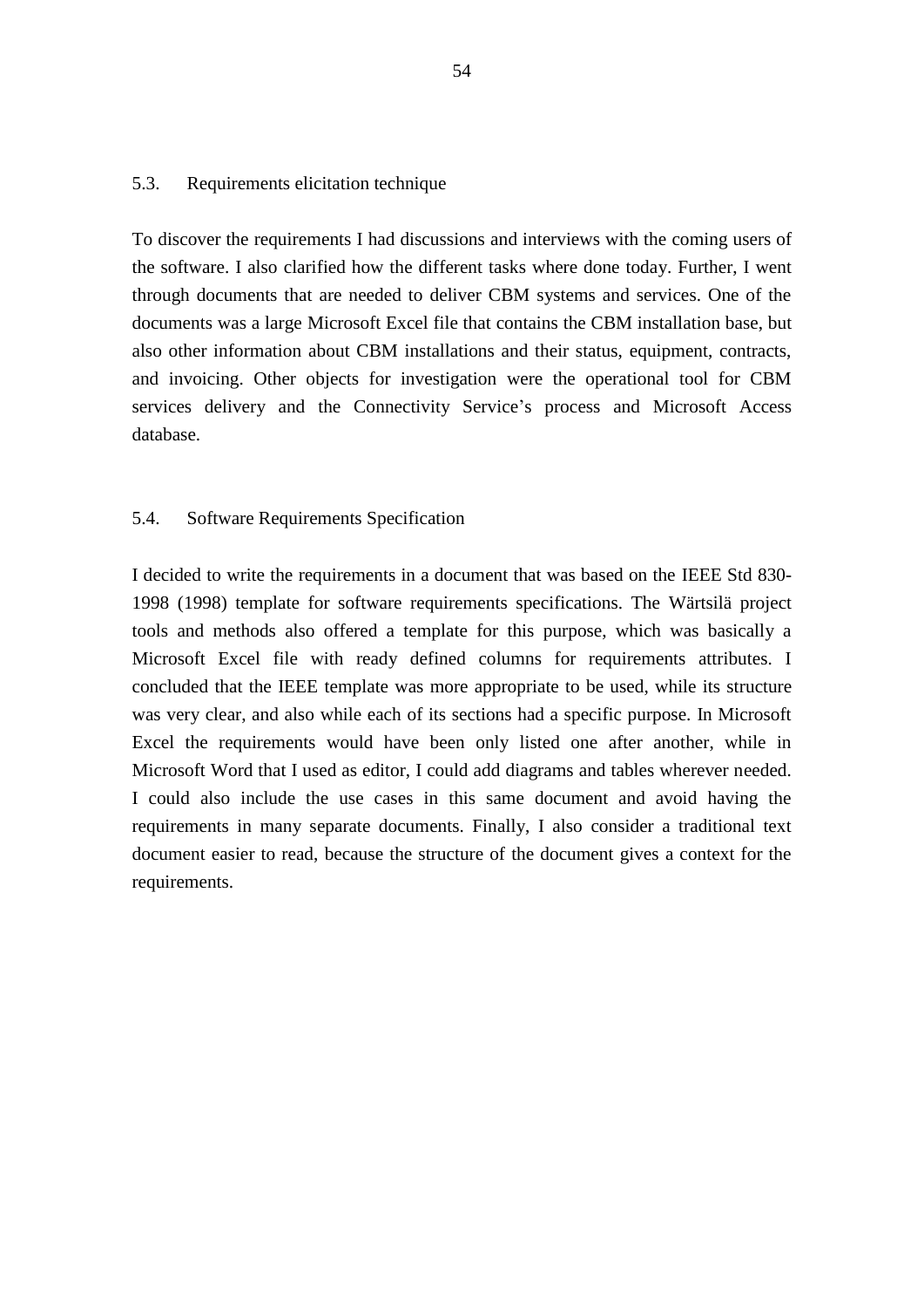### 5.3. Requirements elicitation technique

To discover the requirements I had discussions and interviews with the coming users of the software. I also clarified how the different tasks where done today. Further, I went through documents that are needed to deliver CBM systems and services. One of the documents was a large Microsoft Excel file that contains the CBM installation base, but also other information about CBM installations and their status, equipment, contracts, and invoicing. Other objects for investigation were the operational tool for CBM services delivery and the Connectivity Service's process and Microsoft Access database.

### 5.4. Software Requirements Specification

I decided to write the requirements in a document that was based on the IEEE Std 830-1998 (1998) template for software requirements specifications. The Wärtsilä project tools and methods also offered a template for this purpose, which was basically a Microsoft Excel file with ready defined columns for requirements attributes. I concluded that the IEEE template was more appropriate to be used, while its structure was very clear, and also while each of its sections had a specific purpose. In Microsoft Excel the requirements would have been only listed one after another, while in Microsoft Word that I used as editor, I could add diagrams and tables wherever needed. I could also include the use cases in this same document and avoid having the requirements in many separate documents. Finally, I also consider a traditional text document easier to read, because the structure of the document gives a context for the requirements.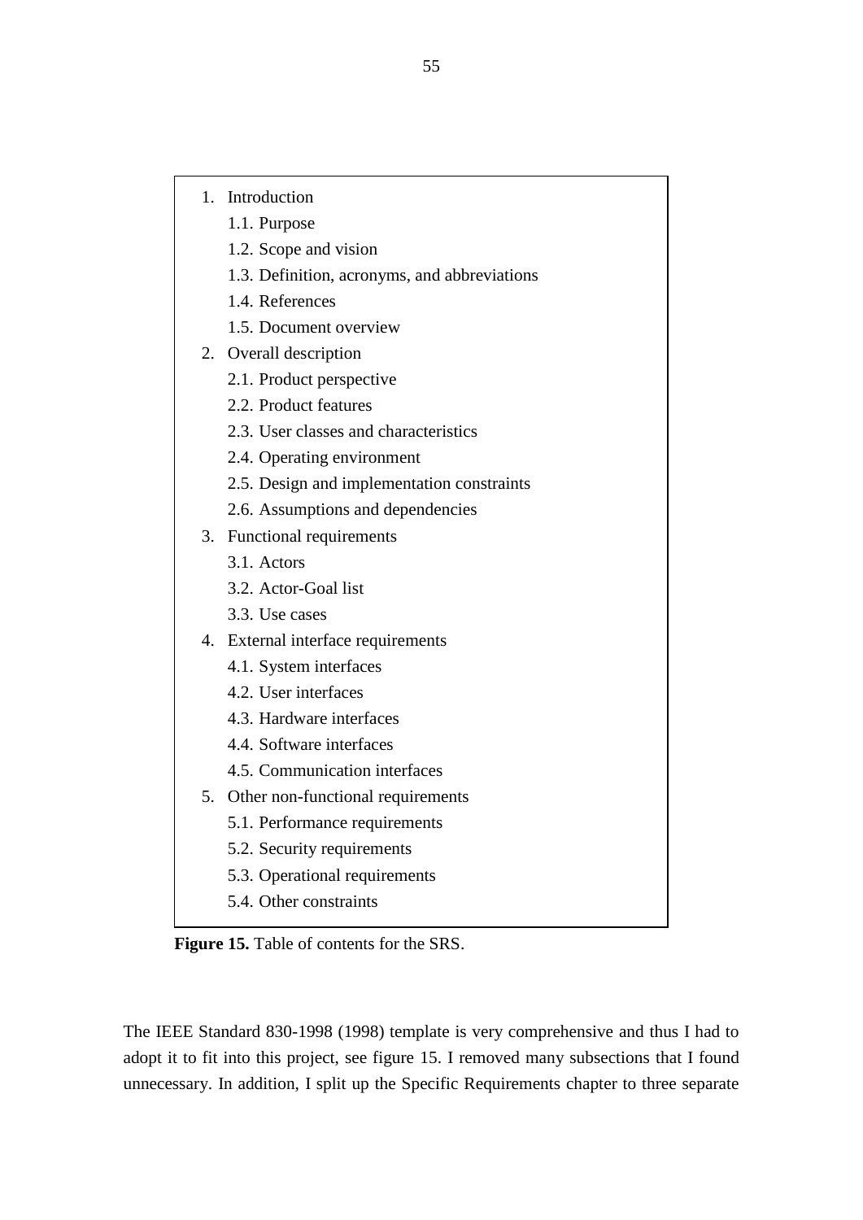1. Introduction
   1.1. Purpose
   1.2. Scope and vision
   1.3. Definition, acronyms, and abbreviations
   1.4. References
   1.5. Document overview
2. Overall description
   2.1. Product perspective
   2.2. Product features
   2.3. User classes and characteristics
   2.4. Operating environment
   2.5. Design and implementation constraints
   2.6. Assumptions and dependencies
3. Functional requirements
   3.1. Actors
   3.2. Actor-Goal list
   3.3. Use cases
4. External interface requirements
   4.1. System interfaces
   4.2. User interfaces
   4.3. Hardware interfaces
   4.4. Software interfaces
   4.5. Communication interfaces
5. Other non-functional requirements
   5.1. Performance requirements
   5.2. Security requirements
   5.3. Operational requirements
   5.4. Other constraints

**Figure 15.** Table of contents for the SRS.

The IEEE Standard 830-1998 (1998) template is very comprehensive and thus I had to adopt it to fit into this project, see figure 15. I removed many subsections that I found unnecessary. In addition, I split up the Specific Requirements chapter to three separate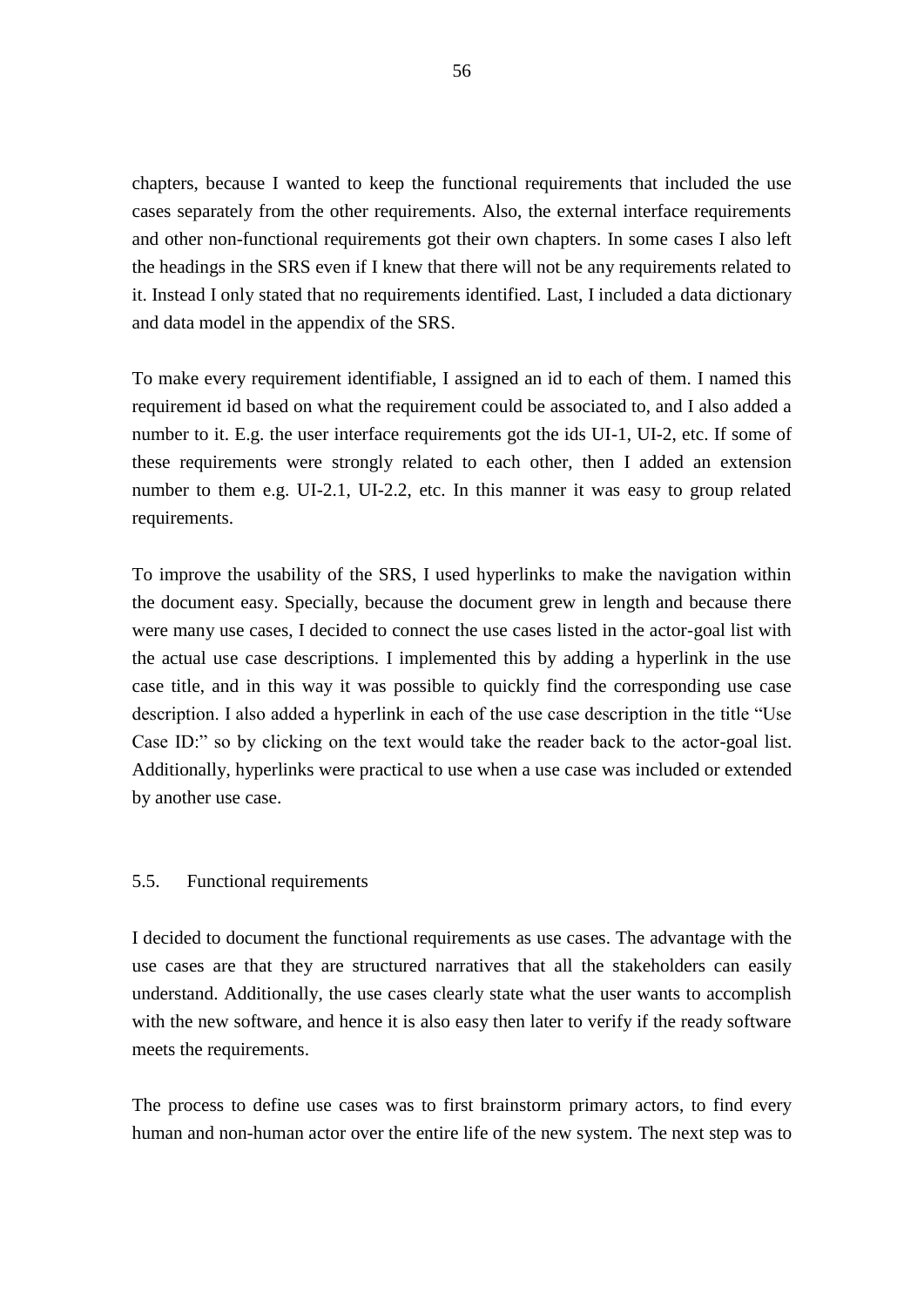chapters, because I wanted to keep the functional requirements that included the use cases separately from the other requirements. Also, the external interface requirements and other non-functional requirements got their own chapters. In some cases I also left the headings in the SRS even if I knew that there will not be any requirements related to it. Instead I only stated that no requirements identified. Last, I included a data dictionary and data model in the appendix of the SRS.

To make every requirement identifiable, I assigned an id to each of them. I named this requirement id based on what the requirement could be associated to, and I also added a number to it. E.g. the user interface requirements got the ids UI-1, UI-2, etc. If some of these requirements were strongly related to each other, then I added an extension number to them e.g. UI-2.1, UI-2.2, etc. In this manner it was easy to group related requirements.

To improve the usability of the SRS, I used hyperlinks to make the navigation within the document easy. Specially, because the document grew in length and because there were many use cases, I decided to connect the use cases listed in the actor-goal list with the actual use case descriptions. I implemented this by adding a hyperlink in the use case title, and in this way it was possible to quickly find the corresponding use case description. I also added a hyperlink in each of the use case description in the title "Use Case ID:" so by clicking on the text would take the reader back to the actor-goal list. Additionally, hyperlinks were practical to use when a use case was included or extended by another use case.

## 5.5. Functional requirements

I decided to document the functional requirements as use cases. The advantage with the use cases are that they are structured narratives that all the stakeholders can easily understand. Additionally, the use cases clearly state what the user wants to accomplish with the new software, and hence it is also easy then later to verify if the ready software meets the requirements.

The process to define use cases was to first brainstorm primary actors, to find every human and non-human actor over the entire life of the new system. The next step was to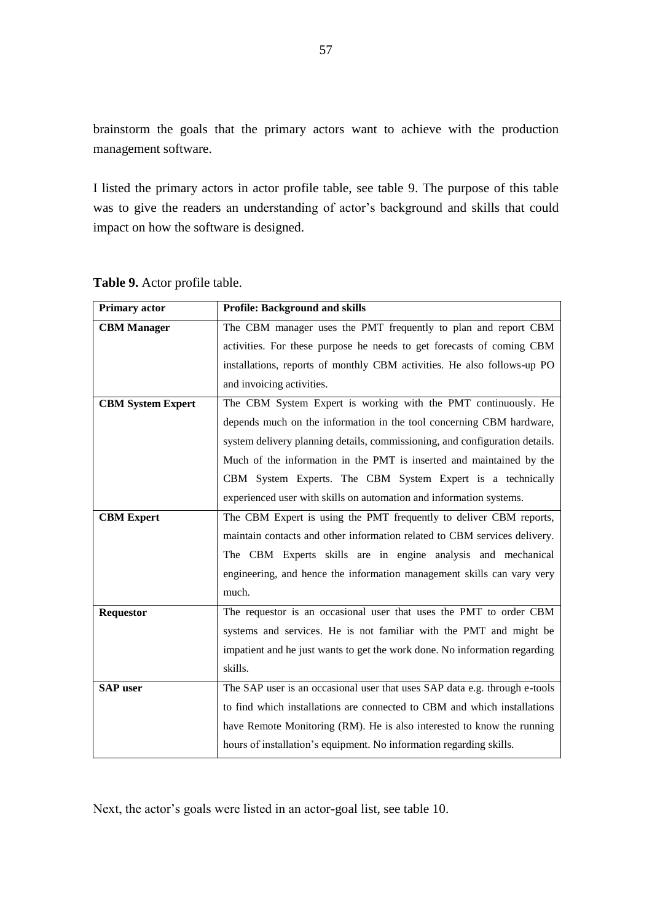brainstorm the goals that the primary actors want to achieve with the production management software.

I listed the primary actors in actor profile table, see table 9. The purpose of this table was to give the readers an understanding of actor's background and skills that could impact on how the software is designed.

**Table 9.** Actor profile table.

| **Primary actor** | **Profile: Background and skills** |
|---|---|
| **CBM Manager** | The CBM manager uses the PMT frequently to plan and report CBM activities. For these purpose he needs to get forecasts of coming CBM installations, reports of monthly CBM activities. He also follows-up PO and invoicing activities. |
| **CBM System Expert** | The CBM System Expert is working with the PMT continuously. He depends much on the information in the tool concerning CBM hardware, system delivery planning details, commissioning, and configuration details. Much of the information in the PMT is inserted and maintained by the CBM System Experts. The CBM System Expert is a technically experienced user with skills on automation and information systems. |
| **CBM Expert** | The CBM Expert is using the PMT frequently to deliver CBM reports, maintain contacts and other information related to CBM services delivery. The CBM Experts skills are in engine analysis and mechanical engineering, and hence the information management skills can vary very much. |
| **Requestor** | The requestor is an occasional user that uses the PMT to order CBM systems and services. He is not familiar with the PMT and might be impatient and he just wants to get the work done. No information regarding skills. |
| **SAP user** | The SAP user is an occasional user that uses SAP data e.g. through e-tools to find which installations are connected to CBM and which installations have Remote Monitoring (RM). He is also interested to know the running hours of installation's equipment. No information regarding skills. |

Next, the actor's goals were listed in an actor-goal list, see table 10.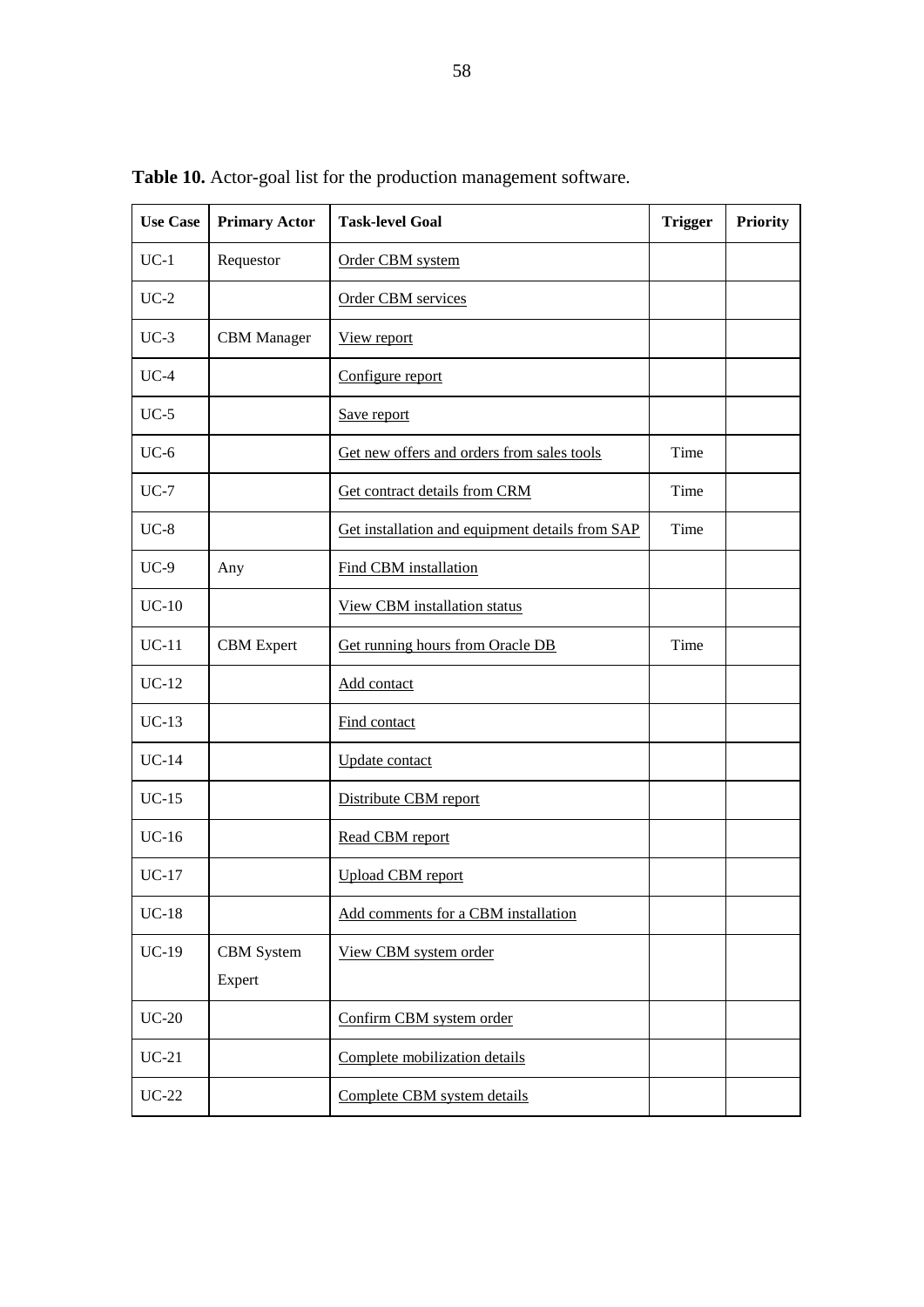**Table 10.** Actor-goal list for the production management software.

| Use Case | Primary Actor | Task-level Goal | Trigger | Priority |
|---|---|---|---|---|
| UC-1 | Requestor | Order CBM system | | |
| UC-2 | | Order CBM services | | |
| UC-3 | CBM Manager | View report | | |
| UC-4 | | Configure report | | |
| UC-5 | | Save report | | |
| UC-6 | | Get new offers and orders from sales tools | Time | |
| UC-7 | | Get contract details from CRM | Time | |
| UC-8 | | Get installation and equipment details from SAP | Time | |
| UC-9 | Any | Find CBM installation | | |
| UC-10 | | View CBM installation status | | |
| UC-11 | CBM Expert | Get running hours from Oracle DB | Time | |
| UC-12 | | Add contact | | |
| UC-13 | | Find contact | | |
| UC-14 | | Update contact | | |
| UC-15 | | Distribute CBM report | | |
| UC-16 | | Read CBM report | | |
| UC-17 | | Upload CBM report | | |
| UC-18 | | Add comments for a CBM installation | | |
| UC-19 | CBM System Expert | View CBM system order | | |
| UC-20 | | Confirm CBM system order | | |
| UC-21 | | Complete mobilization details | | |
| UC-22 | | Complete CBM system details | | |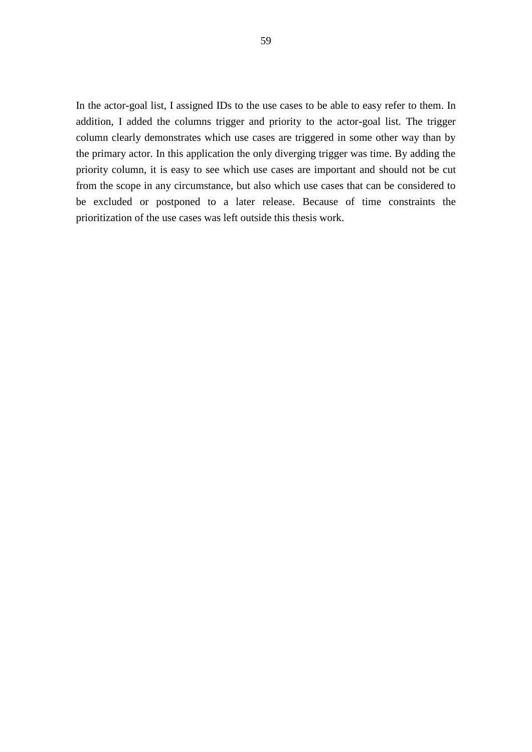In the actor-goal list, I assigned IDs to the use cases to be able to easy refer to them. In addition, I added the columns trigger and priority to the actor-goal list. The trigger column clearly demonstrates which use cases are triggered in some other way than by the primary actor. In this application the only diverging trigger was time. By adding the priority column, it is easy to see which use cases are important and should not be cut from the scope in any circumstance, but also which use cases that can be considered to be excluded or postponed to a later release. Because of time constraints the prioritization of the use cases was left outside this thesis work.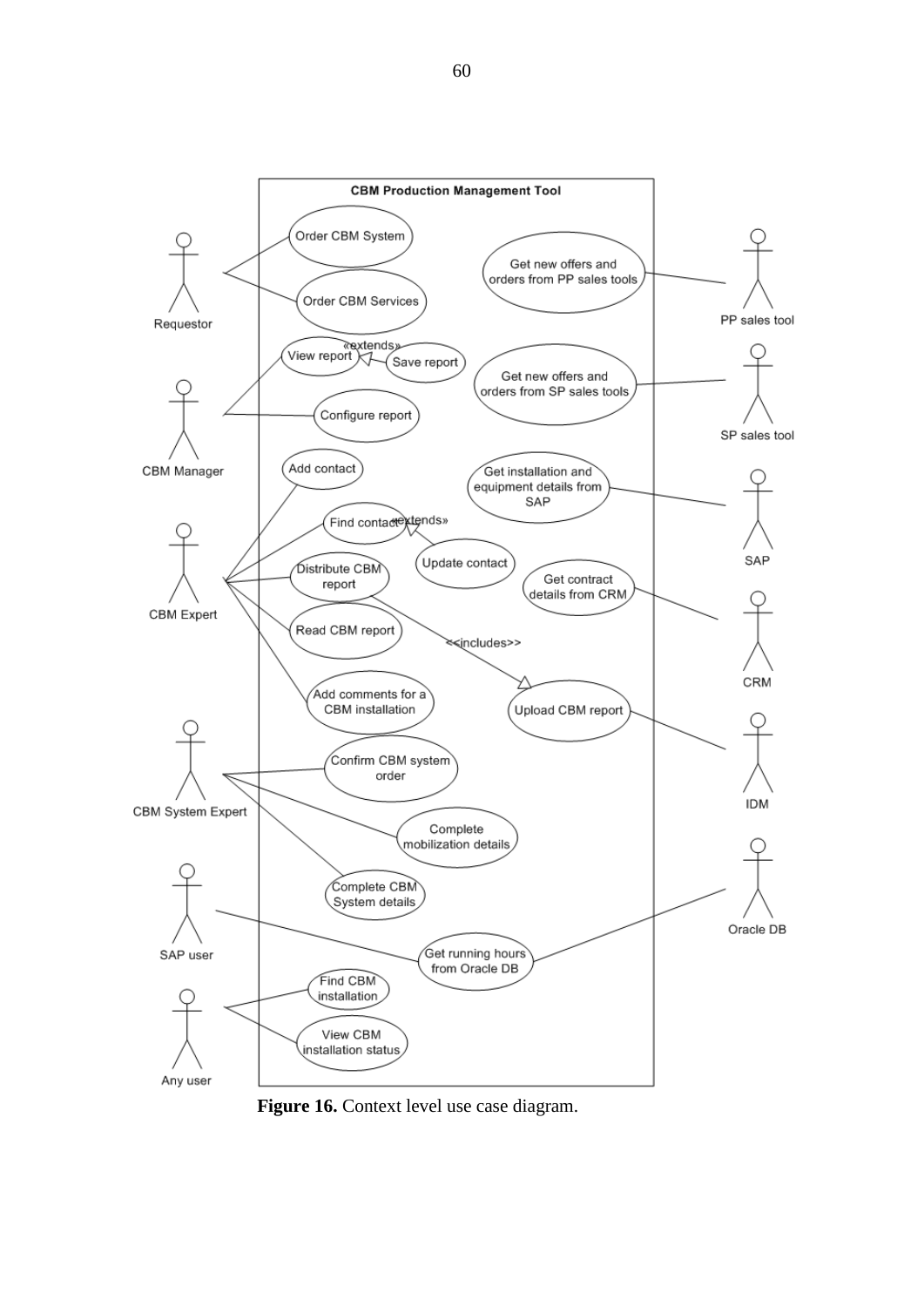**Figure 16.** Context level use case diagram.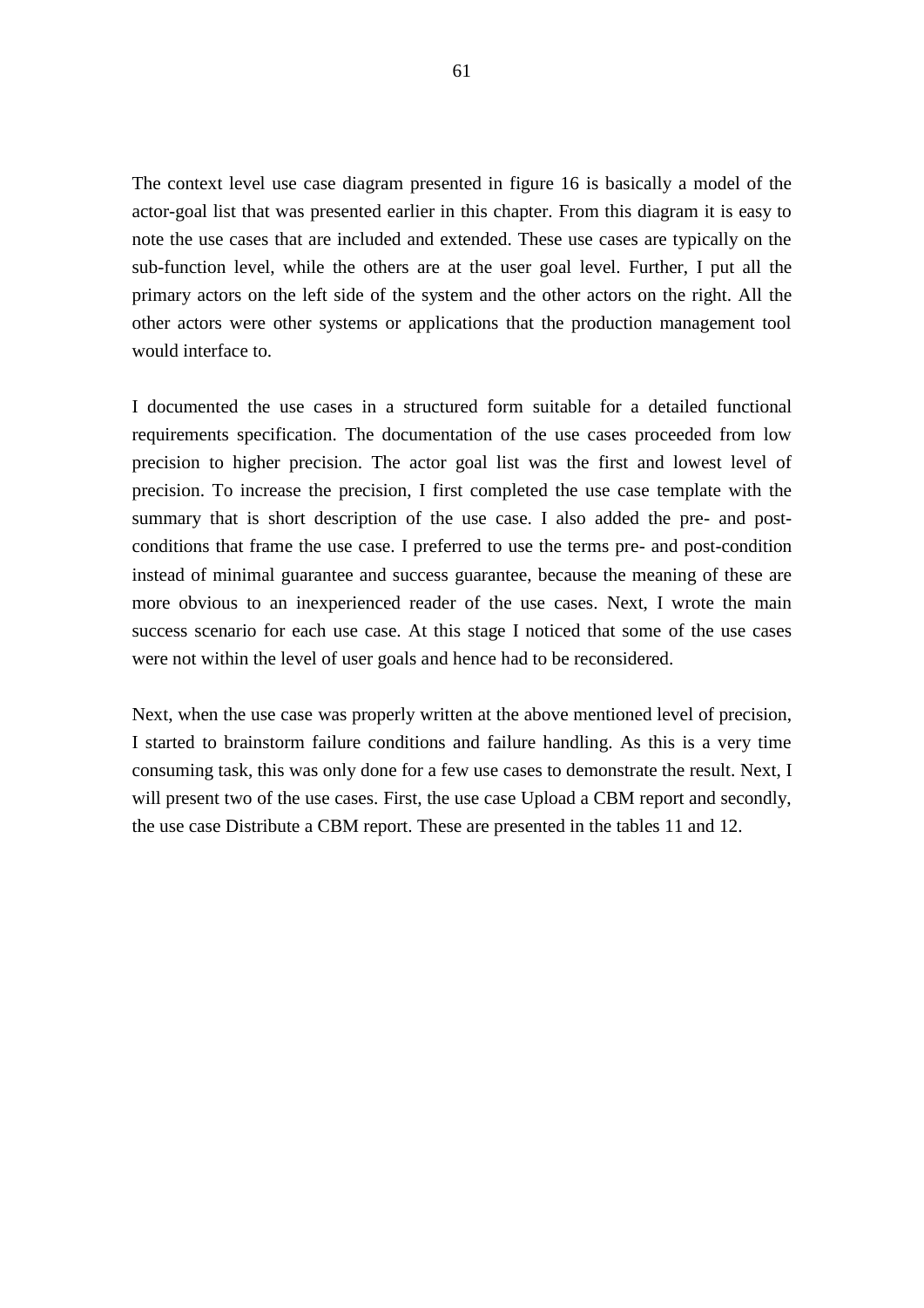The context level use case diagram presented in figure 16 is basically a model of the actor-goal list that was presented earlier in this chapter. From this diagram it is easy to note the use cases that are included and extended. These use cases are typically on the sub-function level, while the others are at the user goal level. Further, I put all the primary actors on the left side of the system and the other actors on the right. All the other actors were other systems or applications that the production management tool would interface to.

I documented the use cases in a structured form suitable for a detailed functional requirements specification. The documentation of the use cases proceeded from low precision to higher precision. The actor goal list was the first and lowest level of precision. To increase the precision, I first completed the use case template with the summary that is short description of the use case. I also added the pre- and post-conditions that frame the use case. I preferred to use the terms pre- and post-condition instead of minimal guarantee and success guarantee, because the meaning of these are more obvious to an inexperienced reader of the use cases. Next, I wrote the main success scenario for each use case. At this stage I noticed that some of the use cases were not within the level of user goals and hence had to be reconsidered.

Next, when the use case was properly written at the above mentioned level of precision, I started to brainstorm failure conditions and failure handling. As this is a very time consuming task, this was only done for a few use cases to demonstrate the result. Next, I will present two of the use cases. First, the use case Upload a CBM report and secondly, the use case Distribute a CBM report. These are presented in the tables 11 and 12.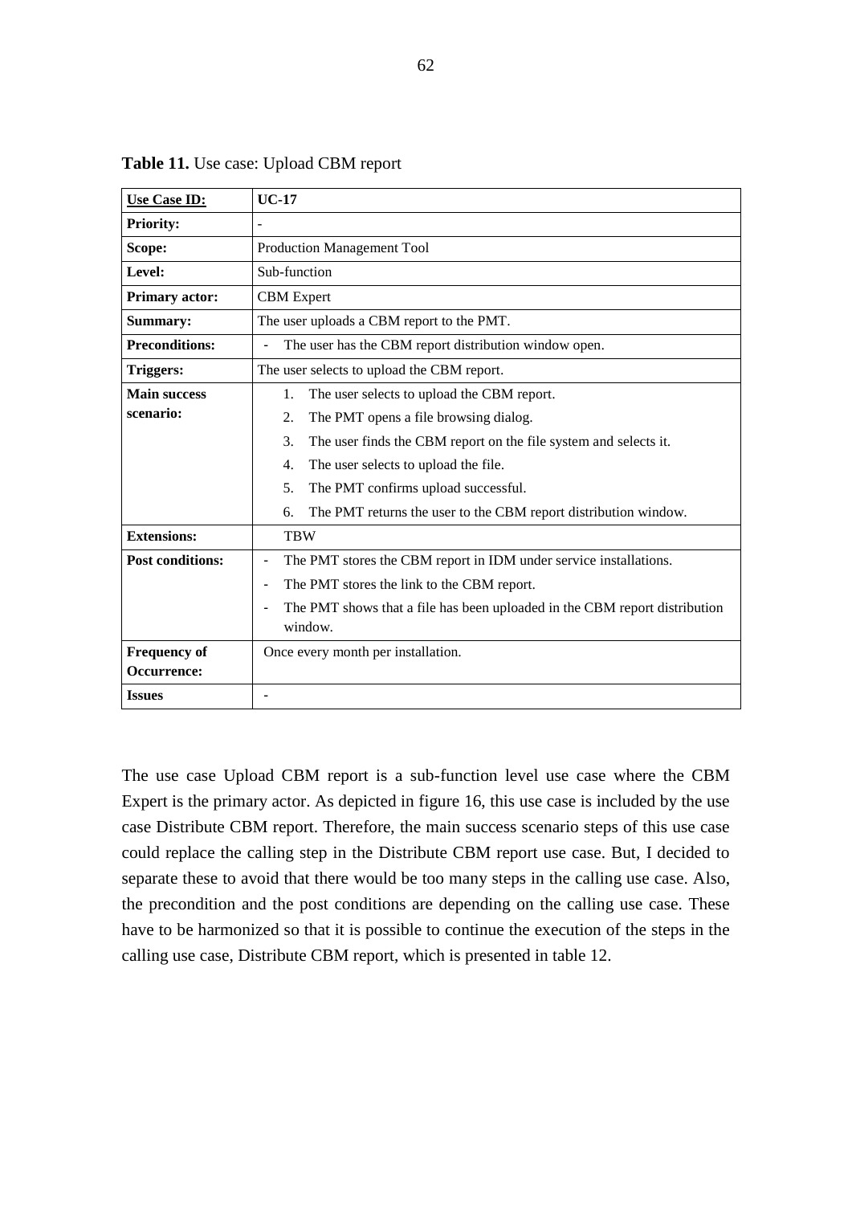**Table 11.** Use case: Upload CBM report

| **Use Case ID:** | **UC-17** |
|---|---|
| **Priority:** | - |
| **Scope:** | Production Management Tool |
| **Level:** | Sub-function |
| **Primary actor:** | CBM Expert |
| **Summary:** | The user uploads a CBM report to the PMT. |
| **Preconditions:** | - The user has the CBM report distribution window open. |
| **Triggers:** | The user selects to upload the CBM report. |
| **Main success scenario:** | 1. The user selects to upload the CBM report.<br>2. The PMT opens a file browsing dialog.<br>3. The user finds the CBM report on the file system and selects it.<br>4. The user selects to upload the file.<br>5. The PMT confirms upload successful.<br>6. The PMT returns the user to the CBM report distribution window. |
| **Extensions:** | TBW |
| **Post conditions:** | - The PMT stores the CBM report in IDM under service installations.<br>- The PMT stores the link to the CBM report.<br>- The PMT shows that a file has been uploaded in the CBM report distribution window. |
| **Frequency of Occurrence:** | Once every month per installation. |
| **Issues** | - |

The use case Upload CBM report is a sub-function level use case where the CBM Expert is the primary actor. As depicted in figure 16, this use case is included by the use case Distribute CBM report. Therefore, the main success scenario steps of this use case could replace the calling step in the Distribute CBM report use case. But, I decided to separate these to avoid that there would be too many steps in the calling use case. Also, the precondition and the post conditions are depending on the calling use case. These have to be harmonized so that it is possible to continue the execution of the steps in the calling use case, Distribute CBM report, which is presented in table 12.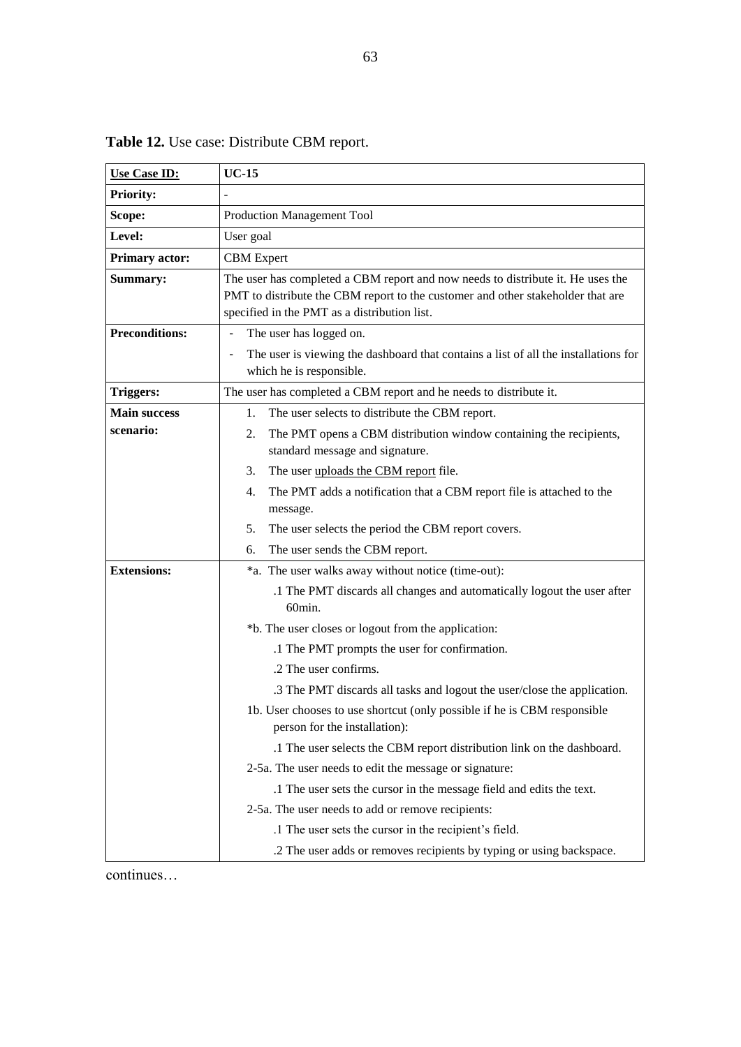**Table 12.** Use case: Distribute CBM report.

| Use Case ID: | UC-15 |
|---|---|
| **Priority:** | - |
| **Scope:** | Production Management Tool |
| **Level:** | User goal |
| **Primary actor:** | CBM Expert |
| **Summary:** | The user has completed a CBM report and now needs to distribute it. He uses the PMT to distribute the CBM report to the customer and other stakeholder that are specified in the PMT as a distribution list. |
| **Preconditions:** | - The user has logged on.<br>- The user is viewing the dashboard that contains a list of all the installations for which he is responsible. |
| **Triggers:** | The user has completed a CBM report and he needs to distribute it. |
| **Main success scenario:** | 1. The user selects to distribute the CBM report.<br>2. The PMT opens a CBM distribution window containing the recipients, standard message and signature.<br>3. The user uploads the CBM report file.<br>4. The PMT adds a notification that a CBM report file is attached to the message.<br>5. The user selects the period the CBM report covers.<br>6. The user sends the CBM report. |
| **Extensions:** | *a. The user walks away without notice (time-out):<br>.1 The PMT discards all changes and automatically logout the user after 60min.<br>*b. The user closes or logout from the application:<br>.1 The PMT prompts the user for confirmation.<br>.2 The user confirms.<br>.3 The PMT discards all tasks and logout the user/close the application.<br>1b. User chooses to use shortcut (only possible if he is CBM responsible person for the installation):<br>.1 The user selects the CBM report distribution link on the dashboard.<br>2-5a. The user needs to edit the message or signature:<br>.1 The user sets the cursor in the message field and edits the text.<br>2-5a. The user needs to add or remove recipients:<br>.1 The user sets the cursor in the recipient's field.<br>.2 The user adds or removes recipients by typing or using backspace. |

continues…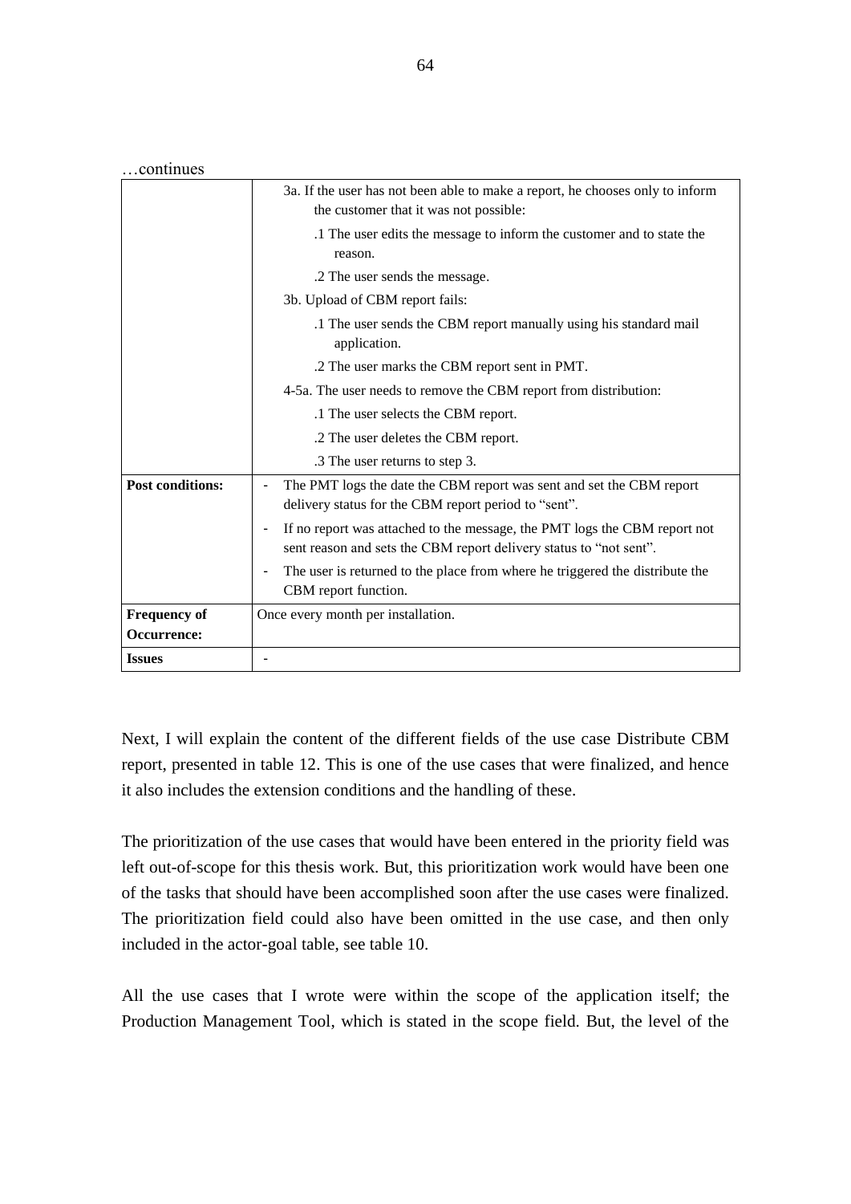…continues

| | |
|---|---|
| | 3a. If the user has not been able to make a report, he chooses only to inform the customer that it was not possible:<br>.1 The user edits the message to inform the customer and to state the reason.<br>.2 The user sends the message.<br>3b. Upload of CBM report fails:<br>.1 The user sends the CBM report manually using his standard mail application.<br>.2 The user marks the CBM report sent in PMT.<br>4-5a. The user needs to remove the CBM report from distribution:<br>.1 The user selects the CBM report.<br>.2 The user deletes the CBM report.<br>.3 The user returns to step 3. |
| **Post conditions:** | - The PMT logs the date the CBM report was sent and set the CBM report delivery status for the CBM report period to "sent".<br>- If no report was attached to the message, the PMT logs the CBM report not sent reason and sets the CBM report delivery status to "not sent".<br>- The user is returned to the place from where he triggered the distribute the CBM report function. |
| **Frequency of Occurrence:** | Once every month per installation. |
| **Issues** | - |

Next, I will explain the content of the different fields of the use case Distribute CBM report, presented in table 12. This is one of the use cases that were finalized, and hence it also includes the extension conditions and the handling of these.

The prioritization of the use cases that would have been entered in the priority field was left out-of-scope for this thesis work. But, this prioritization work would have been one of the tasks that should have been accomplished soon after the use cases were finalized. The prioritization field could also have been omitted in the use case, and then only included in the actor-goal table, see table 10.

All the use cases that I wrote were within the scope of the application itself; the Production Management Tool, which is stated in the scope field. But, the level of the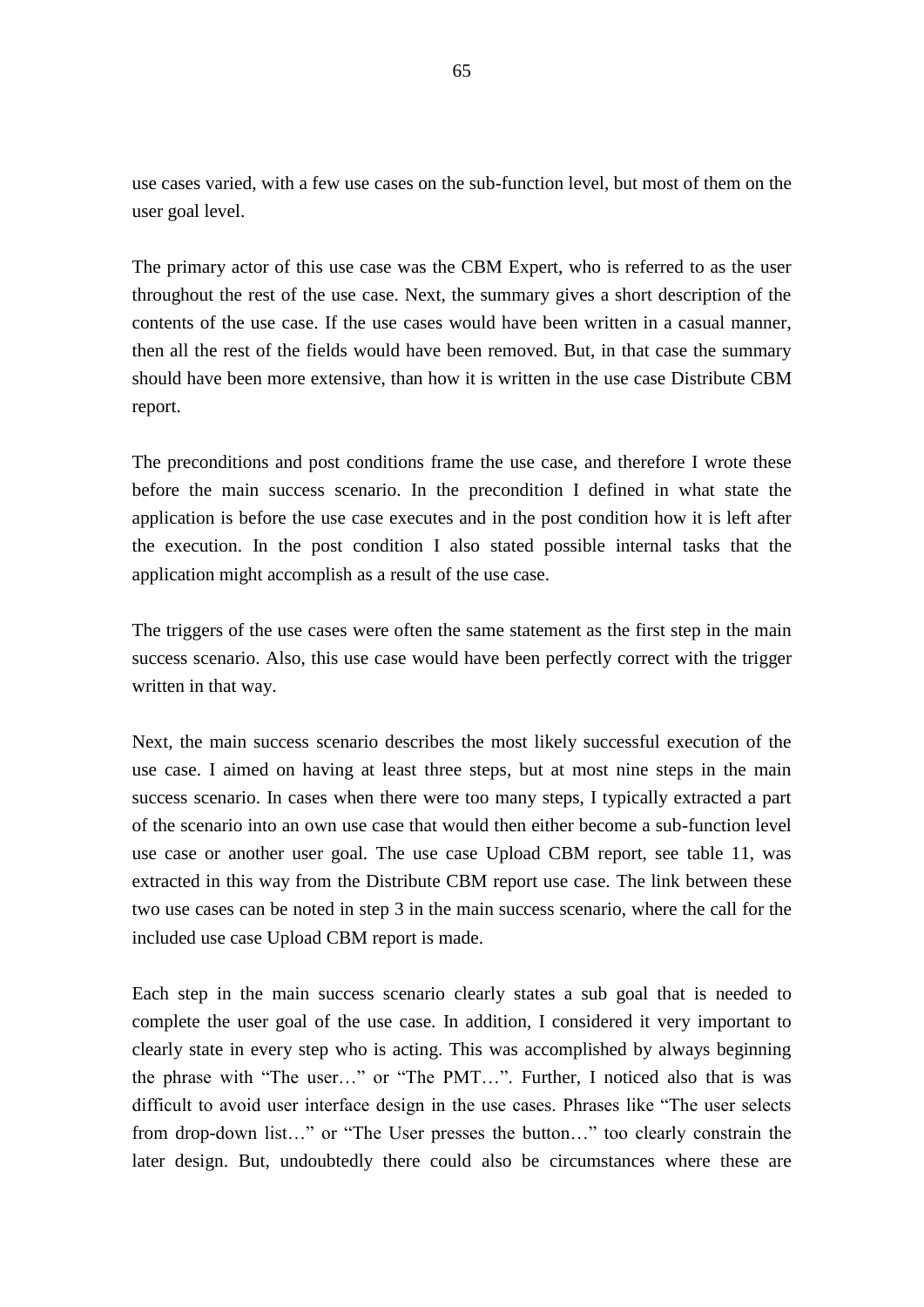use cases varied, with a few use cases on the sub-function level, but most of them on the user goal level.

The primary actor of this use case was the CBM Expert, who is referred to as the user throughout the rest of the use case. Next, the summary gives a short description of the contents of the use case. If the use cases would have been written in a casual manner, then all the rest of the fields would have been removed. But, in that case the summary should have been more extensive, than how it is written in the use case Distribute CBM report.

The preconditions and post conditions frame the use case, and therefore I wrote these before the main success scenario. In the precondition I defined in what state the application is before the use case executes and in the post condition how it is left after the execution. In the post condition I also stated possible internal tasks that the application might accomplish as a result of the use case.

The triggers of the use cases were often the same statement as the first step in the main success scenario. Also, this use case would have been perfectly correct with the trigger written in that way.

Next, the main success scenario describes the most likely successful execution of the use case. I aimed on having at least three steps, but at most nine steps in the main success scenario. In cases when there were too many steps, I typically extracted a part of the scenario into an own use case that would then either become a sub-function level use case or another user goal. The use case Upload CBM report, see table 11, was extracted in this way from the Distribute CBM report use case. The link between these two use cases can be noted in step 3 in the main success scenario, where the call for the included use case Upload CBM report is made.

Each step in the main success scenario clearly states a sub goal that is needed to complete the user goal of the use case. In addition, I considered it very important to clearly state in every step who is acting. This was accomplished by always beginning the phrase with "The user…" or "The PMT…". Further, I noticed also that is was difficult to avoid user interface design in the use cases. Phrases like "The user selects from drop-down list…" or "The User presses the button…" too clearly constrain the later design. But, undoubtedly there could also be circumstances where these are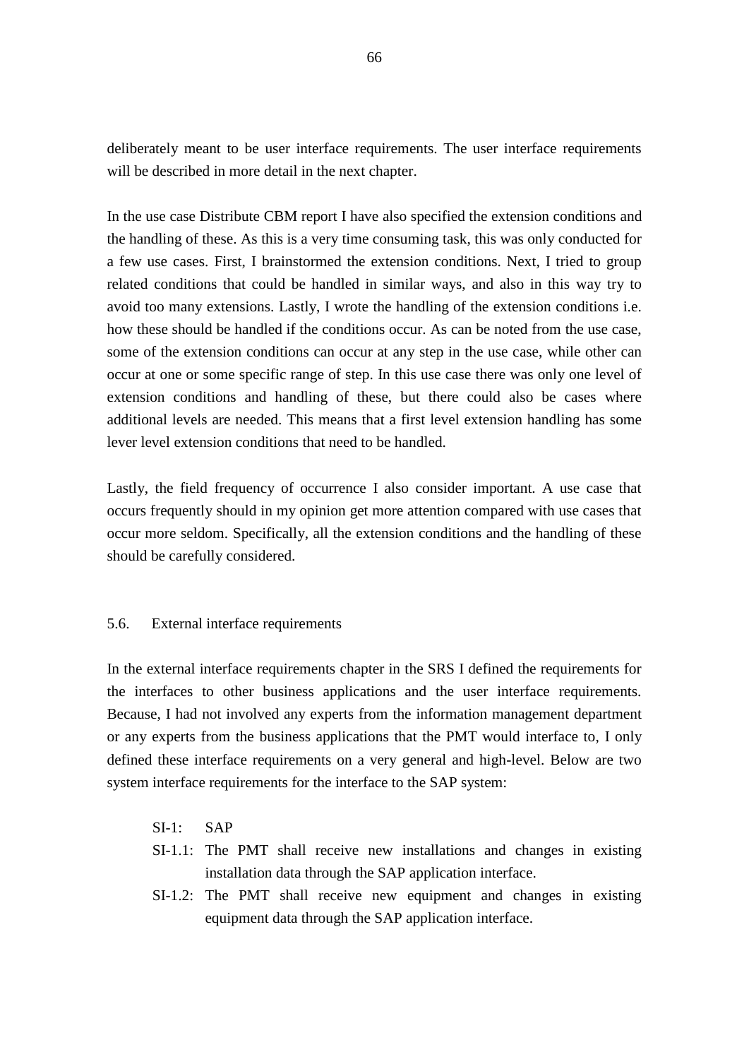deliberately meant to be user interface requirements. The user interface requirements will be described in more detail in the next chapter.

In the use case Distribute CBM report I have also specified the extension conditions and the handling of these. As this is a very time consuming task, this was only conducted for a few use cases. First, I brainstormed the extension conditions. Next, I tried to group related conditions that could be handled in similar ways, and also in this way try to avoid too many extensions. Lastly, I wrote the handling of the extension conditions i.e. how these should be handled if the conditions occur. As can be noted from the use case, some of the extension conditions can occur at any step in the use case, while other can occur at one or some specific range of step. In this use case there was only one level of extension conditions and handling of these, but there could also be cases where additional levels are needed. This means that a first level extension handling has some lever level extension conditions that need to be handled.

Lastly, the field frequency of occurrence I also consider important. A use case that occurs frequently should in my opinion get more attention compared with use cases that occur more seldom. Specifically, all the extension conditions and the handling of these should be carefully considered.

## 5.6. External interface requirements

In the external interface requirements chapter in the SRS I defined the requirements for the interfaces to other business applications and the user interface requirements. Because, I had not involved any experts from the information management department or any experts from the business applications that the PMT would interface to, I only defined these interface requirements on a very general and high-level. Below are two system interface requirements for the interface to the SAP system:

- SI-1: SAP
- SI-1.1: The PMT shall receive new installations and changes in existing installation data through the SAP application interface.
- SI-1.2: The PMT shall receive new equipment and changes in existing equipment data through the SAP application interface.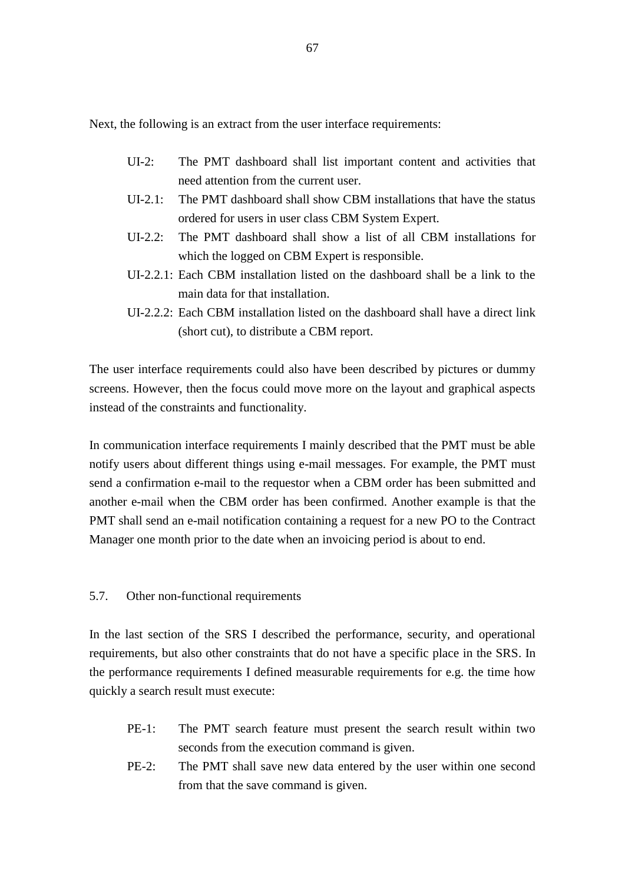Next, the following is an extract from the user interface requirements:

- UI-2: The PMT dashboard shall list important content and activities that need attention from the current user.
- UI-2.1: The PMT dashboard shall show CBM installations that have the status ordered for users in user class CBM System Expert.
- UI-2.2: The PMT dashboard shall show a list of all CBM installations for which the logged on CBM Expert is responsible.
- UI-2.2.1: Each CBM installation listed on the dashboard shall be a link to the main data for that installation.
- UI-2.2.2: Each CBM installation listed on the dashboard shall have a direct link (short cut), to distribute a CBM report.

The user interface requirements could also have been described by pictures or dummy screens. However, then the focus could move more on the layout and graphical aspects instead of the constraints and functionality.

In communication interface requirements I mainly described that the PMT must be able notify users about different things using e-mail messages. For example, the PMT must send a confirmation e-mail to the requestor when a CBM order has been submitted and another e-mail when the CBM order has been confirmed. Another example is that the PMT shall send an e-mail notification containing a request for a new PO to the Contract Manager one month prior to the date when an invoicing period is about to end.

## 5.7. Other non-functional requirements

In the last section of the SRS I described the performance, security, and operational requirements, but also other constraints that do not have a specific place in the SRS. In the performance requirements I defined measurable requirements for e.g. the time how quickly a search result must execute:

- PE-1: The PMT search feature must present the search result within two seconds from the execution command is given.
- PE-2: The PMT shall save new data entered by the user within one second from that the save command is given.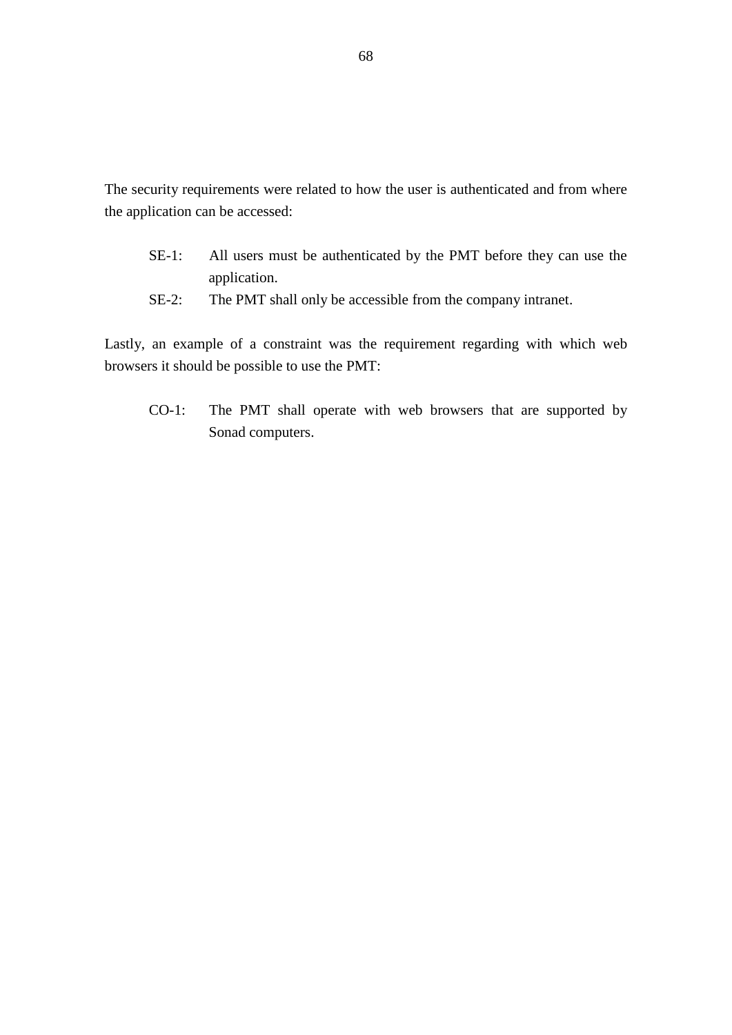The security requirements were related to how the user is authenticated and from where the application can be accessed:

SE-1: All users must be authenticated by the PMT before they can use the application.

SE-2: The PMT shall only be accessible from the company intranet.

Lastly, an example of a constraint was the requirement regarding with which web browsers it should be possible to use the PMT:

CO-1: The PMT shall operate with web browsers that are supported by Sonad computers.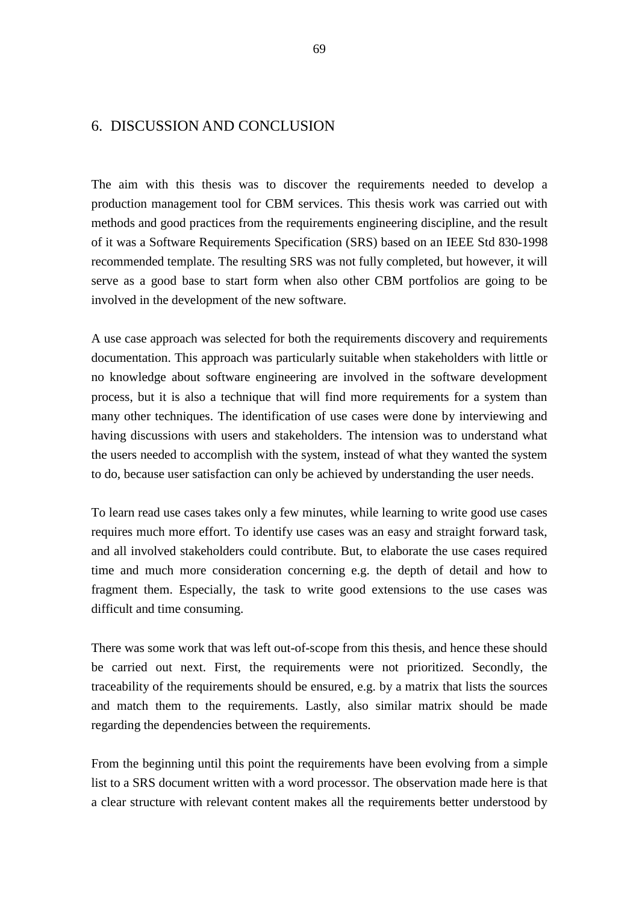# 6. DISCUSSION AND CONCLUSION

The aim with this thesis was to discover the requirements needed to develop a production management tool for CBM services. This thesis work was carried out with methods and good practices from the requirements engineering discipline, and the result of it was a Software Requirements Specification (SRS) based on an IEEE Std 830-1998 recommended template. The resulting SRS was not fully completed, but however, it will serve as a good base to start form when also other CBM portfolios are going to be involved in the development of the new software.

A use case approach was selected for both the requirements discovery and requirements documentation. This approach was particularly suitable when stakeholders with little or no knowledge about software engineering are involved in the software development process, but it is also a technique that will find more requirements for a system than many other techniques. The identification of use cases were done by interviewing and having discussions with users and stakeholders. The intension was to understand what the users needed to accomplish with the system, instead of what they wanted the system to do, because user satisfaction can only be achieved by understanding the user needs.

To learn read use cases takes only a few minutes, while learning to write good use cases requires much more effort. To identify use cases was an easy and straight forward task, and all involved stakeholders could contribute. But, to elaborate the use cases required time and much more consideration concerning e.g. the depth of detail and how to fragment them. Especially, the task to write good extensions to the use cases was difficult and time consuming.

There was some work that was left out-of-scope from this thesis, and hence these should be carried out next. First, the requirements were not prioritized. Secondly, the traceability of the requirements should be ensured, e.g. by a matrix that lists the sources and match them to the requirements. Lastly, also similar matrix should be made regarding the dependencies between the requirements.

From the beginning until this point the requirements have been evolving from a simple list to a SRS document written with a word processor. The observation made here is that a clear structure with relevant content makes all the requirements better understood by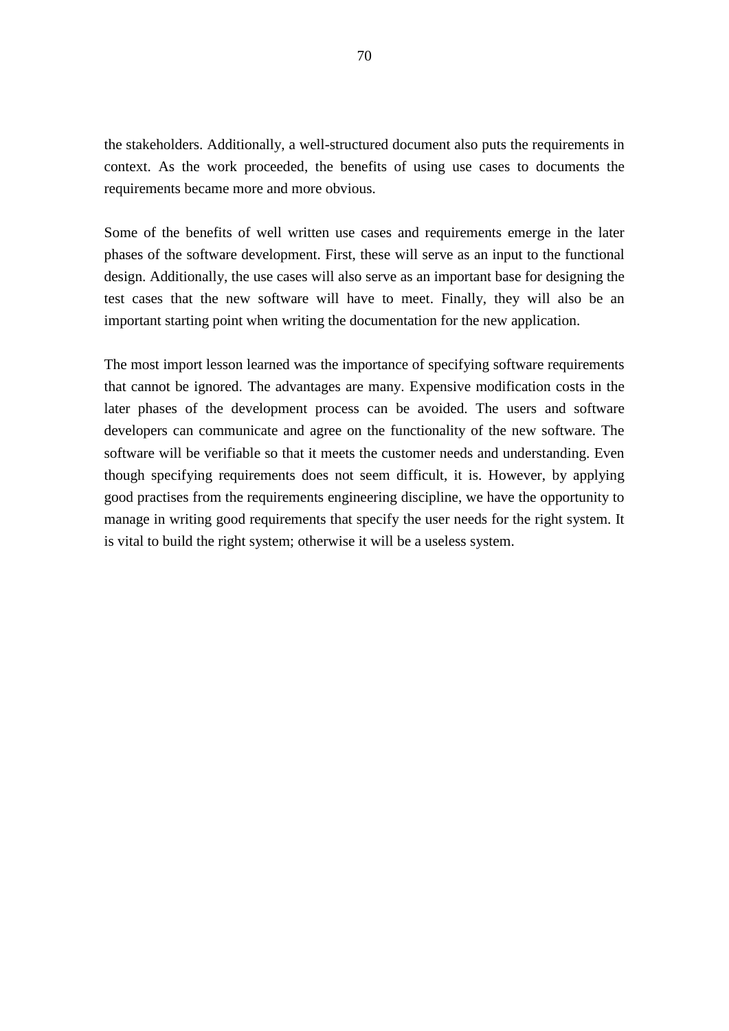the stakeholders. Additionally, a well-structured document also puts the requirements in context. As the work proceeded, the benefits of using use cases to documents the requirements became more and more obvious.

Some of the benefits of well written use cases and requirements emerge in the later phases of the software development. First, these will serve as an input to the functional design. Additionally, the use cases will also serve as an important base for designing the test cases that the new software will have to meet. Finally, they will also be an important starting point when writing the documentation for the new application.

The most import lesson learned was the importance of specifying software requirements that cannot be ignored. The advantages are many. Expensive modification costs in the later phases of the development process can be avoided. The users and software developers can communicate and agree on the functionality of the new software. The software will be verifiable so that it meets the customer needs and understanding. Even though specifying requirements does not seem difficult, it is. However, by applying good practises from the requirements engineering discipline, we have the opportunity to manage in writing good requirements that specify the user needs for the right system. It is vital to build the right system; otherwise it will be a useless system.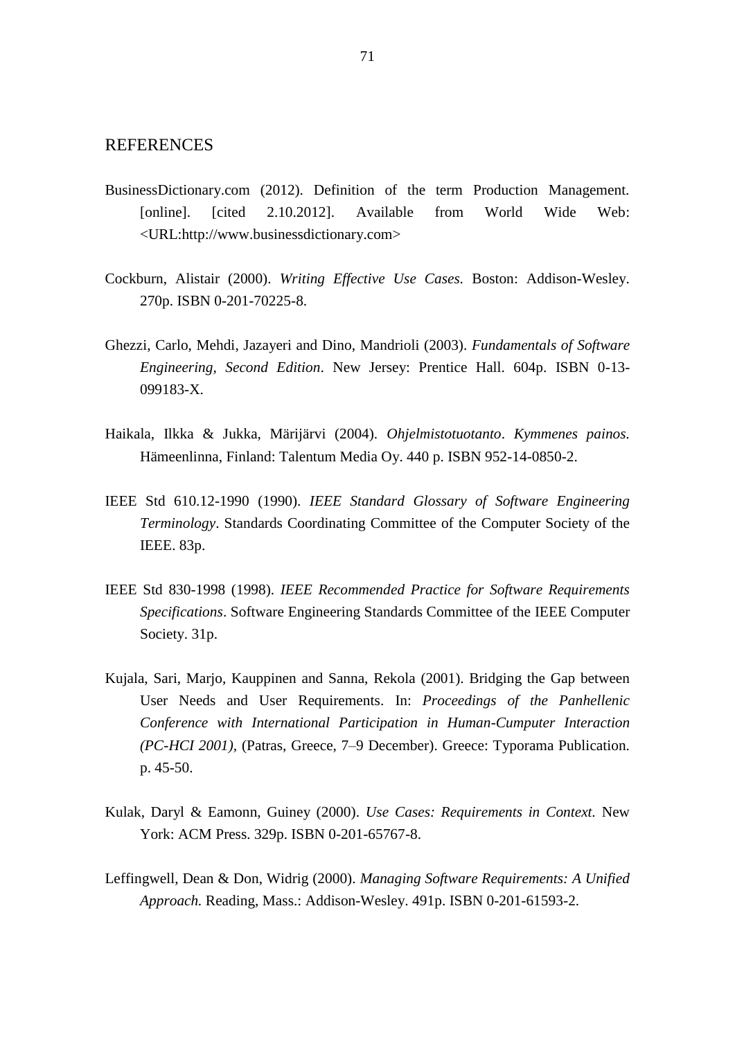## REFERENCES

BusinessDictionary.com (2012). Definition of the term Production Management. [online]. [cited 2.10.2012]. Available from World Wide Web: <URL:http://www.businessdictionary.com>

Cockburn, Alistair (2000). *Writing Effective Use Cases.* Boston: Addison-Wesley. 270p. ISBN 0-201-70225-8.

Ghezzi, Carlo, Mehdi, Jazayeri and Dino, Mandrioli (2003). *Fundamentals of Software Engineering, Second Edition*. New Jersey: Prentice Hall. 604p. ISBN 0-13-099183-X.

Haikala, Ilkka & Jukka, Märijärvi (2004). *Ohjelmistotuotanto*. *Kymmenes painos.* Hämeenlinna, Finland: Talentum Media Oy. 440 p. ISBN 952-14-0850-2.

IEEE Std 610.12-1990 (1990). *IEEE Standard Glossary of Software Engineering Terminology*. Standards Coordinating Committee of the Computer Society of the IEEE. 83p.

IEEE Std 830-1998 (1998). *IEEE Recommended Practice for Software Requirements Specifications*. Software Engineering Standards Committee of the IEEE Computer Society. 31p.

Kujala, Sari, Marjo, Kauppinen and Sanna, Rekola (2001). Bridging the Gap between User Needs and User Requirements. In: *Proceedings of the Panhellenic Conference with International Participation in Human-Cumputer Interaction (PC-HCI 2001),* (Patras, Greece, 7–9 December). Greece: Typorama Publication. p. 45-50.

Kulak, Daryl & Eamonn, Guiney (2000). *Use Cases: Requirements in Context.* New York: ACM Press. 329p. ISBN 0-201-65767-8.

Leffingwell, Dean & Don, Widrig (2000). *Managing Software Requirements: A Unified Approach.* Reading, Mass.: Addison-Wesley. 491p. ISBN 0-201-61593-2.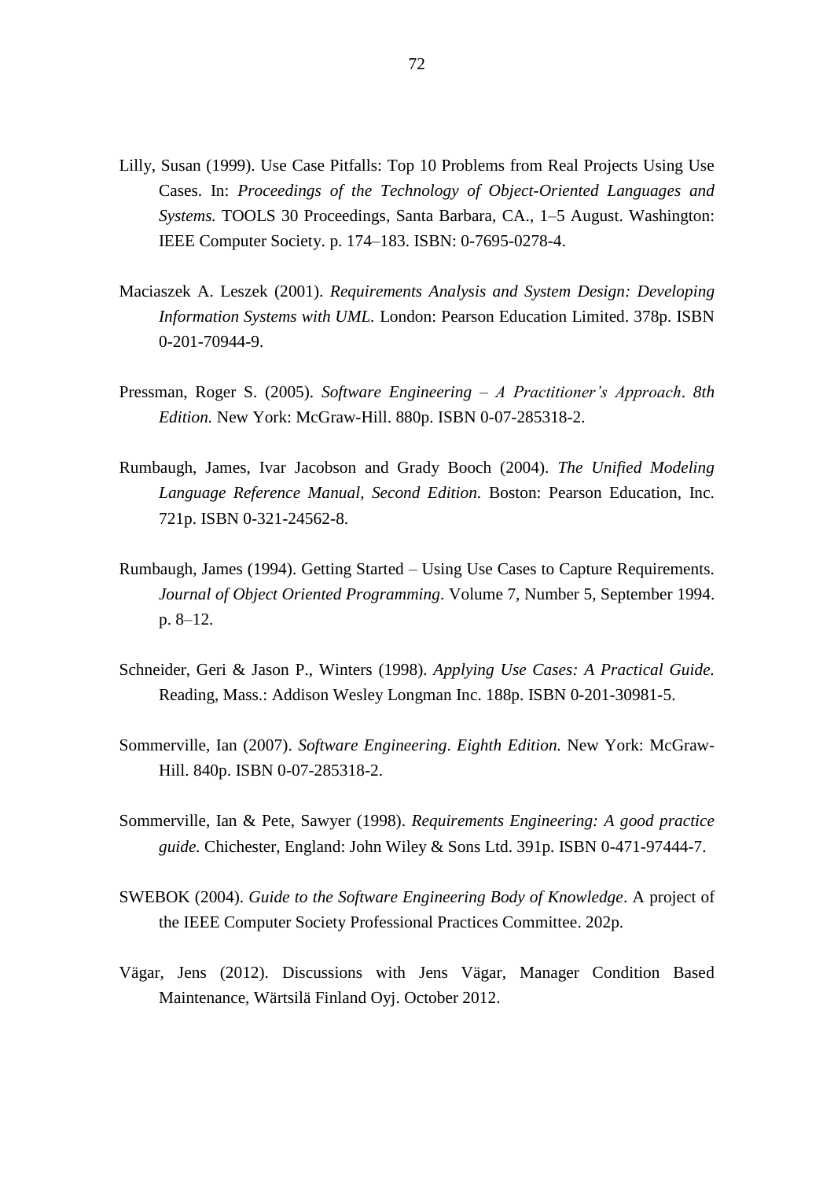Lilly, Susan (1999). Use Case Pitfalls: Top 10 Problems from Real Projects Using Use Cases. In: *Proceedings of the Technology of Object-Oriented Languages and Systems.* TOOLS 30 Proceedings, Santa Barbara, CA., 1–5 August. Washington: IEEE Computer Society. p. 174–183. ISBN: 0-7695-0278-4.

Maciaszek A. Leszek (2001). *Requirements Analysis and System Design: Developing Information Systems with UML.* London: Pearson Education Limited. 378p. ISBN 0-201-70944-9.

Pressman, Roger S. (2005). *Software Engineering – A Practitioner's Approach. 8th Edition.* New York: McGraw-Hill. 880p. ISBN 0-07-285318-2.

Rumbaugh, James, Ivar Jacobson and Grady Booch (2004). *The Unified Modeling Language Reference Manual, Second Edition.* Boston: Pearson Education, Inc. 721p. ISBN 0-321-24562-8.

Rumbaugh, James (1994). Getting Started – Using Use Cases to Capture Requirements. *Journal of Object Oriented Programming*. Volume 7, Number 5, September 1994. p. 8–12.

Schneider, Geri & Jason P., Winters (1998). *Applying Use Cases: A Practical Guide.* Reading, Mass.: Addison Wesley Longman Inc. 188p. ISBN 0-201-30981-5.

Sommerville, Ian (2007). *Software Engineering. Eighth Edition.* New York: McGraw-Hill. 840p. ISBN 0-07-285318-2.

Sommerville, Ian & Pete, Sawyer (1998). *Requirements Engineering: A good practice guide.* Chichester, England: John Wiley & Sons Ltd. 391p. ISBN 0-471-97444-7.

SWEBOK (2004). *Guide to the Software Engineering Body of Knowledge*. A project of the IEEE Computer Society Professional Practices Committee. 202p.

Vägar, Jens (2012). Discussions with Jens Vägar, Manager Condition Based Maintenance, Wärtsilä Finland Oyj. October 2012.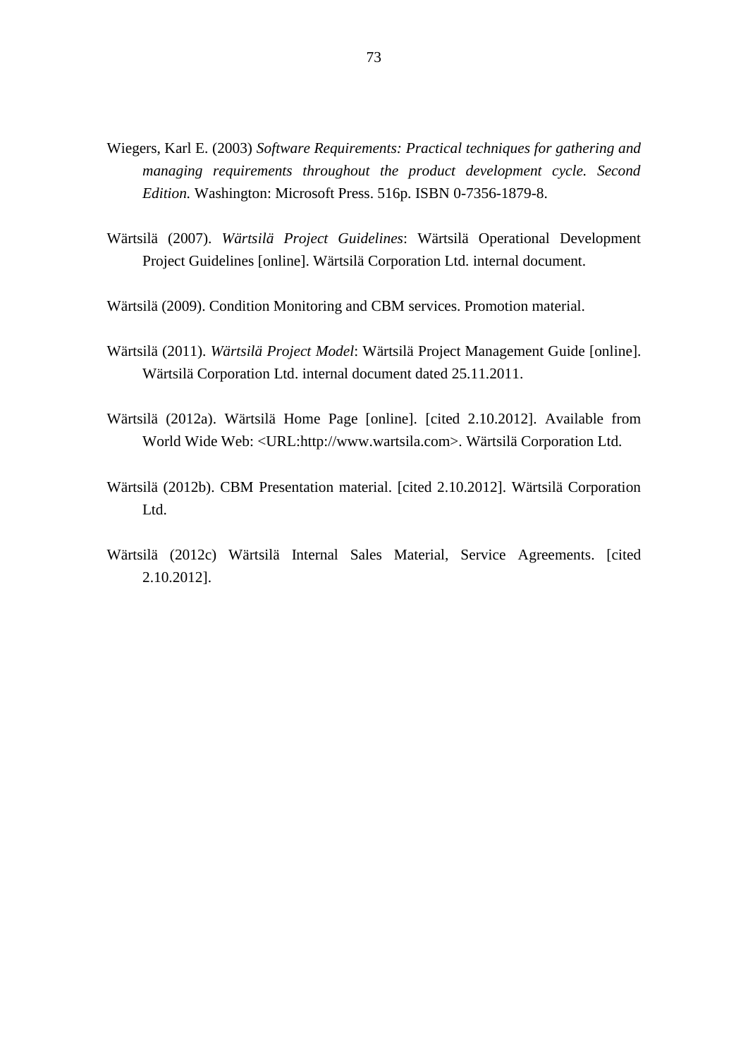Wiegers, Karl E. (2003) *Software Requirements: Practical techniques for gathering and managing requirements throughout the product development cycle. Second Edition.* Washington: Microsoft Press. 516p. ISBN 0-7356-1879-8.

Wärtsilä (2007). *Wärtsilä Project Guidelines*: Wärtsilä Operational Development Project Guidelines [online]. Wärtsilä Corporation Ltd. internal document.

Wärtsilä (2009). Condition Monitoring and CBM services. Promotion material.

Wärtsilä (2011). *Wärtsilä Project Model*: Wärtsilä Project Management Guide [online]. Wärtsilä Corporation Ltd. internal document dated 25.11.2011.

Wärtsilä (2012a). Wärtsilä Home Page [online]. [cited 2.10.2012]. Available from World Wide Web: <URL:http://www.wartsila.com>. Wärtsilä Corporation Ltd.

Wärtsilä (2012b). CBM Presentation material. [cited 2.10.2012]. Wärtsilä Corporation Ltd.

Wärtsilä (2012c) Wärtsilä Internal Sales Material, Service Agreements. [cited 2.10.2012].